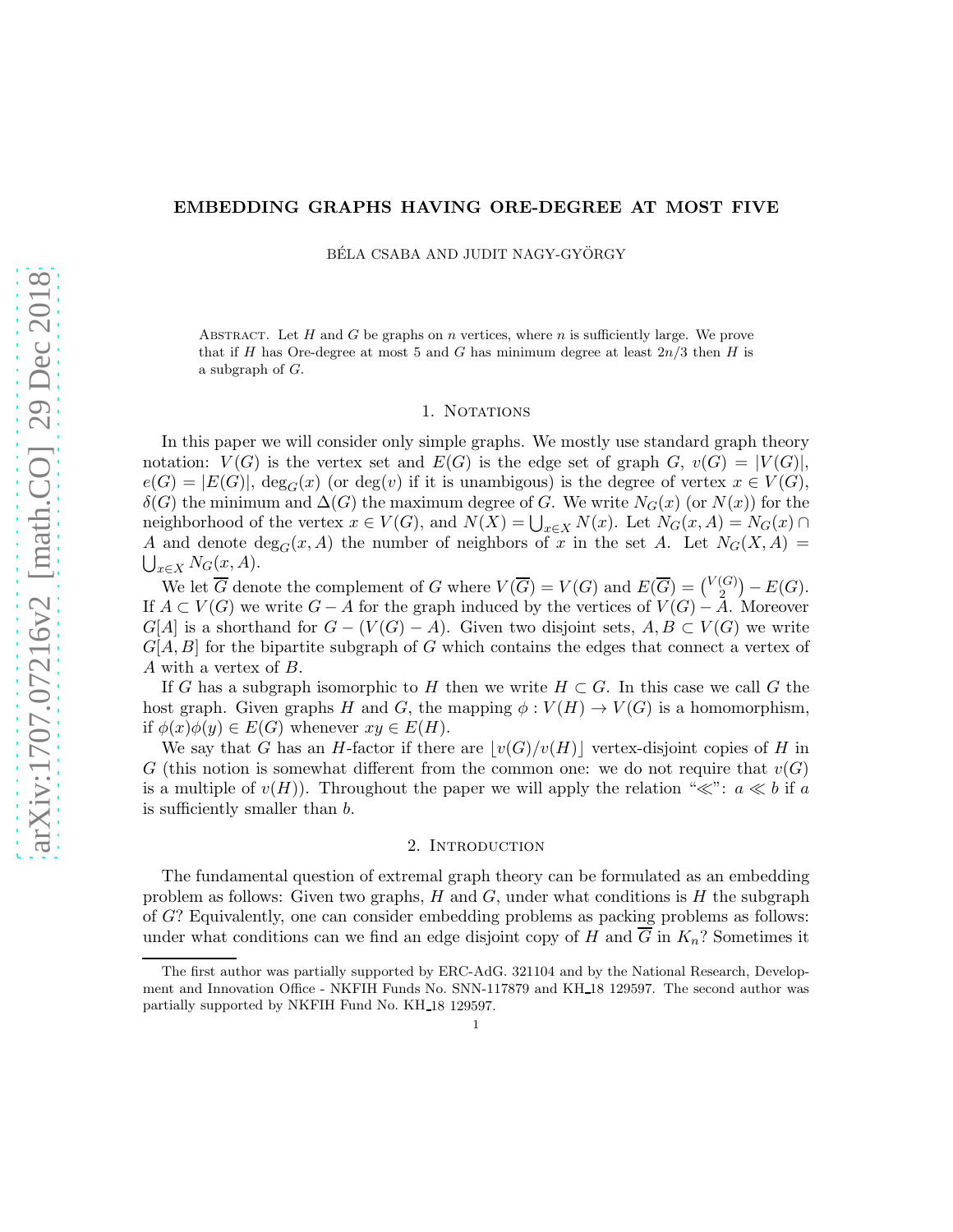# EMBEDDING GRAPHS HAVING ORE-DEGREE AT MOST FIVE

BÉLA CSABA AND JUDIT NAGY-GYÖRGY

ABSTRACT. Let $H$ and $G$ be graphs on $n$ vertices, where $n$ is sufficiently large. We prove that if $H$ has Ore-degree at most 5 and $G$ has minimum degree at least $2n/3$ then $H$ is a subgraph of $G$.

## 1. NOTATIONS

In this paper we will consider only simple graphs. We mostly use standard graph theory notation: $V(G)$ is the vertex set and $E(G)$ is the edge set of graph $G$, $v(G) = |V(G)|$, $e(G) = |E(G)|$, $\deg_G(x)$ (or $\deg(v)$ if it is unambigous) is the degree of vertex $x \in V(G)$, $\delta(G)$ the minimum and $\Delta(G)$ the maximum degree of $G$. We write $N_G(x)$ (or $N(x)$) for the neighborhood of the vertex $x \in V(G)$, and $N(X) = \bigcup_{x \in X} N(x)$. Let $N_G(x, A) = N_G(x) \cap A$ and denote $\deg_G(x, A)$ the number of neighbors of $x$ in the set $A$. Let $N_G(X, A) = \bigcup_{x \in X} N_G(x, A)$.

We let $\overline{G}$ denote the complement of $G$ where $V(\overline{G}) = V(G)$ and $E(\overline{G}) = \binom{V(G)}{2} - E(G)$. If $A \subset V(G)$ we write $G - A$ for the graph induced by the vertices of $V(G) - A$. Moreover $G[A]$ is a shorthand for $G - (V(G) - A)$. Given two disjoint sets, $A, B \subset V(G)$ we write $G[A, B]$ for the bipartite subgraph of $G$ which contains the edges that connect a vertex of $A$ with a vertex of $B$.

If $G$ has a subgraph isomorphic to $H$ then we write $H \subset G$. In this case we call $G$ the host graph. Given graphs $H$ and $G$, the mapping $\phi : V(H) \to V(G)$ is a homomorphism, if $\phi(x)\phi(y) \in E(G)$ whenever $xy \in E(H)$.

We say that $G$ has an $H$-factor if there are $\lfloor v(G)/v(H) \rfloor$ vertex-disjoint copies of $H$ in $G$ (this notion is somewhat different from the common one: we do not require that $v(G)$ is a multiple of $v(H)$). Throughout the paper we will apply the relation "$\ll$": $a \ll b$ if $a$ is sufficiently smaller than $b$.

## 2. INTRODUCTION

The fundamental question of extremal graph theory can be formulated as an embedding problem as follows: Given two graphs, $H$ and $G$, under what conditions is $H$ the subgraph of $G$? Equivalently, one can consider embedding problems as packing problems as follows: under what conditions can we find an edge disjoint copy of $H$ and $\overline{G}$ in $K_n$? Sometimes it

---

The first author was partially supported by ERC-AdG. 321104 and by the National Research, Development and Innovation Office - NKFIH Funds No. SNN-117879 and KH_18 129597. The second author was partially supported by NKFIH Fund No. KH_18 129597.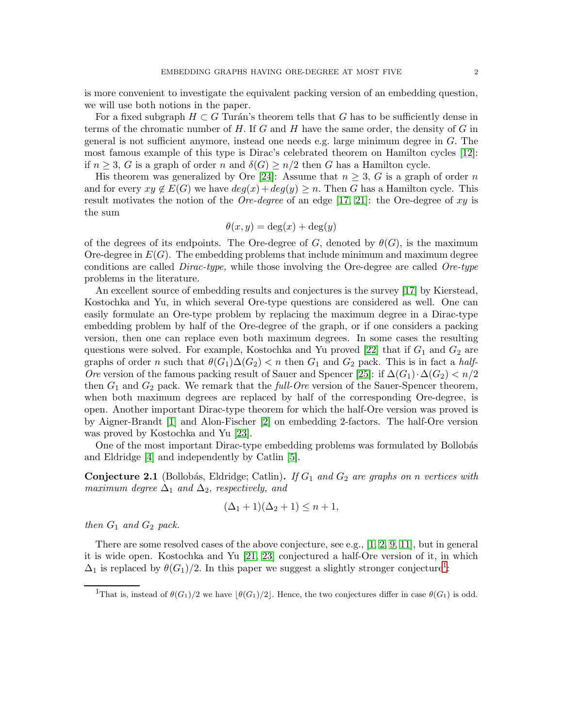is more convenient to investigate the equivalent packing version of an embedding question, we will use both notions in the paper.

For a fixed subgraph $H \subset G$ Turán's theorem tells that $G$ has to be sufficiently dense in terms of the chromatic number of $H$. If $G$ and $H$ have the same order, the density of $G$ in general is not sufficient anymore, instead one needs e.g. large minimum degree in $G$. The most famous example of this type is Dirac's celebrated theorem on Hamilton cycles [12]: if $n \geq 3$, $G$ is a graph of order $n$ and $\delta(G) \geq n/2$ then $G$ has a Hamilton cycle.

His theorem was generalized by Ore [24]: Assume that $n \geq 3$, $G$ is a graph of order $n$ and for every $xy \notin E(G)$ we have $deg(x) + deg(y) \geq n$. Then $G$ has a Hamilton cycle. This result motivates the notion of the *Ore-degree* of an edge [17, 21]: the Ore-degree of $xy$ is the sum

$$\theta(x, y) = \deg(x) + \deg(y)$$

of the degrees of its endpoints. The Ore-degree of $G$, denoted by $\theta(G)$, is the maximum Ore-degree in $E(G)$. The embedding problems that include minimum and maximum degree conditions are called *Dirac-type,* while those involving the Ore-degree are called *Ore-type* problems in the literature.

An excellent source of embedding results and conjectures is the survey [17] by Kierstead, Kostochka and Yu, in which several Ore-type questions are considered as well. One can easily formulate an Ore-type problem by replacing the maximum degree in a Dirac-type embedding problem by half of the Ore-degree of the graph, or if one considers a packing version, then one can replace even both maximum degrees. In some cases the resulting questions were solved. For example, Kostochka and Yu proved [22] that if $G_1$ and $G_2$ are graphs of order $n$ such that $\theta(G_1)\Delta(G_2) < n$ then $G_1$ and $G_2$ pack. This is in fact a *half-Ore* version of the famous packing result of Sauer and Spencer [25]: if $\Delta(G_1) \cdot \Delta(G_2) < n/2$ then $G_1$ and $G_2$ pack. We remark that the *full-Ore* version of the Sauer-Spencer theorem, when both maximum degrees are replaced by half of the corresponding Ore-degree, is open. Another important Dirac-type theorem for which the half-Ore version was proved is by Aigner-Brandt [1] and Alon-Fischer [2] on embedding 2-factors. The half-Ore version was proved by Kostochka and Yu [23].

One of the most important Dirac-type embedding problems was formulated by Bollobás and Eldridge [4] and independently by Catlin [5].

**Conjecture 2.1** (Bollobás, Eldridge; Catlin)**.** *If $G_1$ and $G_2$ are graphs on $n$ vertices with maximum degree $\Delta_1$ and $\Delta_2$, respectively, and*

$$(\Delta_1 + 1)(\Delta_2 + 1) \leq n + 1,$$

*then $G_1$ and $G_2$ pack.*

There are some resolved cases of the above conjecture, see e.g., [1, 2, 9, 11], but in general it is wide open. Kostochka and Yu [21, 23] conjectured a half-Ore version of it, in which $\Delta_1$ is replaced by $\theta(G_1)/2$. In this paper we suggest a slightly stronger conjecture[1]:

[1] That is, instead of $\theta(G_1)/2$ we have $\lfloor \theta(G_1)/2 \rfloor$. Hence, the two conjectures differ in case $\theta(G_1)$ is odd.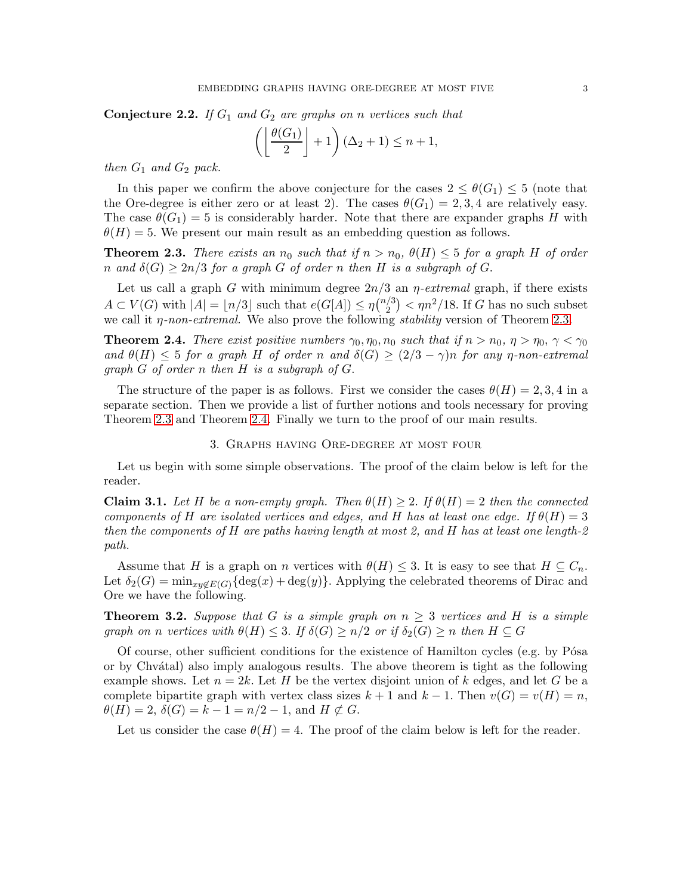**Conjecture 2.2.** *If $G_1$ and $G_2$ are graphs on $n$ vertices such that*

$$\left(\left\lfloor \frac{\theta(G_1)}{2} \right\rfloor + 1\right)(\Delta_2 + 1) \le n + 1,$$

*then $G_1$ and $G_2$ pack.*

In this paper we confirm the above conjecture for the cases $2 \le \theta(G_1) \le 5$ (note that the Ore-degree is either zero or at least 2). The cases $\theta(G_1) = 2, 3, 4$ are relatively easy. The case $\theta(G_1) = 5$ is considerably harder. Note that there are expander graphs $H$ with $\theta(H) = 5$. We present our main result as an embedding question as follows.

**Theorem 2.3.** *There exists an $n_0$ such that if $n > n_0$, $\theta(H) \le 5$ for a graph $H$ of order $n$ and $\delta(G) \ge 2n/3$ for a graph $G$ of order $n$ then $H$ is a subgraph of $G$.*

Let us call a graph $G$ with minimum degree $2n/3$ an *$\eta$-extremal* graph, if there exists $A \subset V(G)$ with $|A| = \lfloor n/3 \rfloor$ such that $e(G[A]) \le \eta\binom{n/3}{2} < \eta n^2/18$. If $G$ has no such subset we call it *$\eta$-non-extremal*. We also prove the following *stability* version of Theorem 2.3.

**Theorem 2.4.** *There exist positive numbers $\gamma_0, \eta_0, n_0$ such that if $n > n_0$, $\eta > \eta_0$, $\gamma < \gamma_0$ and $\theta(H) \le 5$ for a graph $H$ of order $n$ and $\delta(G) \ge (2/3 - \gamma)n$ for any $\eta$-non-extremal graph $G$ of order $n$ then $H$ is a subgraph of $G$.*

The structure of the paper is as follows. First we consider the cases $\theta(H) = 2, 3, 4$ in a separate section. Then we provide a list of further notions and tools necessary for proving Theorem 2.3 and Theorem 2.4. Finally we turn to the proof of our main results.

## 3. Graphs having Ore-degree at most four

Let us begin with some simple observations. The proof of the claim below is left for the reader.

**Claim 3.1.** *Let $H$ be a non-empty graph. Then $\theta(H) \ge 2$. If $\theta(H) = 2$ then the connected components of $H$ are isolated vertices and edges, and $H$ has at least one edge. If $\theta(H) = 3$ then the components of $H$ are paths having length at most 2, and $H$ has at least one length-2 path.*

Assume that $H$ is a graph on $n$ vertices with $\theta(H) \le 3$. It is easy to see that $H \subseteq C_n$. Let $\delta_2(G) = \min_{xy \notin E(G)}\{\deg(x) + \deg(y)\}$. Applying the celebrated theorems of Dirac and Ore we have the following.

**Theorem 3.2.** *Suppose that $G$ is a simple graph on $n \ge 3$ vertices and $H$ is a simple graph on $n$ vertices with $\theta(H) \le 3$. If $\delta(G) \ge n/2$ or if $\delta_2(G) \ge n$ then $H \subseteq G$*

Of course, other sufficient conditions for the existence of Hamilton cycles (e.g. by Pósa or by Chvátal) also imply analogous results. The above theorem is tight as the following example shows. Let $n = 2k$. Let $H$ be the vertex disjoint union of $k$ edges, and let $G$ be a complete bipartite graph with vertex class sizes $k + 1$ and $k - 1$. Then $v(G) = v(H) = n$, $\theta(H) = 2$, $\delta(G) = k - 1 = n/2 - 1$, and $H \not\subseteq G$.

Let us consider the case $\theta(H) = 4$. The proof of the claim below is left for the reader.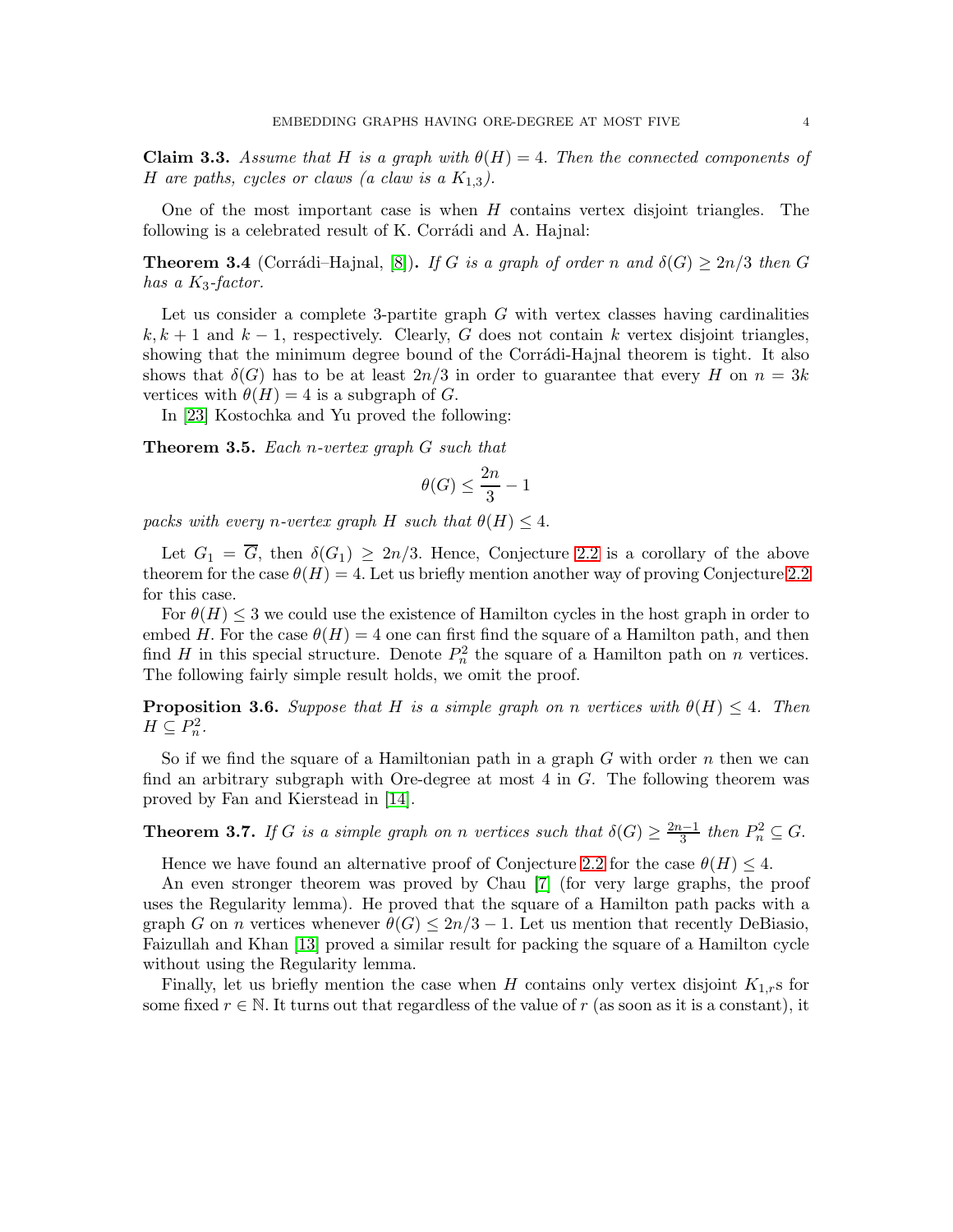**Claim 3.3.** *Assume that $H$ is a graph with $\theta(H) = 4$. Then the connected components of $H$ are paths, cycles or claws (a claw is a $K_{1,3}$).*

One of the most important case is when $H$ contains vertex disjoint triangles. The following is a celebrated result of K. Corrádi and A. Hajnal:

**Theorem 3.4** (Corrádi–Hajnal, [8])**.** *If $G$ is a graph of order $n$ and $\delta(G) \geq 2n/3$ then $G$ has a $K_3$-factor.*

Let us consider a complete 3-partite graph $G$ with vertex classes having cardinalities $k, k+1$ and $k-1$, respectively. Clearly, $G$ does not contain $k$ vertex disjoint triangles, showing that the minimum degree bound of the Corrádi-Hajnal theorem is tight. It also shows that $\delta(G)$ has to be at least $2n/3$ in order to guarantee that every $H$ on $n = 3k$ vertices with $\theta(H) = 4$ is a subgraph of $G$.

In [23] Kostochka and Yu proved the following:

**Theorem 3.5.** *Each $n$-vertex graph $G$ such that*

$$\theta(G) \leq \frac{2n}{3} - 1$$

*packs with every $n$-vertex graph $H$ such that $\theta(H) \leq 4$.*

Let $G_1 = \overline{G}$, then $\delta(G_1) \geq 2n/3$. Hence, Conjecture 2.2 is a corollary of the above theorem for the case $\theta(H) = 4$. Let us briefly mention another way of proving Conjecture 2.2 for this case.

For $\theta(H) \leq 3$ we could use the existence of Hamilton cycles in the host graph in order to embed $H$. For the case $\theta(H) = 4$ one can first find the square of a Hamilton path, and then find $H$ in this special structure. Denote $P_n^2$ the square of a Hamilton path on $n$ vertices. The following fairly simple result holds, we omit the proof.

**Proposition 3.6.** *Suppose that $H$ is a simple graph on $n$ vertices with $\theta(H) \leq 4$. Then $H \subseteq P_n^2$.*

So if we find the square of a Hamiltonian path in a graph $G$ with order $n$ then we can find an arbitrary subgraph with Ore-degree at most 4 in $G$. The following theorem was proved by Fan and Kierstead in [14].

**Theorem 3.7.** *If $G$ is a simple graph on $n$ vertices such that $\delta(G) \geq \frac{2n-1}{3}$ then $P_n^2 \subseteq G$.*

Hence we have found an alternative proof of Conjecture 2.2 for the case $\theta(H) \leq 4$.

An even stronger theorem was proved by Chau [7] (for very large graphs, the proof uses the Regularity lemma). He proved that the square of a Hamilton path packs with a graph $G$ on $n$ vertices whenever $\theta(G) \leq 2n/3 - 1$. Let us mention that recently DeBiasio, Faizullah and Khan [13] proved a similar result for packing the square of a Hamilton cycle without using the Regularity lemma.

Finally, let us briefly mention the case when $H$ contains only vertex disjoint $K_{1,r}$s for some fixed $r \in \mathbb{N}$. It turns out that regardless of the value of $r$ (as soon as it is a constant), it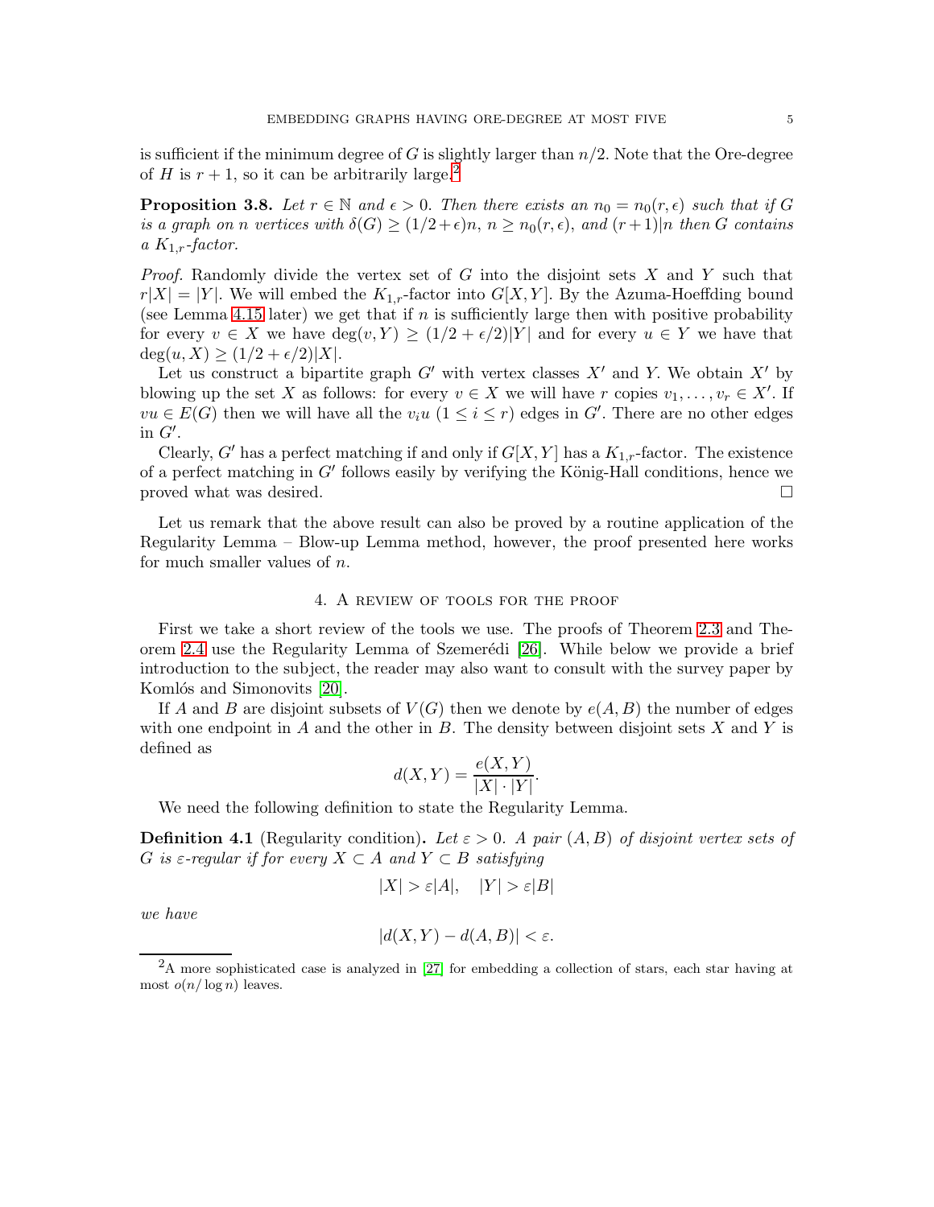is sufficient if the minimum degree of $G$ is slightly larger than $n/2$. Note that the Ore-degree of $H$ is $r+1$, so it can be arbitrarily large.[2]

**Proposition 3.8.** *Let $r \in \mathbb{N}$ and $\epsilon > 0$. Then there exists an $n_0 = n_0(r, \epsilon)$ such that if $G$ is a graph on $n$ vertices with $\delta(G) \geq (1/2+\epsilon)n$, $n \geq n_0(r, \epsilon)$, and $(r+1)|n$ then $G$ contains a $K_{1,r}$-factor.*

*Proof.* Randomly divide the vertex set of $G$ into the disjoint sets $X$ and $Y$ such that $r|X| = |Y|$. We will embed the $K_{1,r}$-factor into $G[X, Y]$. By the Azuma-Hoeffding bound (see Lemma 4.15 later) we get that if $n$ is sufficiently large then with positive probability for every $v \in X$ we have $\deg(v, Y) \geq (1/2 + \epsilon/2)|Y|$ and for every $u \in Y$ we have that $\deg(u, X) \geq (1/2 + \epsilon/2)|X|$.

Let us construct a bipartite graph $G'$ with vertex classes $X'$ and $Y$. We obtain $X'$ by blowing up the set $X$ as follows: for every $v \in X$ we will have $r$ copies $v_1, \dots, v_r \in X'$. If $vu \in E(G)$ then we will have all the $v_i u$ $(1 \leq i \leq r)$ edges in $G'$. There are no other edges in $G'$.

Clearly, $G'$ has a perfect matching if and only if $G[X, Y]$ has a $K_{1,r}$-factor. The existence of a perfect matching in $G'$ follows easily by verifying the König-Hall conditions, hence we proved what was desired. $\square$

Let us remark that the above result can also be proved by a routine application of the Regularity Lemma – Blow-up Lemma method, however, the proof presented here works for much smaller values of $n$.

## 4. A review of tools for the proof

First we take a short review of the tools we use. The proofs of Theorem 2.3 and Theorem 2.4 use the Regularity Lemma of Szemerédi [26]. While below we provide a brief introduction to the subject, the reader may also want to consult with the survey paper by Komlós and Simonovits [20].

If $A$ and $B$ are disjoint subsets of $V(G)$ then we denote by $e(A, B)$ the number of edges with one endpoint in $A$ and the other in $B$. The density between disjoint sets $X$ and $Y$ is defined as

$$d(X, Y) = \frac{e(X, Y)}{|X| \cdot |Y|}.$$

We need the following definition to state the Regularity Lemma.

**Definition 4.1** (Regularity condition)**.** *Let $\varepsilon > 0$. A pair $(A, B)$ of disjoint vertex sets of $G$ is $\varepsilon$-regular if for every $X \subset A$ and $Y \subset B$ satisfying*

$$|X| > \varepsilon|A|, \quad |Y| > \varepsilon|B|$$

*we have*

$$|d(X, Y) - d(A, B)| < \varepsilon.$$

[2] A more sophisticated case is analyzed in [27] for embedding a collection of stars, each star having at most $o(n/\log n)$ leaves.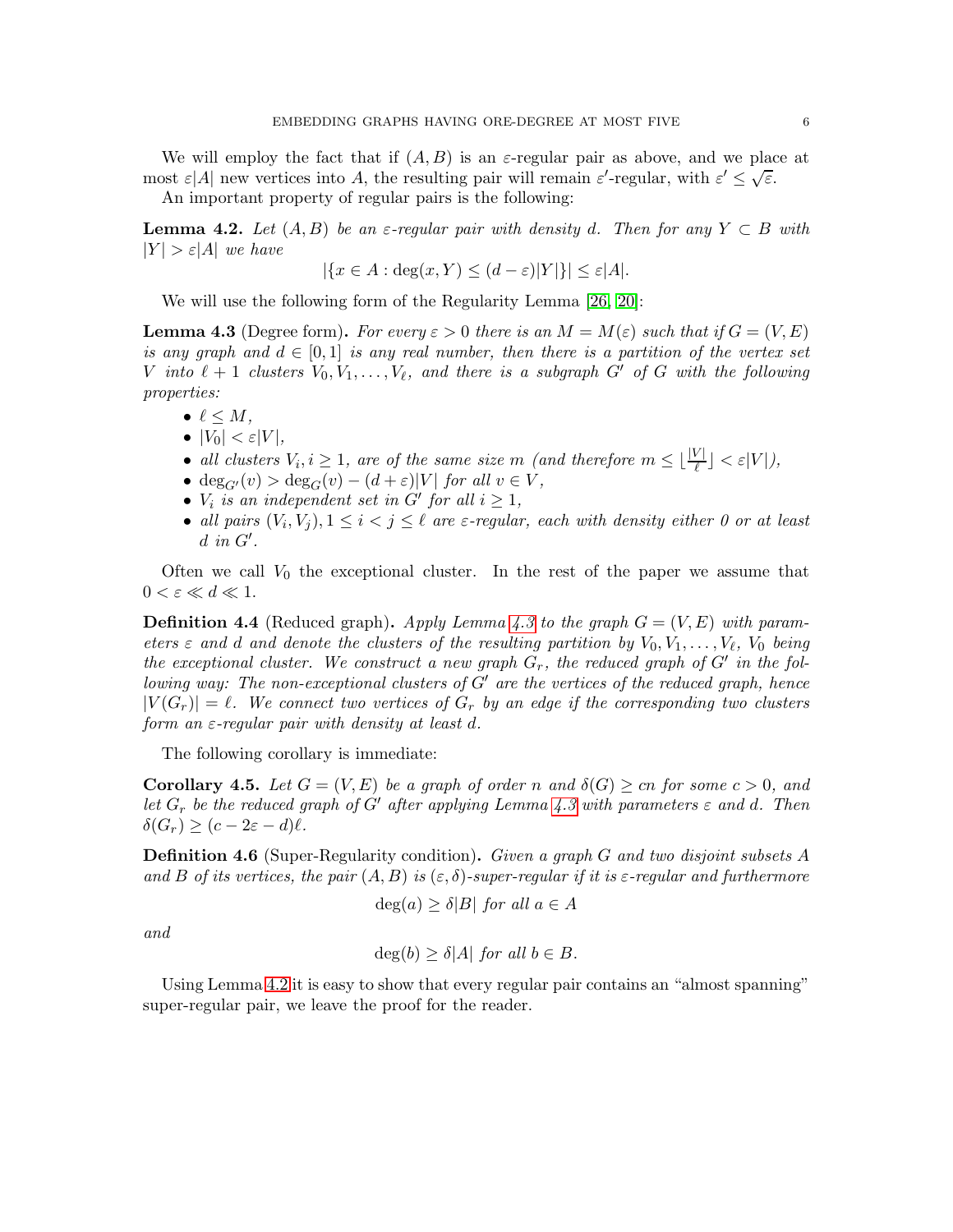We will employ the fact that if $(A, B)$ is an $\varepsilon$-regular pair as above, and we place at most $\varepsilon|A|$ new vertices into $A$, the resulting pair will remain $\varepsilon'$-regular, with $\varepsilon' \leq \sqrt{\varepsilon}$.

An important property of regular pairs is the following:

**Lemma 4.2.** *Let $(A, B)$ be an $\varepsilon$-regular pair with density $d$. Then for any $Y \subset B$ with $|Y| > \varepsilon|A|$ we have*

$$|\{x \in A : \deg(x, Y) \leq (d - \varepsilon)|Y|\}| \leq \varepsilon|A|.$$

We will use the following form of the Regularity Lemma [26, 20]:

**Lemma 4.3** (Degree form)**.** *For every $\varepsilon > 0$ there is an $M = M(\varepsilon)$ such that if $G = (V, E)$ is any graph and $d \in [0, 1]$ is any real number, then there is a partition of the vertex set $V$ into $\ell + 1$ clusters $V_0, V_1, \dots, V_\ell$, and there is a subgraph $G'$ of $G$ with the following properties:*

- *$\ell \leq M$,*
- *$|V_0| < \varepsilon|V|$,*
- *all clusters $V_i, i \geq 1$, are of the same size $m$ (and therefore $m \leq \lfloor \frac{|V|}{\ell} \rfloor < \varepsilon|V|$),*
- *$\deg_{G'}(v) > \deg_G(v) - (d + \varepsilon)|V|$ for all $v \in V$,*
- *$V_i$ is an independent set in $G'$ for all $i \geq 1$,*
- *all pairs $(V_i, V_j), 1 \leq i < j \leq \ell$ are $\varepsilon$-regular, each with density either 0 or at least $d$ in $G'$.*

Often we call $V_0$ the exceptional cluster. In the rest of the paper we assume that $0 < \varepsilon \ll d \ll 1$.

**Definition 4.4** (Reduced graph)**.** *Apply Lemma 4.3 to the graph $G = (V, E)$ with parameters $\varepsilon$ and $d$ and denote the clusters of the resulting partition by $V_0, V_1, \dots, V_\ell$, $V_0$ being the exceptional cluster. We construct a new graph $G_r$, the reduced graph of $G'$ in the following way: The non-exceptional clusters of $G'$ are the vertices of the reduced graph, hence $|V(G_r)| = \ell$. We connect two vertices of $G_r$ by an edge if the corresponding two clusters form an $\varepsilon$-regular pair with density at least $d$.*

The following corollary is immediate:

**Corollary 4.5.** *Let $G = (V, E)$ be a graph of order $n$ and $\delta(G) \geq cn$ for some $c > 0$, and let $G_r$ be the reduced graph of $G'$ after applying Lemma 4.3 with parameters $\varepsilon$ and $d$. Then $\delta(G_r) \geq (c - 2\varepsilon - d)\ell$.*

**Definition 4.6** (Super-Regularity condition)**.** *Given a graph $G$ and two disjoint subsets $A$ and $B$ of its vertices, the pair $(A, B)$ is $(\varepsilon, \delta)$-super-regular if it is $\varepsilon$-regular and furthermore*

$$\deg(a) \geq \delta|B| \text{ for all } a \in A$$

*and*

$$\deg(b) \geq \delta|A| \text{ for all } b \in B.$$

Using Lemma 4.2 it is easy to show that every regular pair contains an "almost spanning" super-regular pair, we leave the proof for the reader.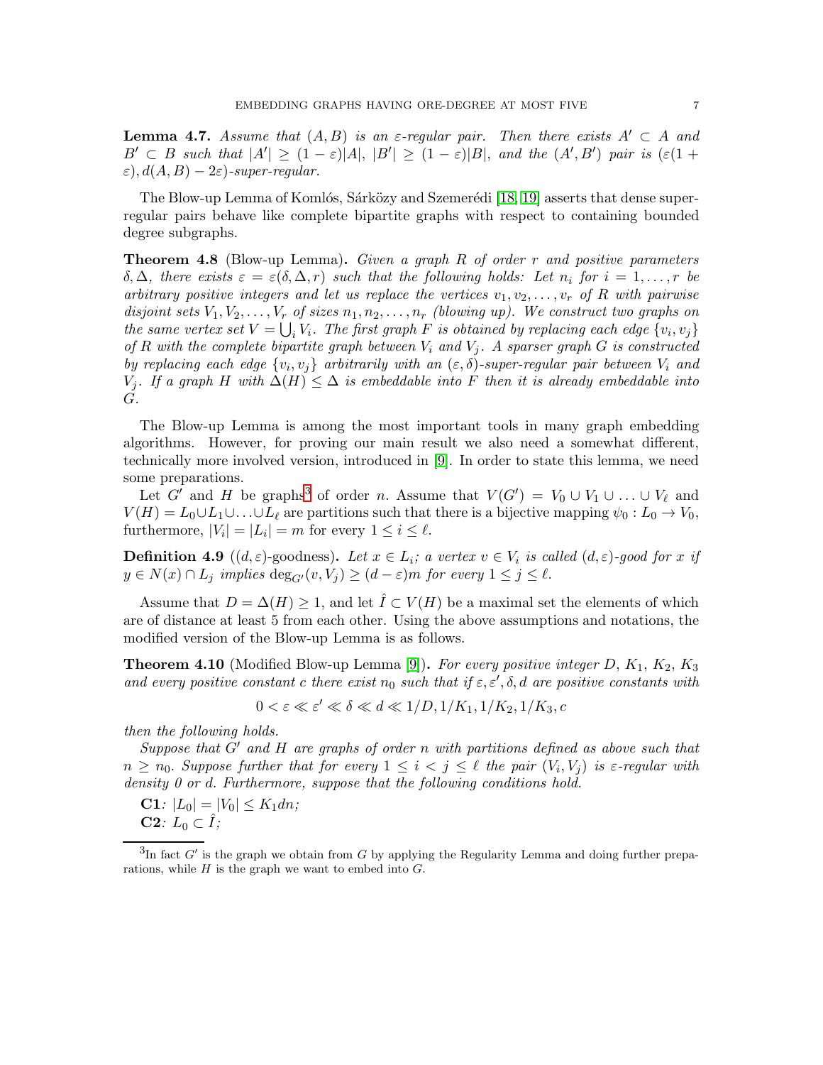**Lemma 4.7.** *Assume that $(A, B)$ is an $\varepsilon$-regular pair. Then there exists $A' \subset A$ and $B' \subset B$ such that $|A'| \geq (1-\varepsilon)|A|$, $|B'| \geq (1-\varepsilon)|B|$, and the $(A', B')$ pair is $(\varepsilon(1+\varepsilon), d(A,B) - 2\varepsilon)$-super-regular.*

The Blow-up Lemma of Komlós, Sárközy and Szemerédi [18, 19] asserts that dense super-regular pairs behave like complete bipartite graphs with respect to containing bounded degree subgraphs.

**Theorem 4.8** (Blow-up Lemma)**.** *Given a graph $R$ of order $r$ and positive parameters $\delta, \Delta$, there exists $\varepsilon = \varepsilon(\delta, \Delta, r)$ such that the following holds: Let $n_i$ for $i = 1, \dots, r$ be arbitrary positive integers and let us replace the vertices $v_1, v_2, \dots, v_r$ of $R$ with pairwise disjoint sets $V_1, V_2, \dots, V_r$ of sizes $n_1, n_2, \dots, n_r$ (blowing up). We construct two graphs on the same vertex set $V = \bigcup_i V_i$. The first graph $F$ is obtained by replacing each edge $\{v_i, v_j\}$ of $R$ with the complete bipartite graph between $V_i$ and $V_j$. A sparser graph $G$ is constructed by replacing each edge $\{v_i, v_j\}$ arbitrarily with an $(\varepsilon, \delta)$-super-regular pair between $V_i$ and $V_j$. If a graph $H$ with $\Delta(H) \leq \Delta$ is embeddable into $F$ then it is already embeddable into $G$.*

The Blow-up Lemma is among the most important tools in many graph embedding algorithms. However, for proving our main result we also need a somewhat different, technically more involved version, introduced in [9]. In order to state this lemma, we need some preparations.

Let $G'$ and $H$ be graphs[3] of order $n$. Assume that $V(G') = V_0 \cup V_1 \cup \ldots \cup V_\ell$ and $V(H) = L_0 \cup L_1 \cup \ldots \cup L_\ell$ are partitions such that there is a bijective mapping $\psi_0 : L_0 \to V_0$, furthermore, $|V_i| = |L_i| = m$ for every $1 \leq i \leq \ell$.

**Definition 4.9** ($(d, \varepsilon)$-goodness)**.** *Let $x \in L_i$; a vertex $v \in V_i$ is called $(d, \varepsilon)$-good for $x$ if $y \in N(x) \cap L_j$ implies $\deg_{G'}(v, V_j) \geq (d - \varepsilon)m$ for every $1 \leq j \leq \ell$.*

Assume that $D = \Delta(H) \geq 1$, and let $\hat{I} \subset V(H)$ be a maximal set the elements of which are of distance at least 5 from each other. Using the above assumptions and notations, the modified version of the Blow-up Lemma is as follows.

**Theorem 4.10** (Modified Blow-up Lemma [9])**.** *For every positive integer $D$, $K_1$, $K_2$, $K_3$ and every positive constant $c$ there exist $n_0$ such that if $\varepsilon, \varepsilon', \delta, d$ are positive constants with*

$$0 < \varepsilon \ll \varepsilon' \ll \delta \ll d \ll 1/D, 1/K_1, 1/K_2, 1/K_3, c$$

*then the following holds.*

*Suppose that $G'$ and $H$ are graphs of order $n$ with partitions defined as above such that $n \geq n_0$. Suppose further that for every $1 \leq i < j \leq \ell$ the pair $(V_i, V_j)$ is $\varepsilon$-regular with density 0 or $d$. Furthermore, suppose that the following conditions hold.*

**C1***: $|L_0| = |V_0| \leq K_1 dn$;*
**C2***: $L_0 \subset \hat{I}$;*

[3] In fact $G'$ is the graph we obtain from $G$ by applying the Regularity Lemma and doing further preparations, while $H$ is the graph we want to embed into $G$.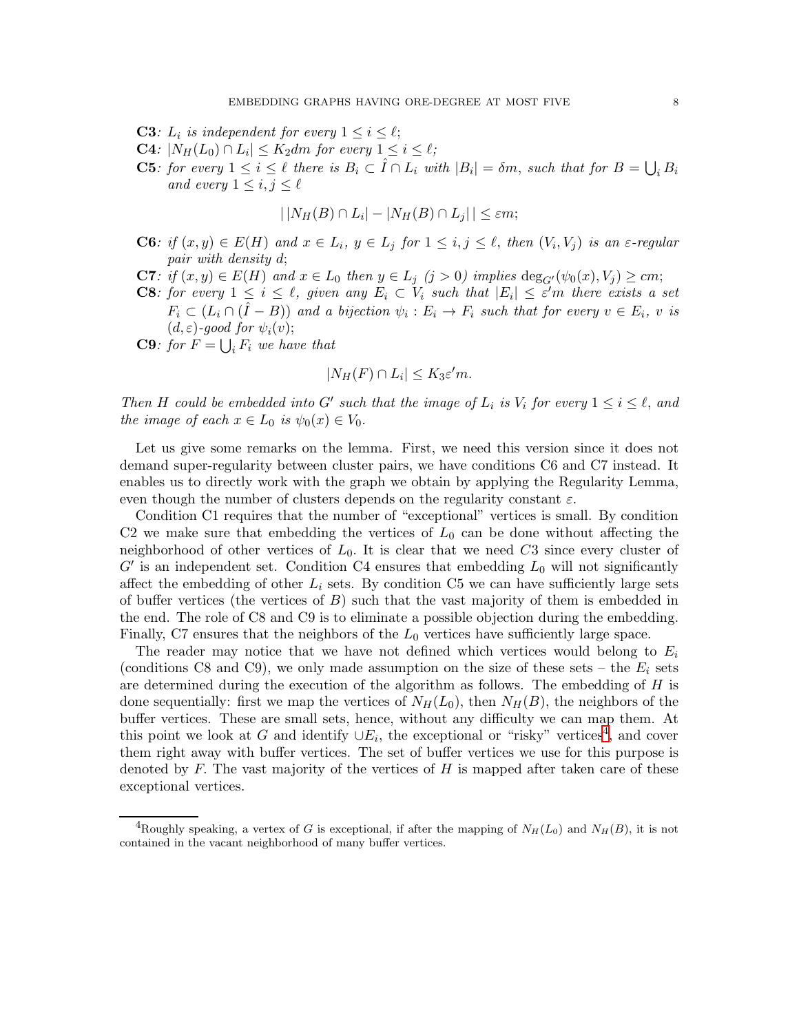**C3**: *$L_i$ is independent for every $1 \le i \le \ell$;*

**C4**: *$|N_H(L_0) \cap L_i| \le K_2 dm$ for every $1 \le i \le \ell$;*

**C5**: *for every $1 \le i \le \ell$ there is $B_i \subset \hat{I} \cap L_i$ with $|B_i| = \delta m$, such that for $B = \bigcup_i B_i$ and every $1 \le i, j \le \ell$*

$$|\,|N_H(B) \cap L_i| - |N_H(B) \cap L_j|\,| \le \varepsilon m;$$

**C6**: *if $(x, y) \in E(H)$ and $x \in L_i$, $y \in L_j$ for $1 \le i, j \le \ell$, then $(V_i, V_j)$ is an $\varepsilon$-regular pair with density $d$;*

**C7**: *if $(x, y) \in E(H)$ and $x \in L_0$ then $y \in L_j$ $(j > 0)$ implies $\deg_{G'}(\psi_0(x), V_j) \ge cm$;*

**C8**: *for every $1 \le i \le \ell$, given any $E_i \subset V_i$ such that $|E_i| \le \varepsilon' m$ there exists a set $F_i \subset (L_i \cap (\hat{I} - B))$ and a bijection $\psi_i : E_i \to F_i$ such that for every $v \in E_i$, $v$ is $(d, \varepsilon)$-good for $\psi_i(v)$;*

**C9**: *for $F = \bigcup_i F_i$ we have that*

$$|N_H(F) \cap L_i| \le K_3 \varepsilon' m.$$

*Then $H$ could be embedded into $G'$ such that the image of $L_i$ is $V_i$ for every $1 \le i \le \ell$, and the image of each $x \in L_0$ is $\psi_0(x) \in V_0$.*

Let us give some remarks on the lemma. First, we need this version since it does not demand super-regularity between cluster pairs, we have conditions C6 and C7 instead. It enables us to directly work with the graph we obtain by applying the Regularity Lemma, even though the number of clusters depends on the regularity constant $\varepsilon$.

Condition C1 requires that the number of "exceptional" vertices is small. By condition C2 we make sure that embedding the vertices of $L_0$ can be done without affecting the neighborhood of other vertices of $L_0$. It is clear that we need $C3$ since every cluster of $G'$ is an independent set. Condition C4 ensures that embedding $L_0$ will not significantly affect the embedding of other $L_i$ sets. By condition C5 we can have sufficiently large sets of buffer vertices (the vertices of $B$) such that the vast majority of them is embedded in the end. The role of C8 and C9 is to eliminate a possible objection during the embedding. Finally, C7 ensures that the neighbors of the $L_0$ vertices have sufficiently large space.

The reader may notice that we have not defined which vertices would belong to $E_i$ (conditions C8 and C9), we only made assumption on the size of these sets – the $E_i$ sets are determined during the execution of the algorithm as follows. The embedding of $H$ is done sequentially: first we map the vertices of $N_H(L_0)$, then $N_H(B)$, the neighbors of the buffer vertices. These are small sets, hence, without any difficulty we can map them. At this point we look at $G$ and identify $\cup E_i$, the exceptional or "risky" vertices[4], and cover them right away with buffer vertices. The set of buffer vertices we use for this purpose is denoted by $F$. The vast majority of the vertices of $H$ is mapped after taken care of these exceptional vertices.

[4]Roughly speaking, a vertex of $G$ is exceptional, if after the mapping of $N_H(L_0)$ and $N_H(B)$, it is not contained in the vacant neighborhood of many buffer vertices.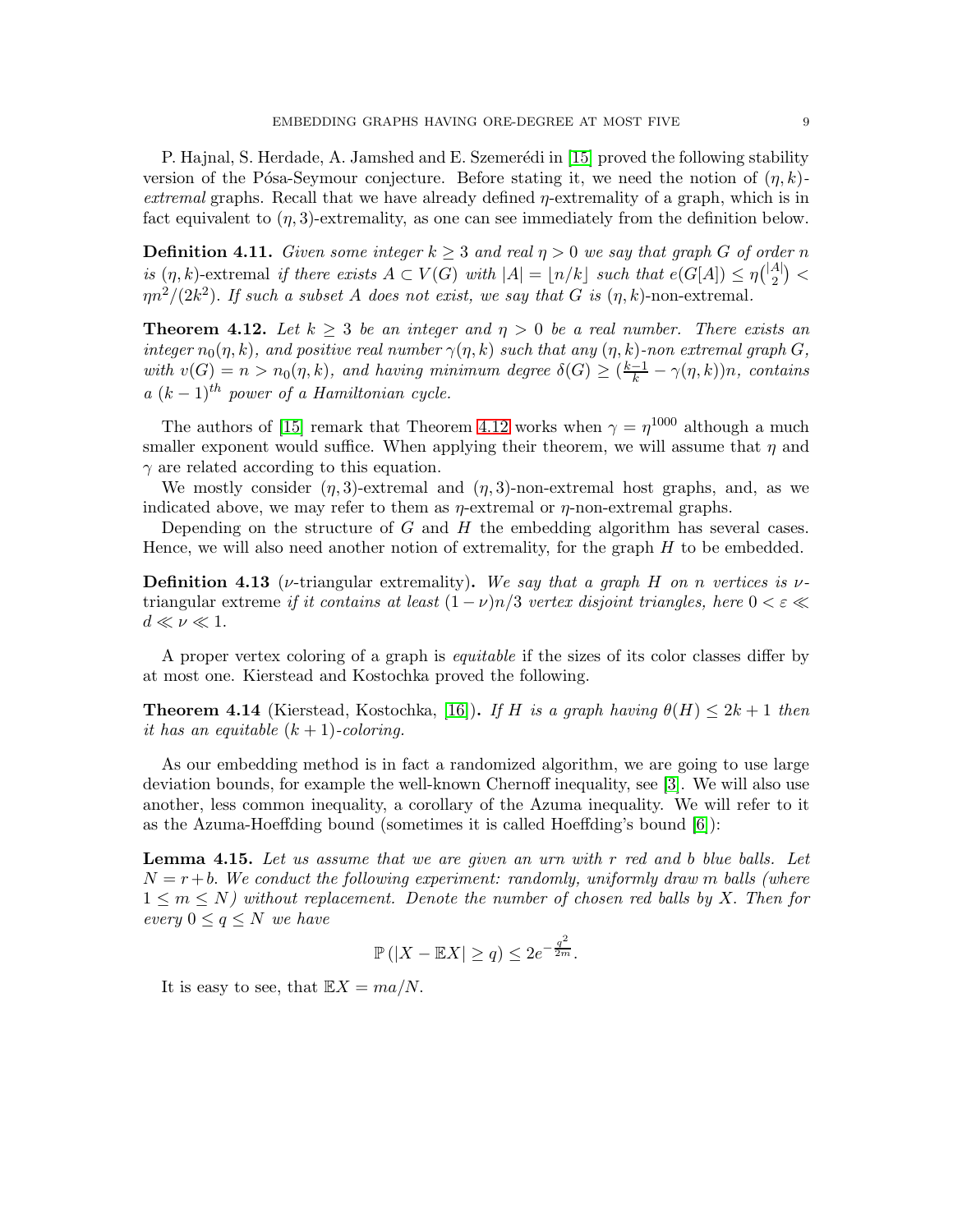P. Hajnal, S. Herdade, A. Jamshed and E. Szemerédi in [15] proved the following stability version of the Pósa-Seymour conjecture. Before stating it, we need the notion of $(\eta, k)$-*extremal* graphs. Recall that we have already defined $\eta$-extremality of a graph, which is in fact equivalent to $(\eta, 3)$-extremality, as one can see immediately from the definition below.

**Definition 4.11.** *Given some integer $k \geq 3$ and real $\eta > 0$ we say that graph $G$ of order $n$ is $(\eta, k)$-*extremal *if there exists $A \subset V(G)$ with $|A| = \lfloor n/k \rfloor$ such that $e(G[A]) \leq \eta\binom{|A|}{2} < \eta n^2/(2k^2)$. If such a subset $A$ does not exist, we say that $G$ is $(\eta, k)$-*non-extremal.

**Theorem 4.12.** *Let $k \geq 3$ be an integer and $\eta > 0$ be a real number. There exists an integer $n_0(\eta, k)$, and positive real number $\gamma(\eta, k)$ such that any $(\eta, k)$-non extremal graph $G$, with $v(G) = n > n_0(\eta, k)$, and having minimum degree $\delta(G) \geq (\frac{k-1}{k} - \gamma(\eta, k))n$, contains a $(k-1)^{th}$ power of a Hamiltonian cycle.*

The authors of [15] remark that Theorem 4.12 works when $\gamma = \eta^{1000}$ although a much smaller exponent would suffice. When applying their theorem, we will assume that $\eta$ and $\gamma$ are related according to this equation.

We mostly consider $(\eta, 3)$-extremal and $(\eta, 3)$-non-extremal host graphs, and, as we indicated above, we may refer to them as $\eta$-extremal or $\eta$-non-extremal graphs.

Depending on the structure of $G$ and $H$ the embedding algorithm has several cases. Hence, we will also need another notion of extremality, for the graph $H$ to be embedded.

**Definition 4.13** ($\nu$-triangular extremality)**.** *We say that a graph $H$ on $n$ vertices is $\nu$-*triangular extreme *if it contains at least $(1-\nu)n/3$ vertex disjoint triangles, here $0 < \varepsilon \ll d \ll \nu \ll 1$.*

A proper vertex coloring of a graph is *equitable* if the sizes of its color classes differ by at most one. Kierstead and Kostochka proved the following.

**Theorem 4.14** (Kierstead, Kostochka, [16])**.** *If $H$ is a graph having $\theta(H) \leq 2k+1$ then it has an equitable $(k+1)$-coloring.*

As our embedding method is in fact a randomized algorithm, we are going to use large deviation bounds, for example the well-known Chernoff inequality, see [3]. We will also use another, less common inequality, a corollary of the Azuma inequality. We will refer to it as the Azuma-Hoeffding bound (sometimes it is called Hoeffding's bound [6]):

**Lemma 4.15.** *Let us assume that we are given an urn with $r$ red and $b$ blue balls. Let $N = r+b$. We conduct the following experiment: randomly, uniformly draw $m$ balls (where $1 \leq m \leq N$) without replacement. Denote the number of chosen red balls by $X$. Then for every $0 \leq q \leq N$ we have*

$$\mathbb{P}\left(|X - \mathbb{E}X| \geq q\right) \leq 2e^{-\frac{q^2}{2m}}.$$

It is easy to see, that $\mathbb{E}X = ma/N$.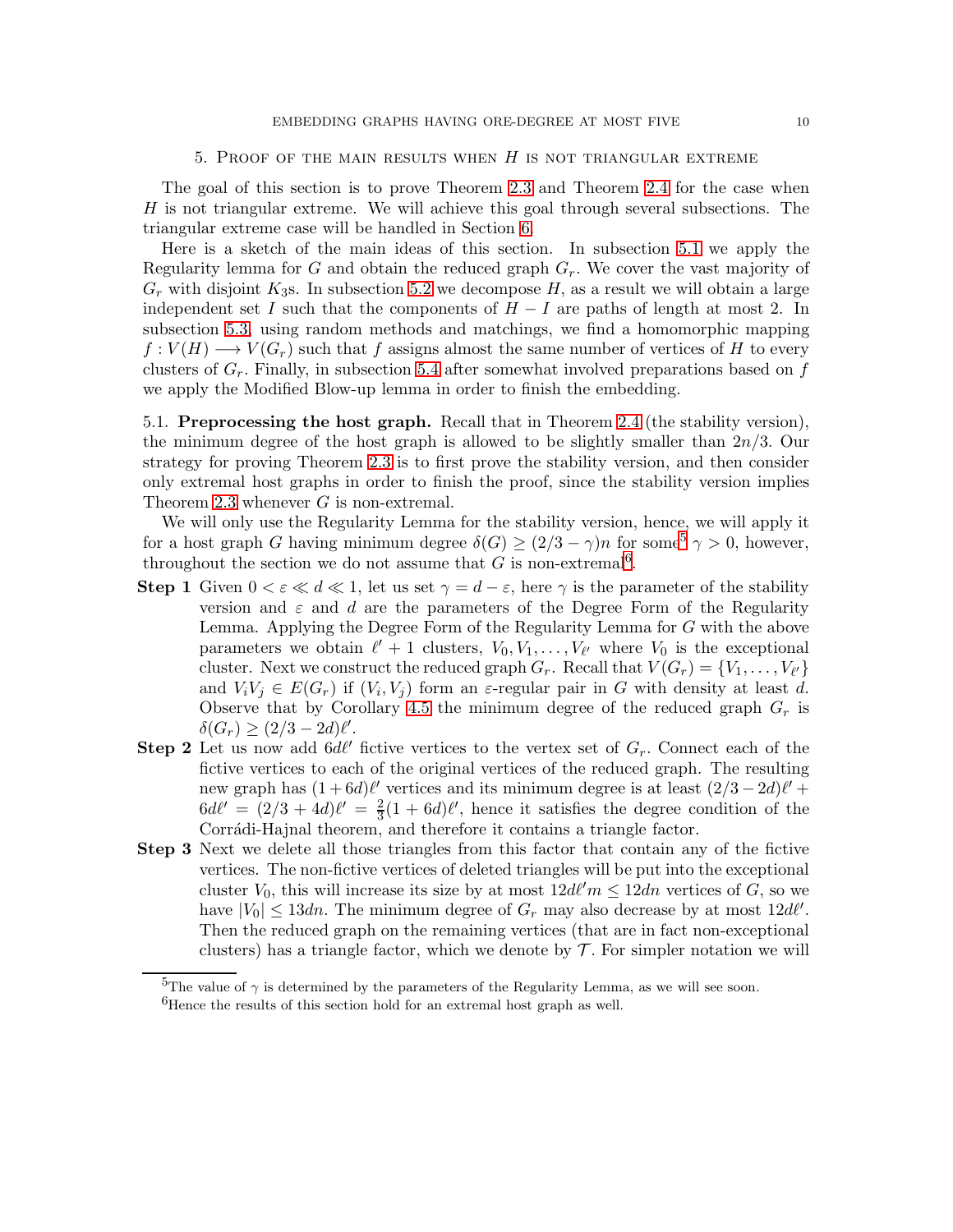## 5. Proof of the main results when $H$ is not triangular extreme

The goal of this section is to prove Theorem 2.3 and Theorem 2.4 for the case when $H$ is not triangular extreme. We will achieve this goal through several subsections. The triangular extreme case will be handled in Section 6.

Here is a sketch of the main ideas of this section. In subsection 5.1 we apply the Regularity lemma for $G$ and obtain the reduced graph $G_r$. We cover the vast majority of $G_r$ with disjoint $K_3$s. In subsection 5.2 we decompose $H$, as a result we will obtain a large independent set $I$ such that the components of $H - I$ are paths of length at most 2. In subsection 5.3, using random methods and matchings, we find a homomorphic mapping $f : V(H) \longrightarrow V(G_r)$ such that $f$ assigns almost the same number of vertices of $H$ to every clusters of $G_r$. Finally, in subsection 5.4 after somewhat involved preparations based on $f$ we apply the Modified Blow-up lemma in order to finish the embedding.

5.1. **Preprocessing the host graph.** Recall that in Theorem 2.4 (the stability version), the minimum degree of the host graph is allowed to be slightly smaller than $2n/3$. Our strategy for proving Theorem 2.3 is to first prove the stability version, and then consider only extremal host graphs in order to finish the proof, since the stability version implies Theorem 2.3 whenever $G$ is non-extremal.

We will only use the Regularity Lemma for the stability version, hence, we will apply it for a host graph $G$ having minimum degree $\delta(G) \geq (2/3 - \gamma)n$ for some[5] $\gamma > 0$, however, throughout the section we do not assume that $G$ is non-extremal[6].

**Step 1** Given $0 < \varepsilon \ll d \ll 1$, let us set $\gamma = d - \varepsilon$, here $\gamma$ is the parameter of the stability version and $\varepsilon$ and $d$ are the parameters of the Degree Form of the Regularity Lemma. Applying the Degree Form of the Regularity Lemma for $G$ with the above parameters we obtain $\ell' + 1$ clusters, $V_0, V_1, \ldots, V_{\ell'}$ where $V_0$ is the exceptional cluster. Next we construct the reduced graph $G_r$. Recall that $V(G_r) = \{V_1, \ldots, V_{\ell'}\}$ and $V_iV_j \in E(G_r)$ if $(V_i, V_j)$ form an $\varepsilon$-regular pair in $G$ with density at least $d$. Observe that by Corollary 4.5 the minimum degree of the reduced graph $G_r$ is $\delta(G_r) \geq (2/3 - 2d)\ell'$.

**Step 2** Let us now add $6d\ell'$ fictive vertices to the vertex set of $G_r$. Connect each of the fictive vertices to each of the original vertices of the reduced graph. The resulting new graph has $(1 + 6d)\ell'$ vertices and its minimum degree is at least $(2/3 - 2d)\ell' + 6d\ell' = (2/3 + 4d)\ell' = \frac{2}{3}(1 + 6d)\ell'$, hence it satisfies the degree condition of the Corrádi-Hajnal theorem, and therefore it contains a triangle factor.

**Step 3** Next we delete all those triangles from this factor that contain any of the fictive vertices. The non-fictive vertices of deleted triangles will be put into the exceptional cluster $V_0$, this will increase its size by at most $12d\ell' m \leq 12dn$ vertices of $G$, so we have $|V_0| \leq 13dn$. The minimum degree of $G_r$ may also decrease by at most $12d\ell'$. Then the reduced graph on the remaining vertices (that are in fact non-exceptional clusters) has a triangle factor, which we denote by $\mathcal{T}$. For simpler notation we will

[5] The value of $\gamma$ is determined by the parameters of the Regularity Lemma, as we will see soon.

[6] Hence the results of this section hold for an extremal host graph as well.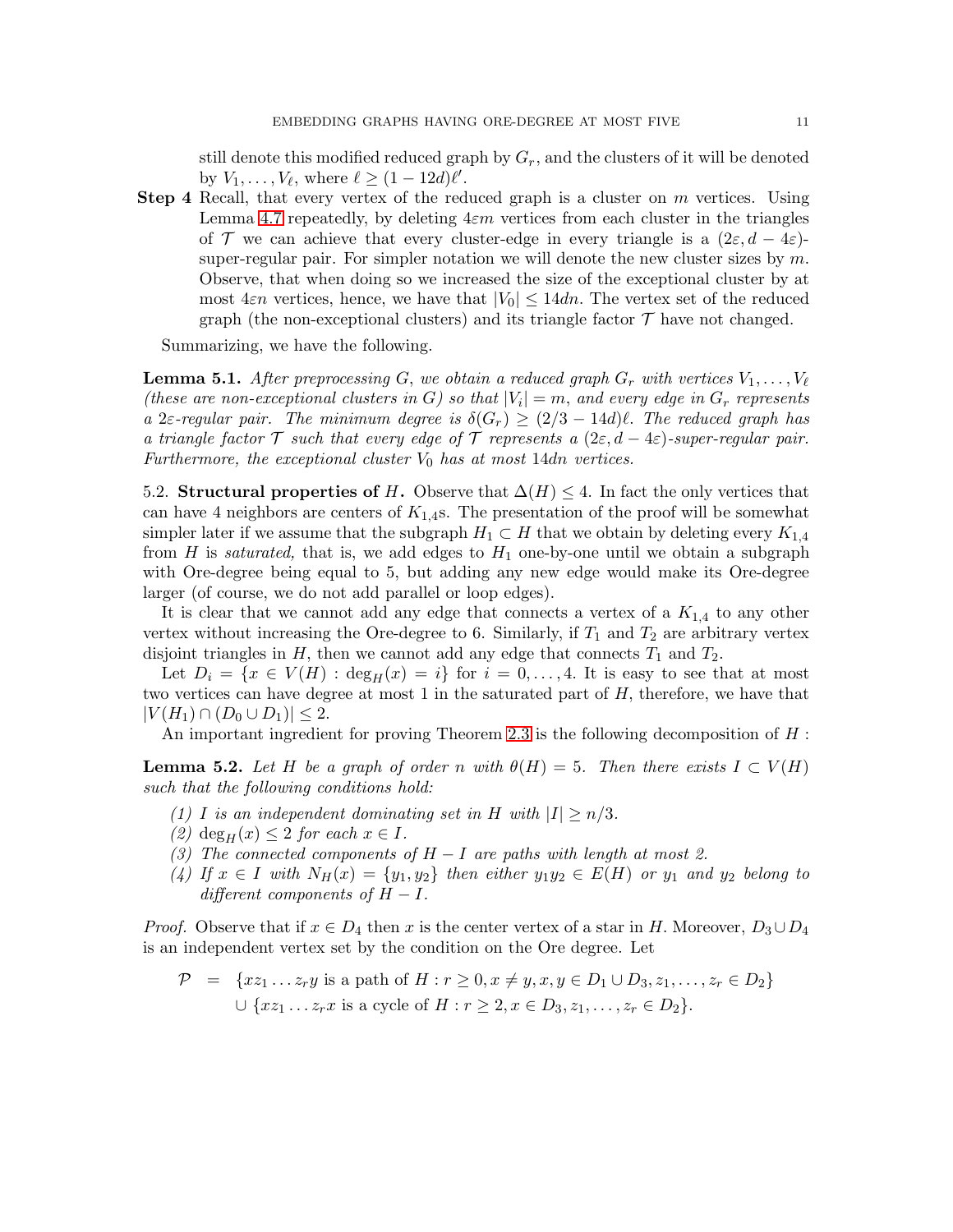still denote this modified reduced graph by $G_r$, and the clusters of it will be denoted by $V_1, \ldots, V_\ell$, where $\ell \geq (1 - 12d)\ell'$.

**Step 4** Recall, that every vertex of the reduced graph is a cluster on $m$ vertices. Using Lemma 4.7 repeatedly, by deleting $4\varepsilon m$ vertices from each cluster in the triangles of $\mathcal{T}$ we can achieve that every cluster-edge in every triangle is a $(2\varepsilon, d - 4\varepsilon)$-super-regular pair. For simpler notation we will denote the new cluster sizes by $m$. Observe, that when doing so we increased the size of the exceptional cluster by at most $4\varepsilon n$ vertices, hence, we have that $|V_0| \leq 14dn$. The vertex set of the reduced graph (the non-exceptional clusters) and its triangle factor $\mathcal{T}$ have not changed.

Summarizing, we have the following.

**Lemma 5.1.** *After preprocessing $G$, we obtain a reduced graph $G_r$ with vertices $V_1, \ldots, V_\ell$ (these are non-exceptional clusters in $G$) so that $|V_i| = m$, and every edge in $G_r$ represents a $2\varepsilon$-regular pair. The minimum degree is $\delta(G_r) \geq (2/3 - 14d)\ell$. The reduced graph has a triangle factor $\mathcal{T}$ such that every edge of $\mathcal{T}$ represents a $(2\varepsilon, d - 4\varepsilon)$-super-regular pair. Furthermore, the exceptional cluster $V_0$ has at most $14dn$ vertices.*

5.2. **Structural properties of $H$.** Observe that $\Delta(H) \leq 4$. In fact the only vertices that can have 4 neighbors are centers of $K_{1,4}$s. The presentation of the proof will be somewhat simpler later if we assume that the subgraph $H_1 \subset H$ that we obtain by deleting every $K_{1,4}$ from $H$ is *saturated,* that is, we add edges to $H_1$ one-by-one until we obtain a subgraph with Ore-degree being equal to 5, but adding any new edge would make its Ore-degree larger (of course, we do not add parallel or loop edges).

It is clear that we cannot add any edge that connects a vertex of a $K_{1,4}$ to any other vertex without increasing the Ore-degree to 6. Similarly, if $T_1$ and $T_2$ are arbitrary vertex disjoint triangles in $H$, then we cannot add any edge that connects $T_1$ and $T_2$.

Let $D_i = \{x \in V(H) : \deg_H(x) = i\}$ for $i = 0, \ldots, 4$. It is easy to see that at most two vertices can have degree at most 1 in the saturated part of $H$, therefore, we have that $|V(H_1) \cap (D_0 \cup D_1)| \leq 2$.

An important ingredient for proving Theorem 2.3 is the following decomposition of $H$ :

**Lemma 5.2.** *Let $H$ be a graph of order $n$ with $\theta(H) = 5$. Then there exists $I \subset V(H)$ such that the following conditions hold:*

*(1) $I$ is an independent dominating set in $H$ with $|I| \geq n/3$.*
*(2) $\deg_H(x) \leq 2$ for each $x \in I$.*
*(3) The connected components of $H - I$ are paths with length at most 2.*
*(4) If $x \in I$ with $N_H(x) = \{y_1, y_2\}$ then either $y_1y_2 \in E(H)$ or $y_1$ and $y_2$ belong to different components of $H - I$.*

*Proof.* Observe that if $x \in D_4$ then $x$ is the center vertex of a star in $H$. Moreover, $D_3 \cup D_4$ is an independent vertex set by the condition on the Ore degree. Let

$$
\begin{aligned}
\mathcal{P} \;=\; & \{xz_1 \ldots z_r y \text{ is a path of } H : r \geq 0, x \neq y, x, y \in D_1 \cup D_3, z_1, \ldots, z_r \in D_2\} \\
& \cup \{xz_1 \ldots z_r x \text{ is a cycle of } H : r \geq 2, x \in D_3, z_1, \ldots, z_r \in D_2\}.
\end{aligned}
$$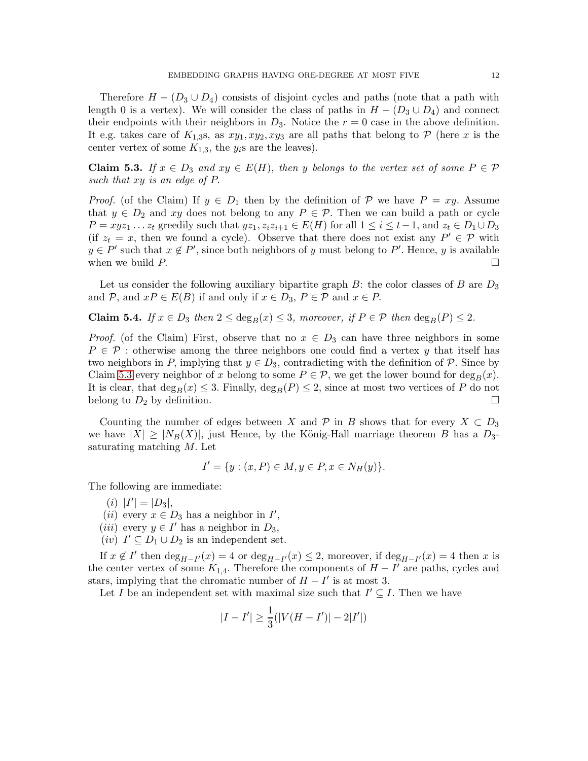Therefore $H - (D_3 \cup D_4)$ consists of disjoint cycles and paths (note that a path with length 0 is a vertex). We will consider the class of paths in $H - (D_3 \cup D_4)$ and connect their endpoints with their neighbors in $D_3$. Notice the $r = 0$ case in the above definition. It e.g. takes care of $K_{1,3}$s, as $xy_1, xy_2, xy_3$ are all paths that belong to $\mathcal{P}$ (here $x$ is the center vertex of some $K_{1,3}$, the $y_i$s are the leaves).

**Claim 5.3.** *If $x \in D_3$ and $xy \in E(H)$, then $y$ belongs to the vertex set of some $P \in \mathcal{P}$ such that $xy$ is an edge of $P$.*

*Proof.* (of the Claim) If $y \in D_1$ then by the definition of $\mathcal{P}$ we have $P = xy$. Assume that $y \in D_2$ and $xy$ does not belong to any $P \in \mathcal{P}$. Then we can build a path or cycle $P = xyz_1 \dots z_t$ greedily such that $yz_1, z_i z_{i+1} \in E(H)$ for all $1 \leq i \leq t-1$, and $z_t \in D_1 \cup D_3$ (if $z_t = x$, then we found a cycle). Observe that there does not exist any $P' \in \mathcal{P}$ with $y \in P'$ such that $x \notin P'$, since both neighbors of $y$ must belong to $P'$. Hence, $y$ is available when we build $P$. $\square$

Let us consider the following auxiliary bipartite graph $B$: the color classes of $B$ are $D_3$ and $\mathcal{P}$, and $xP \in E(B)$ if and only if $x \in D_3$, $P \in \mathcal{P}$ and $x \in P$.

**Claim 5.4.** *If $x \in D_3$ then $2 \leq \deg_B(x) \leq 3$, moreover, if $P \in \mathcal{P}$ then $\deg_B(P) \leq 2$.*

*Proof.* (of the Claim) First, observe that no $x \in D_3$ can have three neighbors in some $P \in \mathcal{P}$ : otherwise among the three neighbors one could find a vertex $y$ that itself has two neighbors in $P$, implying that $y \in D_3$, contradicting with the definition of $\mathcal{P}$. Since by Claim 5.3 every neighbor of $x$ belong to some $P \in \mathcal{P}$, we get the lower bound for $\deg_B(x)$. It is clear, that $\deg_B(x) \leq 3$. Finally, $\deg_B(P) \leq 2$, since at most two vertices of $P$ do not belong to $D_2$ by definition. $\square$

Counting the number of edges between $X$ and $\mathcal{P}$ in $B$ shows that for every $X \subset D_3$ we have $|X| \geq |N_B(X)|$, just Hence, by the König-Hall marriage theorem $B$ has a $D_3$-saturating matching $M$. Let

$$I' = \{y : (x, P) \in M, y \in P, x \in N_H(y)\}.$$

The following are immediate:

- $(i)$ $|I'| = |D_3|$,
- $(ii)$ every $x \in D_3$ has a neighbor in $I'$,
- $(iii)$ every $y \in I'$ has a neighbor in $D_3$,
- $(iv)$ $I' \subseteq D_1 \cup D_2$ is an independent set.

If $x \notin I'$ then $\deg_{H-I'}(x) = 4$ or $\deg_{H-I'}(x) \leq 2$, moreover, if $\deg_{H-I'}(x) = 4$ then $x$ is the center vertex of some $K_{1,4}$. Therefore the components of $H - I'$ are paths, cycles and stars, implying that the chromatic number of $H - I'$ is at most 3.

Let $I$ be an independent set with maximal size such that $I' \subseteq I$. Then we have

$$|I - I'| \geq \frac{1}{3}(|V(H - I')| - 2|I'|)$$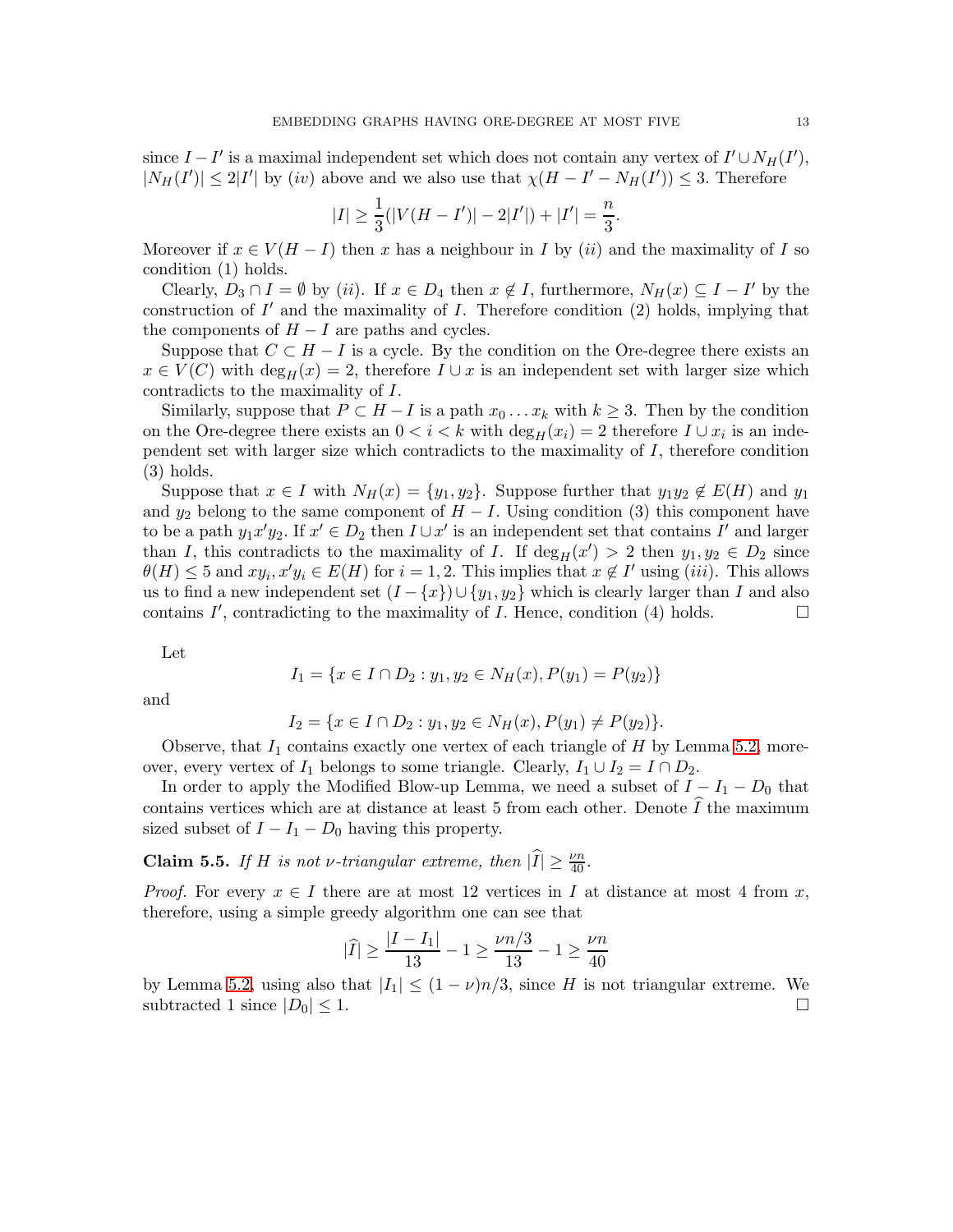since $I - I'$ is a maximal independent set which does not contain any vertex of $I' \cup N_H(I')$, $|N_H(I')| \le 2|I'|$ by $(iv)$ above and we also use that $\chi(H - I' - N_H(I')) \le 3$. Therefore

$$|I| \ge \frac{1}{3}(|V(H - I')| - 2|I'|) + |I'| = \frac{n}{3}.$$

Moreover if $x \in V(H - I)$ then $x$ has a neighbour in $I$ by $(ii)$ and the maximality of $I$ so condition (1) holds.

Clearly, $D_3 \cap I = \emptyset$ by $(ii)$. If $x \in D_4$ then $x \notin I$, furthermore, $N_H(x) \subseteq I - I'$ by the construction of $I'$ and the maximality of $I$. Therefore condition (2) holds, implying that the components of $H - I$ are paths and cycles.

Suppose that $C \subset H - I$ is a cycle. By the condition on the Ore-degree there exists an $x \in V(C)$ with $\deg_H(x) = 2$, therefore $I \cup x$ is an independent set with larger size which contradicts to the maximality of $I$.

Similarly, suppose that $P \subset H - I$ is a path $x_0 \dots x_k$ with $k \ge 3$. Then by the condition on the Ore-degree there exists an $0 < i < k$ with $\deg_H(x_i) = 2$ therefore $I \cup x_i$ is an independent set with larger size which contradicts to the maximality of $I$, therefore condition (3) holds.

Suppose that $x \in I$ with $N_H(x) = \{y_1, y_2\}$. Suppose further that $y_1y_2 \notin E(H)$ and $y_1$ and $y_2$ belong to the same component of $H - I$. Using condition (3) this component have to be a path $y_1x'y_2$. If $x' \in D_2$ then $I \cup x'$ is an independent set that contains $I'$ and larger than $I$, this contradicts to the maximality of $I$. If $\deg_H(x') > 2$ then $y_1, y_2 \in D_2$ since $\theta(H) \le 5$ and $xy_i, x'y_i \in E(H)$ for $i = 1, 2$. This implies that $x \notin I'$ using $(iii)$. This allows us to find a new independent set $(I - \{x\}) \cup \{y_1, y_2\}$ which is clearly larger than $I$ and also contains $I'$, contradicting to the maximality of $I$. Hence, condition (4) holds. $\square$

Let

$$I_1 = \{x \in I \cap D_2 : y_1, y_2 \in N_H(x), P(y_1) = P(y_2)\}$$

and

$$I_2 = \{x \in I \cap D_2 : y_1, y_2 \in N_H(x), P(y_1) \ne P(y_2)\}.$$

Observe, that $I_1$ contains exactly one vertex of each triangle of $H$ by Lemma 5.2, moreover, every vertex of $I_1$ belongs to some triangle. Clearly, $I_1 \cup I_2 = I \cap D_2$.

In order to apply the Modified Blow-up Lemma, we need a subset of $I - I_1 - D_0$ that contains vertices which are at distance at least 5 from each other. Denote $\widehat{I}$ the maximum sized subset of $I - I_1 - D_0$ having this property.

**Claim 5.5.** *If $H$ is not $\nu$-triangular extreme, then $|\widehat{I}| \ge \frac{\nu n}{40}$.*

*Proof.* For every $x \in I$ there are at most 12 vertices in $I$ at distance at most 4 from $x$, therefore, using a simple greedy algorithm one can see that

$$|\widehat{I}| \ge \frac{|I - I_1|}{13} - 1 \ge \frac{\nu n/3}{13} - 1 \ge \frac{\nu n}{40}$$

by Lemma 5.2, using also that $|I_1| \le (1 - \nu)n/3$, since $H$ is not triangular extreme. We subtracted 1 since $|D_0| \le 1$. $\square$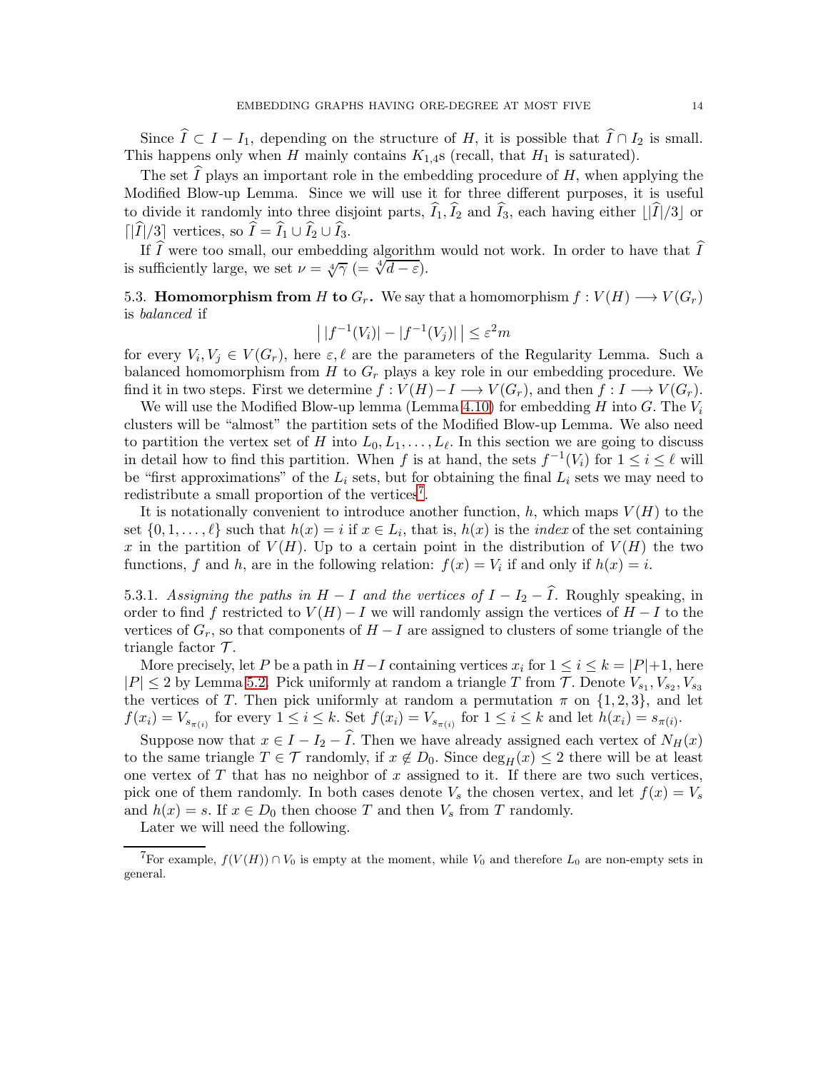Since $\widehat{I} \subset I - I_1$, depending on the structure of $H$, it is possible that $\widehat{I} \cap I_2$ is small. This happens only when $H$ mainly contains $K_{1,4}$s (recall, that $H_1$ is saturated).

The set $\widehat{I}$ plays an important role in the embedding procedure of $H$, when applying the Modified Blow-up Lemma. Since we will use it for three different purposes, it is useful to divide it randomly into three disjoint parts, $\widehat{I}_1, \widehat{I}_2$ and $\widehat{I}_3$, each having either $\lfloor |\widehat{I}|/3 \rfloor$ or $\lceil |\widehat{I}|/3 \rceil$ vertices, so $\widehat{I} = \widehat{I}_1 \cup \widehat{I}_2 \cup \widehat{I}_3$.

If $\widehat{I}$ were too small, our embedding algorithm would not work. In order to have that $\widehat{I}$ is sufficiently large, we set $\nu = \sqrt[4]{\gamma}$ $(= \sqrt[4]{d - \varepsilon})$.

5.3. **Homomorphism from $H$ to $G_r$.** We say that a homomorphism $f : V(H) \longrightarrow V(G_r)$ is *balanced* if

$$\big|\, |f^{-1}(V_i)| - |f^{-1}(V_j)| \,\big| \leq \varepsilon^2 m$$

for every $V_i, V_j \in V(G_r)$, here $\varepsilon, \ell$ are the parameters of the Regularity Lemma. Such a balanced homomorphism from $H$ to $G_r$ plays a key role in our embedding procedure. We find it in two steps. First we determine $f : V(H) - I \longrightarrow V(G_r)$, and then $f : I \longrightarrow V(G_r)$.

We will use the Modified Blow-up lemma (Lemma 4.10) for embedding $H$ into $G$. The $V_i$ clusters will be "almost" the partition sets of the Modified Blow-up Lemma. We also need to partition the vertex set of $H$ into $L_0, L_1, \ldots, L_\ell$. In this section we are going to discuss in detail how to find this partition. When $f$ is at hand, the sets $f^{-1}(V_i)$ for $1 \leq i \leq \ell$ will be "first approximations" of the $L_i$ sets, but for obtaining the final $L_i$ sets we may need to redistribute a small proportion of the vertices[7].

It is notationally convenient to introduce another function, $h$, which maps $V(H)$ to the set $\{0, 1, \ldots, \ell\}$ such that $h(x) = i$ if $x \in L_i$, that is, $h(x)$ is the *index* of the set containing $x$ in the partition of $V(H)$. Up to a certain point in the distribution of $V(H)$ the two functions, $f$ and $h$, are in the following relation: $f(x) = V_i$ if and only if $h(x) = i$.

5.3.1. *Assigning the paths in $H - I$ and the vertices of $I - I_2 - \widehat{I}$.* Roughly speaking, in order to find $f$ restricted to $V(H) - I$ we will randomly assign the vertices of $H - I$ to the vertices of $G_r$, so that components of $H - I$ are assigned to clusters of some triangle of the triangle factor $\mathcal{T}$.

More precisely, let $P$ be a path in $H - I$ containing vertices $x_i$ for $1 \leq i \leq k = |P| + 1$, here $|P| \leq 2$ by Lemma 5.2. Pick uniformly at random a triangle $T$ from $\mathcal{T}$. Denote $V_{s_1}, V_{s_2}, V_{s_3}$ the vertices of $T$. Then pick uniformly at random a permutation $\pi$ on $\{1, 2, 3\}$, and let $f(x_i) = V_{s_{\pi(i)}}$ for every $1 \leq i \leq k$. Set $f(x_i) = V_{s_{\pi(i)}}$ for $1 \leq i \leq k$ and let $h(x_i) = s_{\pi(i)}$.

Suppose now that $x \in I - I_2 - \widehat{I}$. Then we have already assigned each vertex of $N_H(x)$ to the same triangle $T \in \mathcal{T}$ randomly, if $x \notin D_0$. Since $\deg_H(x) \leq 2$ there will be at least one vertex of $T$ that has no neighbor of $x$ assigned to it. If there are two such vertices, pick one of them randomly. In both cases denote $V_s$ the chosen vertex, and let $f(x) = V_s$ and $h(x) = s$. If $x \in D_0$ then choose $T$ and then $V_s$ from $T$ randomly.

Later we will need the following.

---

[7] For example, $f(V(H)) \cap V_0$ is empty at the moment, while $V_0$ and therefore $L_0$ are non-empty sets in general.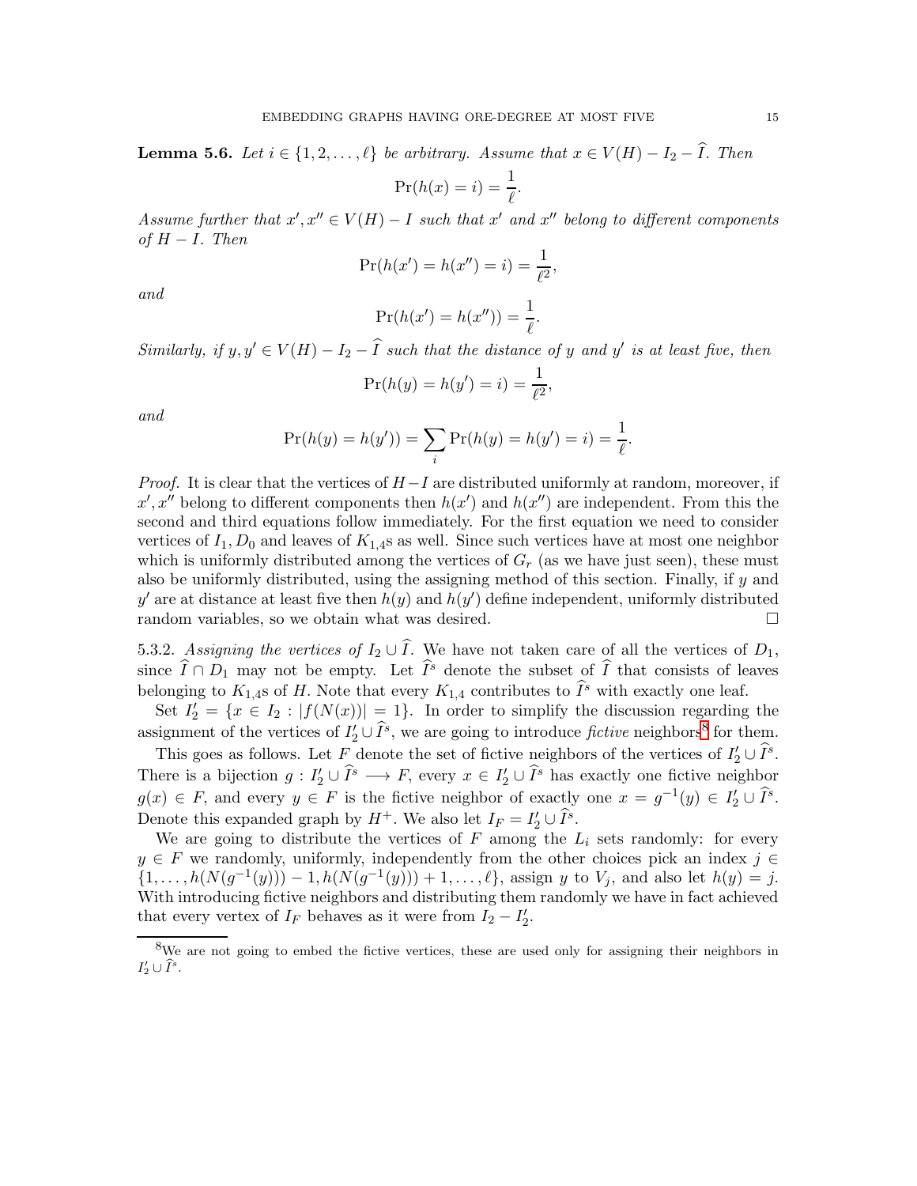**Lemma 5.6.** *Let $i \in \{1, 2, \ldots, \ell\}$ be arbitrary. Assume that $x \in V(H) - I_2 - \widehat{I}$. Then*

$$\Pr(h(x) = i) = \frac{1}{\ell}.$$

*Assume further that $x', x'' \in V(H) - I$ such that $x'$ and $x''$ belong to different components of $H - I$. Then*

$$\Pr(h(x') = h(x'') = i) = \frac{1}{\ell^2},$$

*and*

$$\Pr(h(x') = h(x'')) = \frac{1}{\ell}.$$

*Similarly, if $y, y' \in V(H) - I_2 - \widehat{I}$ such that the distance of $y$ and $y'$ is at least five, then*

$$\Pr(h(y) = h(y') = i) = \frac{1}{\ell^2},$$

*and*

$$\Pr(h(y) = h(y')) = \sum_i \Pr(h(y) = h(y') = i) = \frac{1}{\ell}.$$

*Proof.* It is clear that the vertices of $H - I$ are distributed uniformly at random, moreover, if $x', x''$ belong to different components then $h(x')$ and $h(x'')$ are independent. From this the second and third equations follow immediately. For the first equation we need to consider vertices of $I_1, D_0$ and leaves of $K_{1,4}$s as well. Since such vertices have at most one neighbor which is uniformly distributed among the vertices of $G_r$ (as we have just seen), these must also be uniformly distributed, using the assigning method of this section. Finally, if $y$ and $y'$ are at distance at least five then $h(y)$ and $h(y')$ define independent, uniformly distributed random variables, so we obtain what was desired. $\square$

5.3.2. *Assigning the vertices of $I_2 \cup \widehat{I}$.* We have not taken care of all the vertices of $D_1$, since $\widehat{I} \cap D_1$ may not be empty. Let $\widehat{I}^s$ denote the subset of $\widehat{I}$ that consists of leaves belonging to $K_{1,4}$s of $H$. Note that every $K_{1,4}$ contributes to $\widehat{I}^s$ with exactly one leaf.

Set $I_2' = \{x \in I_2 : |f(N(x))| = 1\}$. In order to simplify the discussion regarding the assignment of the vertices of $I_2' \cup \widehat{I}^s$, we are going to introduce *fictive* neighbors[8] for them.

This goes as follows. Let $F$ denote the set of fictive neighbors of the vertices of $I_2' \cup \widehat{I}^s$. There is a bijection $g : I_2' \cup \widehat{I}^s \longrightarrow F$, every $x \in I_2' \cup \widehat{I}^s$ has exactly one fictive neighbor $g(x) \in F$, and every $y \in F$ is the fictive neighbor of exactly one $x = g^{-1}(y) \in I_2' \cup \widehat{I}^s$. Denote this expanded graph by $H^+$. We also let $I_F = I_2' \cup \widehat{I}^s$.

We are going to distribute the vertices of $F$ among the $L_i$ sets randomly: for every $y \in F$ we randomly, uniformly, independently from the other choices pick an index $j \in \{1, \ldots, h(N(g^{-1}(y))) - 1, h(N(g^{-1}(y))) + 1, \ldots, \ell\}$, assign $y$ to $V_j$, and also let $h(y) = j$. With introducing fictive neighbors and distributing them randomly we have in fact achieved that every vertex of $I_F$ behaves as it were from $I_2 - I_2'$.

[8] We are not going to embed the fictive vertices, these are used only for assigning their neighbors in $I_2' \cup \widehat{I}^s$.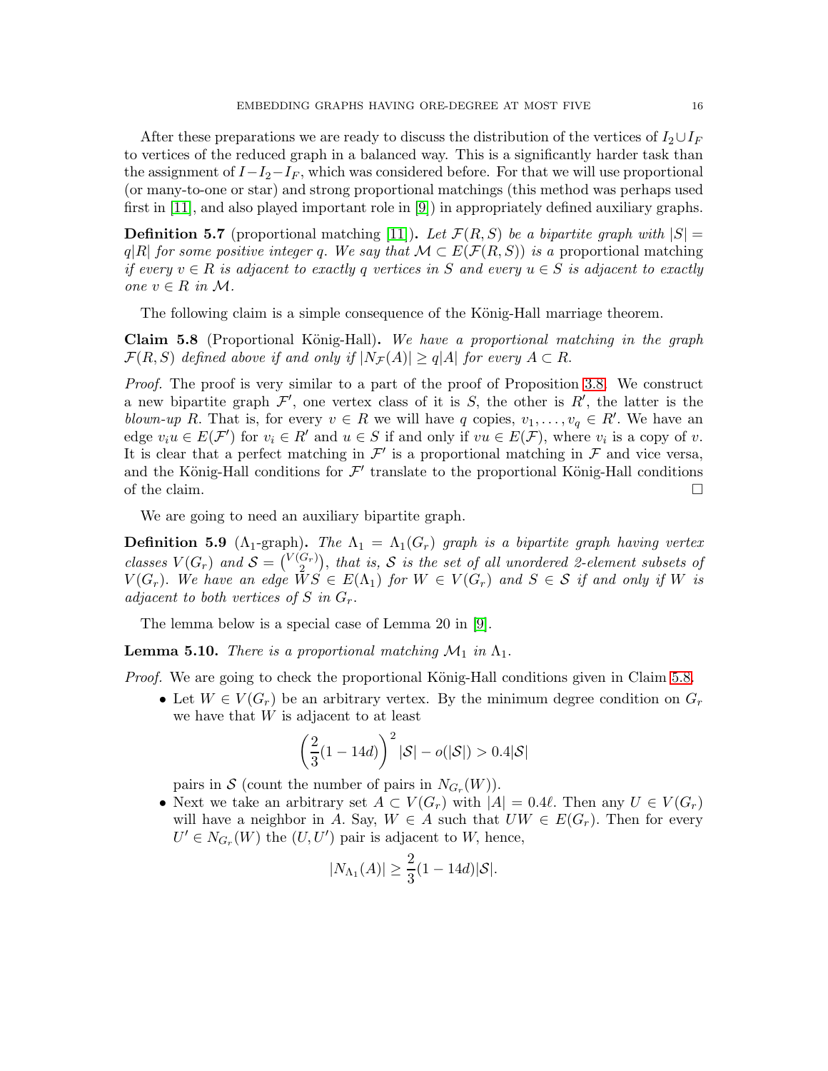After these preparations we are ready to discuss the distribution of the vertices of $I_2 \cup I_F$ to vertices of the reduced graph in a balanced way. This is a significantly harder task than the assignment of $I - I_2 - I_F$, which was considered before. For that we will use proportional (or many-to-one or star) and strong proportional matchings (this method was perhaps used first in [11], and also played important role in [9]) in appropriately defined auxiliary graphs.

**Definition 5.7** (proportional matching [11])**.** *Let $\mathcal{F}(R, S)$ be a bipartite graph with $|S| = q|R|$ for some positive integer $q$. We say that $\mathcal{M} \subset E(\mathcal{F}(R, S))$ is a* proportional matching *if every $v \in R$ is adjacent to exactly $q$ vertices in $S$ and every $u \in S$ is adjacent to exactly one $v \in R$ in $\mathcal{M}$.*

The following claim is a simple consequence of the König-Hall marriage theorem.

**Claim 5.8** (Proportional König-Hall)**.** *We have a proportional matching in the graph $\mathcal{F}(R, S)$ defined above if and only if $|N_{\mathcal{F}}(A)| \geq q|A|$ for every $A \subset R$.*

*Proof.* The proof is very similar to a part of the proof of Proposition 3.8. We construct a new bipartite graph $\mathcal{F}'$, one vertex class of it is $S$, the other is $R'$, the latter is the *blown-up* $R$. That is, for every $v \in R$ we will have $q$ copies, $v_1, \dots, v_q \in R'$. We have an edge $v_i u \in E(\mathcal{F}')$ for $v_i \in R'$ and $u \in S$ if and only if $vu \in E(\mathcal{F})$, where $v_i$ is a copy of $v$. It is clear that a perfect matching in $\mathcal{F}'$ is a proportional matching in $\mathcal{F}$ and vice versa, and the König-Hall conditions for $\mathcal{F}'$ translate to the proportional König-Hall conditions of the claim. □

We are going to need an auxiliary bipartite graph.

**Definition 5.9** ($\Lambda_1$-graph)**.** *The $\Lambda_1 = \Lambda_1(G_r)$ graph is a bipartite graph having vertex classes $V(G_r)$ and $\mathcal{S} = \binom{V(G_r)}{2}$, that is, $\mathcal{S}$ is the set of all unordered 2-element subsets of $V(G_r)$. We have an edge $WS \in E(\Lambda_1)$ for $W \in V(G_r)$ and $S \in \mathcal{S}$ if and only if $W$ is adjacent to both vertices of $S$ in $G_r$.*

The lemma below is a special case of Lemma 20 in [9].

**Lemma 5.10.** *There is a proportional matching $\mathcal{M}_1$ in $\Lambda_1$.*

*Proof.* We are going to check the proportional König-Hall conditions given in Claim 5.8.

- Let $W \in V(G_r)$ be an arbitrary vertex. By the minimum degree condition on $G_r$ we have that $W$ is adjacent to at least
$$\left(\frac{2}{3}(1 - 14d)\right)^2 |\mathcal{S}| - o(|\mathcal{S}|) > 0.4|\mathcal{S}|$$
pairs in $\mathcal{S}$ (count the number of pairs in $N_{G_r}(W)$).
- Next we take an arbitrary set $A \subset V(G_r)$ with $|A| = 0.4\ell$. Then any $U \in V(G_r)$ will have a neighbor in $A$. Say, $W \in A$ such that $UW \in E(G_r)$. Then for every $U' \in N_{G_r}(W)$ the $(U, U')$ pair is adjacent to $W$, hence,
$$|N_{\Lambda_1}(A)| \geq \frac{2}{3}(1 - 14d)|\mathcal{S}|.$$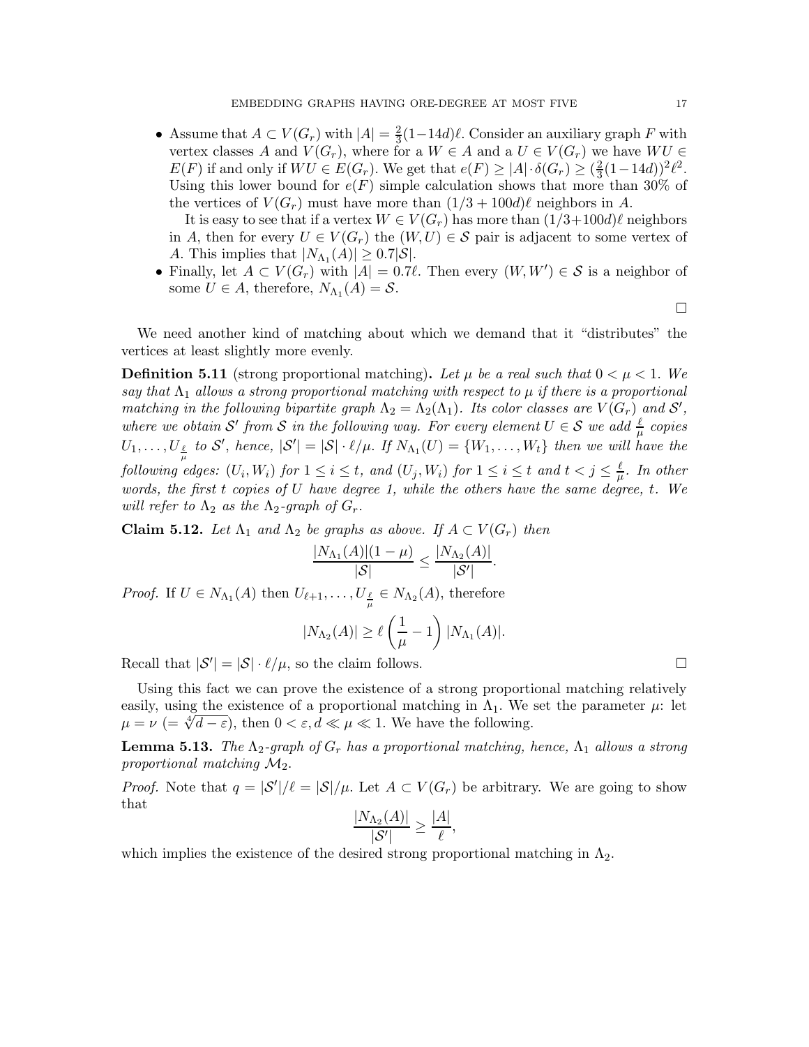- Assume that $A \subset V(G_r)$ with $|A| = \frac{2}{3}(1-14d)\ell$. Consider an auxiliary graph $F$ with vertex classes $A$ and $V(G_r)$, where for a $W \in A$ and a $U \in V(G_r)$ we have $WU \in E(F)$ if and only if $WU \in E(G_r)$. We get that $e(F) \geq |A| \cdot \delta(G_r) \geq (\frac{2}{3}(1-14d))^2\ell^2$. Using this lower bound for $e(F)$ simple calculation shows that more than 30% of the vertices of $V(G_r)$ must have more than $(1/3 + 100d)\ell$ neighbors in $A$.

  It is easy to see that if a vertex $W \in V(G_r)$ has more than $(1/3+100d)\ell$ neighbors in $A$, then for every $U \in V(G_r)$ the $(W, U) \in \mathcal{S}$ pair is adjacent to some vertex of $A$. This implies that $|N_{\Lambda_1}(A)| \geq 0.7|\mathcal{S}|$.
- Finally, let $A \subset V(G_r)$ with $|A| = 0.7\ell$. Then every $(W, W') \in \mathcal{S}$ is a neighbor of some $U \in A$, therefore, $N_{\Lambda_1}(A) = \mathcal{S}$.

□

We need another kind of matching about which we demand that it "distributes" the vertices at least slightly more evenly.

**Definition 5.11** (strong proportional matching)**.** *Let $\mu$ be a real such that $0 < \mu < 1$. We say that $\Lambda_1$ allows a strong proportional matching with respect to $\mu$ if there is a proportional matching in the following bipartite graph $\Lambda_2 = \Lambda_2(\Lambda_1)$. Its color classes are $V(G_r)$ and $\mathcal{S}'$, where we obtain $\mathcal{S}'$ from $\mathcal{S}$ in the following way. For every element $U \in \mathcal{S}$ we add $\frac{\ell}{\mu}$ copies $U_1, \ldots, U_{\frac{\ell}{\mu}}$ to $\mathcal{S}'$, hence, $|\mathcal{S}'| = |\mathcal{S}| \cdot \ell/\mu$. If $N_{\Lambda_1}(U) = \{W_1, \ldots, W_t\}$ then we will have the following edges: $(U_i, W_i)$ for $1 \leq i \leq t$, and $(U_j, W_i)$ for $1 \leq i \leq t$ and $t < j \leq \frac{\ell}{\mu}$. In other words, the first $t$ copies of $U$ have degree 1, while the others have the same degree, $t$. We will refer to $\Lambda_2$ as the $\Lambda_2$-graph of $G_r$.*

**Claim 5.12.** *Let $\Lambda_1$ and $\Lambda_2$ be graphs as above. If $A \subset V(G_r)$ then*

$$\frac{|N_{\Lambda_1}(A)|(1-\mu)}{|\mathcal{S}|} \leq \frac{|N_{\Lambda_2}(A)|}{|\mathcal{S}'|}.$$

*Proof.* If $U \in N_{\Lambda_1}(A)$ then $U_{\ell+1}, \ldots, U_{\frac{\ell}{\mu}} \in N_{\Lambda_2}(A)$, therefore

$$|N_{\Lambda_2}(A)| \geq \ell\left(\frac{1}{\mu} - 1\right)|N_{\Lambda_1}(A)|.$$

Recall that $|\mathcal{S}'| = |\mathcal{S}| \cdot \ell/\mu$, so the claim follows. □

Using this fact we can prove the existence of a strong proportional matching relatively easily, using the existence of a proportional matching in $\Lambda_1$. We set the parameter $\mu$: let $\mu = \nu$ $(= \sqrt[4]{d-\varepsilon})$, then $0 < \varepsilon, d \ll \mu \ll 1$. We have the following.

**Lemma 5.13.** *The $\Lambda_2$-graph of $G_r$ has a proportional matching, hence, $\Lambda_1$ allows a strong proportional matching $\mathcal{M}_2$.*

*Proof.* Note that $q = |\mathcal{S}'|/\ell = |\mathcal{S}|/\mu$. Let $A \subset V(G_r)$ be arbitrary. We are going to show that

$$\frac{|N_{\Lambda_2}(A)|}{|\mathcal{S}'|} \geq \frac{|A|}{\ell},$$

which implies the existence of the desired strong proportional matching in $\Lambda_2$.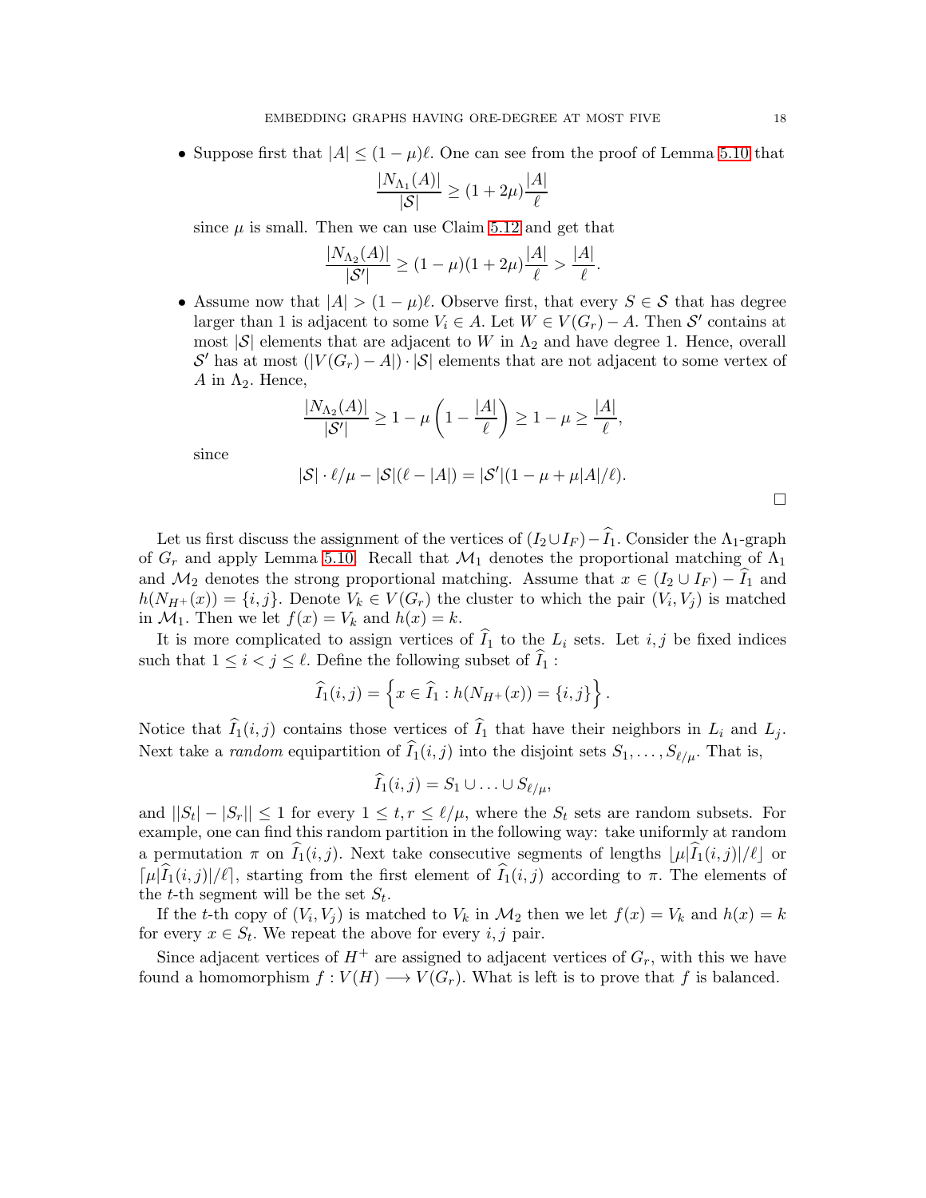- Suppose first that $|A| \leq (1-\mu)\ell$. One can see from the proof of Lemma 5.10 that

$$\frac{|N_{\Lambda_1}(A)|}{|\mathcal{S}|} \geq (1+2\mu)\frac{|A|}{\ell}$$

since $\mu$ is small. Then we can use Claim 5.12 and get that

$$\frac{|N_{\Lambda_2}(A)|}{|\mathcal{S}'|} \geq (1-\mu)(1+2\mu)\frac{|A|}{\ell} > \frac{|A|}{\ell}.$$

- Assume now that $|A| > (1-\mu)\ell$. Observe first, that every $S \in \mathcal{S}$ that has degree larger than 1 is adjacent to some $V_i \in A$. Let $W \in V(G_r) - A$. Then $\mathcal{S}'$ contains at most $|\mathcal{S}|$ elements that are adjacent to $W$ in $\Lambda_2$ and have degree 1. Hence, overall $\mathcal{S}'$ has at most $(|V(G_r) - A|) \cdot |\mathcal{S}|$ elements that are not adjacent to some vertex of $A$ in $\Lambda_2$. Hence,

$$\frac{|N_{\Lambda_2}(A)|}{|\mathcal{S}'|} \geq 1 - \mu\left(1 - \frac{|A|}{\ell}\right) \geq 1 - \mu \geq \frac{|A|}{\ell},$$

since

$$|\mathcal{S}| \cdot \ell/\mu - |\mathcal{S}|(\ell - |A|) = |\mathcal{S}'|(1 - \mu + \mu|A|/\ell).$$

□

Let us first discuss the assignment of the vertices of $(I_2 \cup I_F) - \widehat{I}_1$. Consider the $\Lambda_1$-graph of $G_r$ and apply Lemma 5.10. Recall that $\mathcal{M}_1$ denotes the proportional matching of $\Lambda_1$ and $\mathcal{M}_2$ denotes the strong proportional matching. Assume that $x \in (I_2 \cup I_F) - \widehat{I}_1$ and $h(N_{H^+}(x)) = \{i, j\}$. Denote $V_k \in V(G_r)$ the cluster to which the pair $(V_i, V_j)$ is matched in $\mathcal{M}_1$. Then we let $f(x) = V_k$ and $h(x) = k$.

It is more complicated to assign vertices of $\widehat{I}_1$ to the $L_i$ sets. Let $i, j$ be fixed indices such that $1 \leq i < j \leq \ell$. Define the following subset of $\widehat{I}_1$ :

$$\widehat{I}_1(i,j) = \left\{x \in \widehat{I}_1 : h(N_{H^+}(x)) = \{i,j\}\right\}.$$

Notice that $\widehat{I}_1(i,j)$ contains those vertices of $\widehat{I}_1$ that have their neighbors in $L_i$ and $L_j$. Next take a *random* equipartition of $\widehat{I}_1(i,j)$ into the disjoint sets $S_1, \ldots, S_{\ell/\mu}$. That is,

$$\widehat{I}_1(i,j) = S_1 \cup \ldots \cup S_{\ell/\mu},$$

and $||S_t| - |S_r|| \leq 1$ for every $1 \leq t, r \leq \ell/\mu$, where the $S_t$ sets are random subsets. For example, one can find this random partition in the following way: take uniformly at random a permutation $\pi$ on $\widehat{I}_1(i,j)$. Next take consecutive segments of lengths $\lfloor \mu|\widehat{I}_1(i,j)|/\ell \rfloor$ or $\lceil \mu|\widehat{I}_1(i,j)|/\ell \rceil$, starting from the first element of $\widehat{I}_1(i,j)$ according to $\pi$. The elements of the $t$-th segment will be the set $S_t$.

If the $t$-th copy of $(V_i, V_j)$ is matched to $V_k$ in $\mathcal{M}_2$ then we let $f(x) = V_k$ and $h(x) = k$ for every $x \in S_t$. We repeat the above for every $i, j$ pair.

Since adjacent vertices of $H^+$ are assigned to adjacent vertices of $G_r$, with this we have found a homomorphism $f : V(H) \longrightarrow V(G_r)$. What is left is to prove that $f$ is balanced.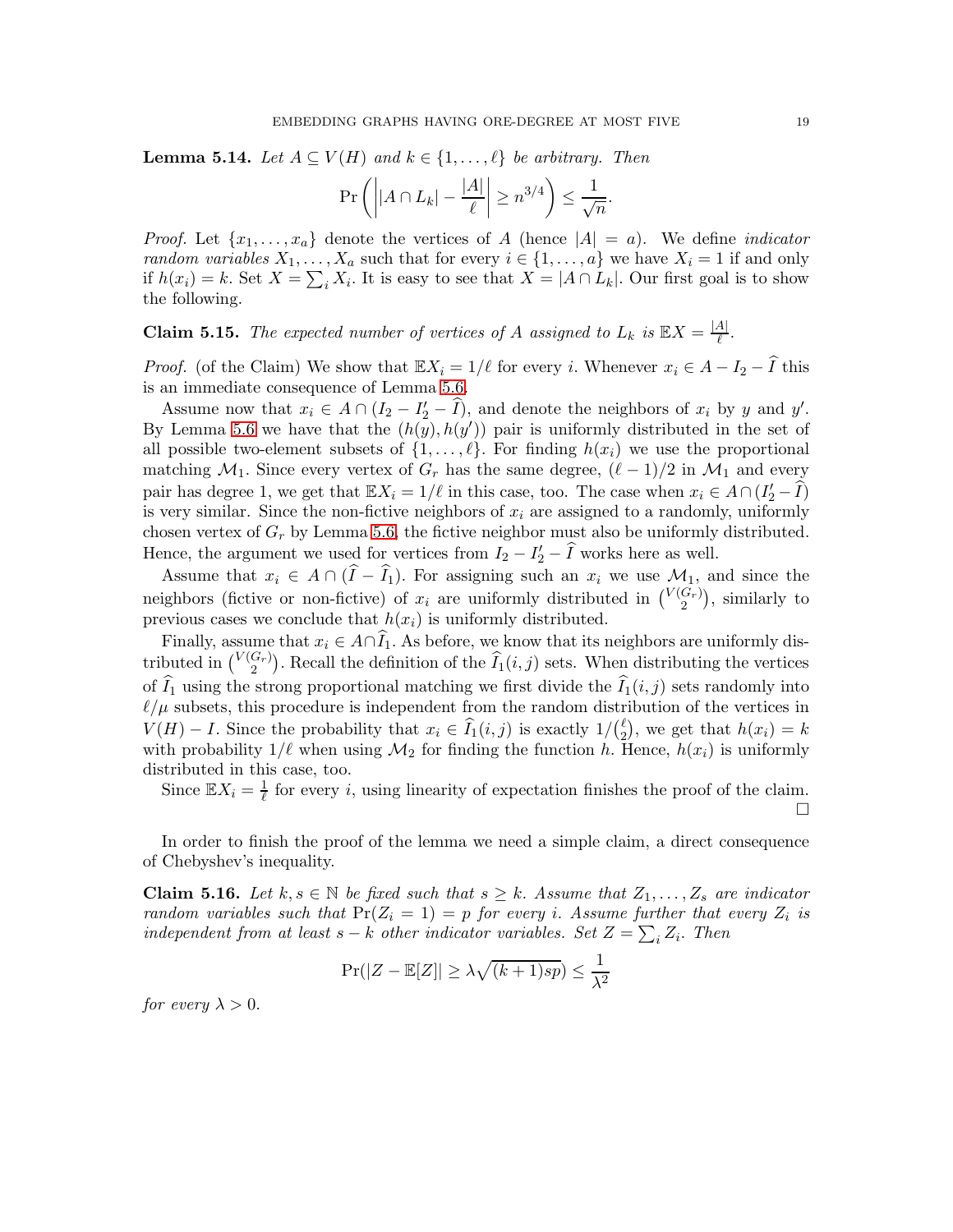**Lemma 5.14.** *Let $A \subseteq V(H)$ and $k \in \{1, \dots, \ell\}$ be arbitrary. Then*

$$\Pr\left(\left||A \cap L_k| - \frac{|A|}{\ell}\right| \geq n^{3/4}\right) \leq \frac{1}{\sqrt{n}}.$$

*Proof.* Let $\{x_1, \dots, x_a\}$ denote the vertices of $A$ (hence $|A| = a$). We define *indicator random variables* $X_1, \dots, X_a$ such that for every $i \in \{1, \dots, a\}$ we have $X_i = 1$ if and only if $h(x_i) = k$. Set $X = \sum_i X_i$. It is easy to see that $X = |A \cap L_k|$. Our first goal is to show the following.

**Claim 5.15.** *The expected number of vertices of $A$ assigned to $L_k$ is $\mathbb{E}X = \frac{|A|}{\ell}$.*

*Proof.* (of the Claim) We show that $\mathbb{E}X_i = 1/\ell$ for every $i$. Whenever $x_i \in A - I_2 - \widehat{I}$ this is an immediate consequence of Lemma 5.6.

Assume now that $x_i \in A \cap (I_2 - I_2' - \widehat{I})$, and denote the neighbors of $x_i$ by $y$ and $y'$. By Lemma 5.6 we have that the $(h(y), h(y'))$ pair is uniformly distributed in the set of all possible two-element subsets of $\{1, \dots, \ell\}$. For finding $h(x_i)$ we use the proportional matching $\mathcal{M}_1$. Since every vertex of $G_r$ has the same degree, $(\ell - 1)/2$ in $\mathcal{M}_1$ and every pair has degree 1, we get that $\mathbb{E}X_i = 1/\ell$ in this case, too. The case when $x_i \in A \cap (I_2' - \widehat{I})$ is very similar. Since the non-fictive neighbors of $x_i$ are assigned to a randomly, uniformly chosen vertex of $G_r$ by Lemma 5.6, the fictive neighbor must also be uniformly distributed. Hence, the argument we used for vertices from $I_2 - I_2' - \widehat{I}$ works here as well.

Assume that $x_i \in A \cap (\widehat{I} - \widehat{I}_1)$. For assigning such an $x_i$ we use $\mathcal{M}_1$, and since the neighbors (fictive or non-fictive) of $x_i$ are uniformly distributed in $\binom{V(G_r)}{2}$, similarly to previous cases we conclude that $h(x_i)$ is uniformly distributed.

Finally, assume that $x_i \in A \cap \widehat{I}_1$. As before, we know that its neighbors are uniformly distributed in $\binom{V(G_r)}{2}$. Recall the definition of the $\widehat{I}_1(i, j)$ sets. When distributing the vertices of $\widehat{I}_1$ using the strong proportional matching we first divide the $\widehat{I}_1(i, j)$ sets randomly into $\ell/\mu$ subsets, this procedure is independent from the random distribution of the vertices in $V(H) - I$. Since the probability that $x_i \in \widehat{I}_1(i, j)$ is exactly $1/\binom{\ell}{2}$, we get that $h(x_i) = k$ with probability $1/\ell$ when using $\mathcal{M}_2$ for finding the function $h$. Hence, $h(x_i)$ is uniformly distributed in this case, too.

Since $\mathbb{E}X_i = \frac{1}{\ell}$ for every $i$, using linearity of expectation finishes the proof of the claim. □

In order to finish the proof of the lemma we need a simple claim, a direct consequence of Chebyshev's inequality.

**Claim 5.16.** *Let $k, s \in \mathbb{N}$ be fixed such that $s \geq k$. Assume that $Z_1, \dots, Z_s$ are indicator random variables such that $\Pr(Z_i = 1) = p$ for every $i$. Assume further that every $Z_i$ is independent from at least $s - k$ other indicator variables. Set $Z = \sum_i Z_i$. Then*

$$\Pr(|Z - \mathbb{E}[Z]| \geq \lambda\sqrt{(k+1)sp}) \leq \frac{1}{\lambda^2}$$

*for every $\lambda > 0$.*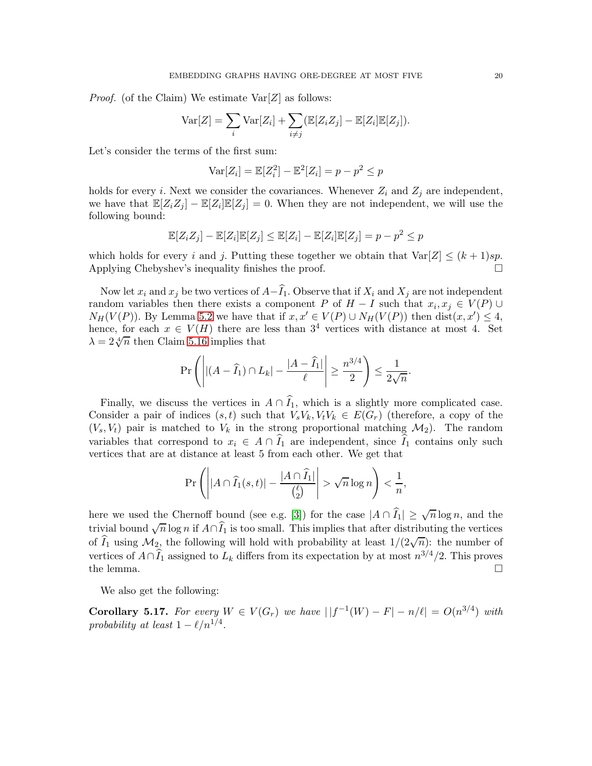*Proof.* (of the Claim) We estimate $\mathrm{Var}[Z]$ as follows:

$$\mathrm{Var}[Z] = \sum_i \mathrm{Var}[Z_i] + \sum_{i \neq j} (\mathbb{E}[Z_i Z_j] - \mathbb{E}[Z_i]\mathbb{E}[Z_j]).$$

Let's consider the terms of the first sum:

$$\mathrm{Var}[Z_i] = \mathbb{E}[Z_i^2] - \mathbb{E}^2[Z_i] = p - p^2 \leq p$$

holds for every $i$. Next we consider the covariances. Whenever $Z_i$ and $Z_j$ are independent, we have that $\mathbb{E}[Z_i Z_j] - \mathbb{E}[Z_i]\mathbb{E}[Z_j] = 0$. When they are not independent, we will use the following bound:

$$\mathbb{E}[Z_i Z_j] - \mathbb{E}[Z_i]\mathbb{E}[Z_j] \leq \mathbb{E}[Z_i] - \mathbb{E}[Z_i]\mathbb{E}[Z_j] = p - p^2 \leq p$$

which holds for every $i$ and $j$. Putting these together we obtain that $\mathrm{Var}[Z] \leq (k+1)sp$. Applying Chebyshev's inequality finishes the proof. □

Now let $x_i$ and $x_j$ be two vertices of $A - \widehat{I}_1$. Observe that if $X_i$ and $X_j$ are not independent random variables then there exists a component $P$ of $H - I$ such that $x_i, x_j \in V(P) \cup N_H(V(P))$. By Lemma 5.2 we have that if $x, x' \in V(P) \cup N_H(V(P))$ then $\mathrm{dist}(x, x') \leq 4$, hence, for each $x \in V(H)$ there are less than $3^4$ vertices with distance at most 4. Set $\lambda = 2\sqrt[4]{n}$ then Claim 5.16 implies that

$$\Pr\left( \left| |(A - \widehat{I}_1) \cap L_k| - \frac{|A - \widehat{I}_1|}{\ell} \right| \geq \frac{n^{3/4}}{2} \right) \leq \frac{1}{2\sqrt{n}}.$$

Finally, we discuss the vertices in $A \cap \widehat{I}_1$, which is a slightly more complicated case. Consider a pair of indices $(s,t)$ such that $V_sV_k, V_tV_k \in E(G_r)$ (therefore, a copy of the $(V_s, V_t)$ pair is matched to $V_k$ in the strong proportional matching $\mathcal{M}_2$). The random variables that correspond to $x_i \in A \cap \widehat{I}_1$ are independent, since $\widehat{I}_1$ contains only such vertices that are at distance at least 5 from each other. We get that

$$\Pr\left( \left| |A \cap \widehat{I}_1(s,t)| - \frac{|A \cap \widehat{I}_1|}{\binom{\ell}{2}} \right| > \sqrt{n} \log n \right) < \frac{1}{n},$$

here we used the Chernoff bound (see e.g. [3]) for the case $|A \cap \widehat{I}_1| \geq \sqrt{n} \log n$, and the trivial bound $\sqrt{n} \log n$ if $A \cap \widehat{I}_1$ is too small. This implies that after distributing the vertices of $\widehat{I}_1$ using $\mathcal{M}_2$, the following will hold with probability at least $1/(2\sqrt{n})$: the number of vertices of $A \cap \widehat{I}_1$ assigned to $L_k$ differs from its expectation by at most $n^{3/4}/2$. This proves the lemma. □

We also get the following:

**Corollary 5.17.** *For every $W \in V(G_r)$ we have $||f^{-1}(W) - F| - n/\ell| = O(n^{3/4})$ with probability at least $1 - \ell/n^{1/4}$.*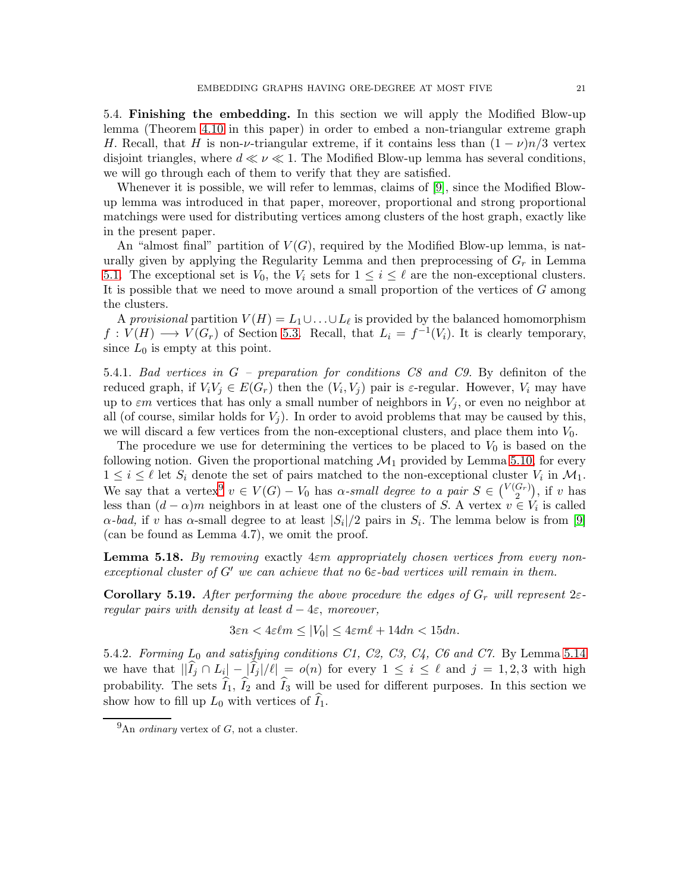### 5.4. Finishing the embedding.

In this section we will apply the Modified Blow-up lemma (Theorem 4.10 in this paper) in order to embed a non-triangular extreme graph $H$. Recall, that $H$ is non-$\nu$-triangular extreme, if it contains less than $(1-\nu)n/3$ vertex disjoint triangles, where $d \ll \nu \ll 1$. The Modified Blow-up lemma has several conditions, we will go through each of them to verify that they are satisfied.

Whenever it is possible, we will refer to lemmas, claims of [9], since the Modified Blow-up lemma was introduced in that paper, moreover, proportional and strong proportional matchings were used for distributing vertices among clusters of the host graph, exactly like in the present paper.

An "almost final" partition of $V(G)$, required by the Modified Blow-up lemma, is naturally given by applying the Regularity Lemma and then preprocessing of $G_r$ in Lemma 5.1. The exceptional set is $V_0$, the $V_i$ sets for $1 \le i \le \ell$ are the non-exceptional clusters. It is possible that we need to move around a small proportion of the vertices of $G$ among the clusters.

A *provisional* partition $V(H) = L_1 \cup \ldots \cup L_\ell$ is provided by the balanced homomorphism $f : V(H) \longrightarrow V(G_r)$ of Section 5.3. Recall, that $L_i = f^{-1}(V_i)$. It is clearly temporary, since $L_0$ is empty at this point.

5.4.1. *Bad vertices in $G$ – preparation for conditions C8 and C9.* By definiton of the reduced graph, if $V_iV_j \in E(G_r)$ then the $(V_i, V_j)$ pair is $\varepsilon$-regular. However, $V_i$ may have up to $\varepsilon m$ vertices that has only a small number of neighbors in $V_j$, or even no neighbor at all (of course, similar holds for $V_j$). In order to avoid problems that may be caused by this, we will discard a few vertices from the non-exceptional clusters, and place them into $V_0$.

The procedure we use for determining the vertices to be placed to $V_0$ is based on the following notion. Given the proportional matching $\mathcal{M}_1$ provided by Lemma 5.10, for every $1 \le i \le \ell$ let $S_i$ denote the set of pairs matched to the non-exceptional cluster $V_i$ in $\mathcal{M}_1$. We say that a vertex[9] $v \in V(G) - V_0$ has *$\alpha$-small degree to a pair* $S \in \binom{V(G_r)}{2}$, if $v$ has less than $(d-\alpha)m$ neighbors in at least one of the clusters of $S$. A vertex $v \in V_i$ is called *$\alpha$-bad,* if $v$ has $\alpha$-small degree to at least $|S_i|/2$ pairs in $S_i$. The lemma below is from [9] (can be found as Lemma 4.7), we omit the proof.

**Lemma 5.18.** *By removing* exactly $4\varepsilon m$ *appropriately chosen vertices from every non-exceptional cluster of $G'$ we can achieve that no $6\varepsilon$-bad vertices will remain in them.*

**Corollary 5.19.** *After performing the above procedure the edges of $G_r$ will represent $2\varepsilon$-regular pairs with density at least $d - 4\varepsilon$, moreover,*

$$3\varepsilon n < 4\varepsilon \ell m \le |V_0| \le 4\varepsilon m \ell + 14dn < 15dn.$$

5.4.2. *Forming $L_0$ and satisfying conditions C1, C2, C3, C4, C6 and C7.* By Lemma 5.14 we have that $||\widehat{I}_j \cap L_i| - |\widehat{I}_j|/\ell| = o(n)$ for every $1 \le i \le \ell$ and $j = 1, 2, 3$ with high probability. The sets $\widehat{I}_1$, $\widehat{I}_2$ and $\widehat{I}_3$ will be used for different purposes. In this section we show how to fill up $L_0$ with vertices of $\widehat{I}_1$.

[9] An *ordinary* vertex of $G$, not a cluster.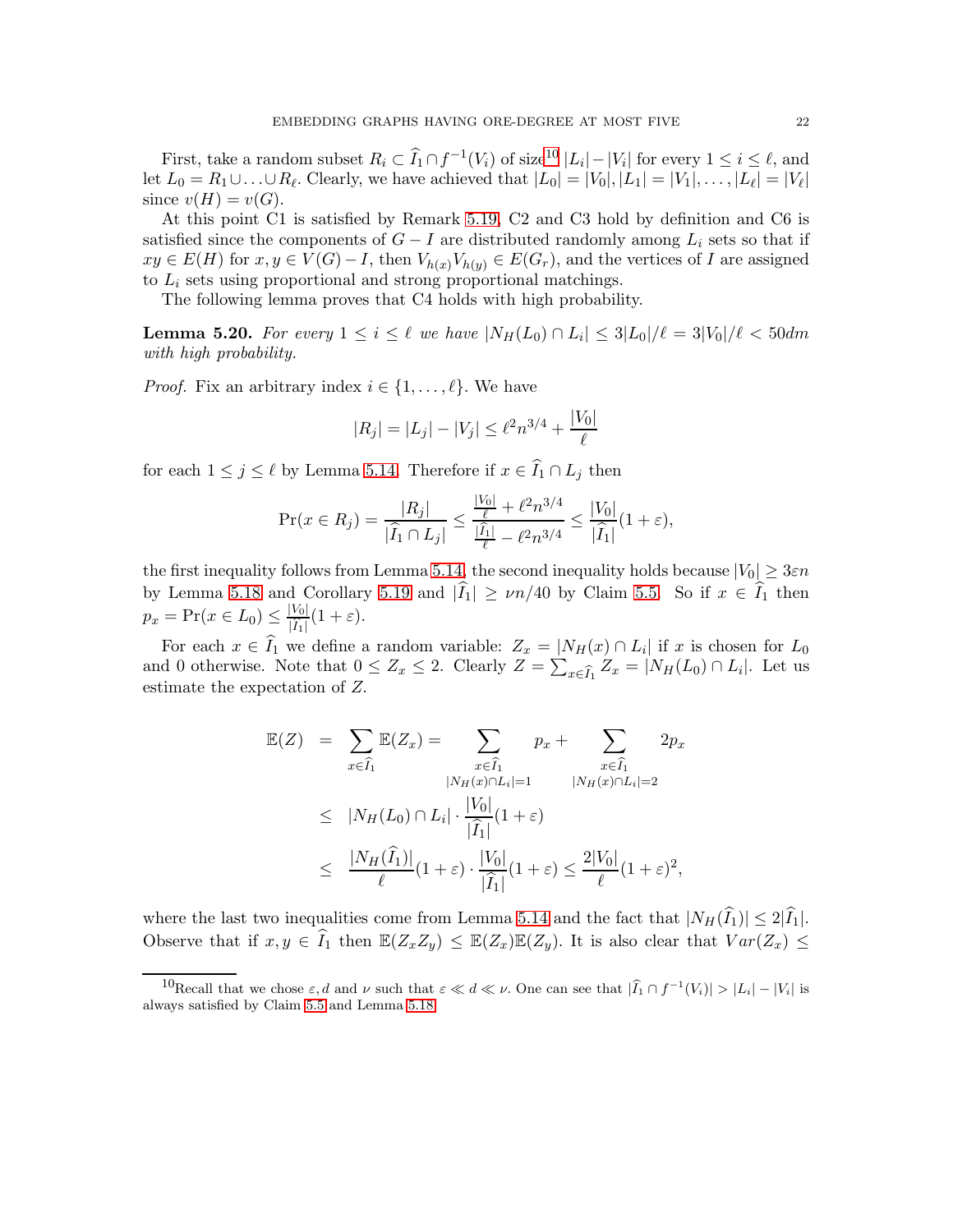First, take a random subset $R_i \subset \widehat{I}_1 \cap f^{-1}(V_i)$ of size[10] $|L_i| - |V_i|$ for every $1 \le i \le \ell$, and let $L_0 = R_1 \cup \ldots \cup R_\ell$. Clearly, we have achieved that $|L_0| = |V_0|, |L_1| = |V_1|, \ldots, |L_\ell| = |V_\ell|$ since $v(H) = v(G)$.

At this point C1 is satisfied by Remark 5.19, C2 and C3 hold by definition and C6 is satisfied since the components of $G - I$ are distributed randomly among $L_i$ sets so that if $xy \in E(H)$ for $x, y \in V(G) - I$, then $V_{h(x)}V_{h(y)} \in E(G_r)$, and the vertices of $I$ are assigned to $L_i$ sets using proportional and strong proportional matchings.

The following lemma proves that C4 holds with high probability.

**Lemma 5.20.** *For every $1 \le i \le \ell$ we have $|N_H(L_0) \cap L_i| \le 3|L_0|/\ell = 3|V_0|/\ell < 50dm$ with high probability.*

*Proof.* Fix an arbitrary index $i \in \{1, \ldots, \ell\}$. We have

$$|R_j| = |L_j| - |V_j| \le \ell^2 n^{3/4} + \frac{|V_0|}{\ell}$$

for each $1 \le j \le \ell$ by Lemma 5.14. Therefore if $x \in \widehat{I}_1 \cap L_j$ then

$$\Pr(x \in R_j) = \frac{|R_j|}{|\widehat{I}_1 \cap L_j|} \le \frac{\frac{|V_0|}{\ell} + \ell^2 n^{3/4}}{\frac{|\widehat{I}_1|}{\ell} - \ell^2 n^{3/4}} \le \frac{|V_0|}{|\widehat{I}_1|}(1+\varepsilon),$$

the first inequality follows from Lemma 5.14, the second inequality holds because $|V_0| \ge 3\varepsilon n$ by Lemma 5.18 and Corollary 5.19 and $|\widehat{I}_1| \ge \nu n/40$ by Claim 5.5. So if $x \in \widehat{I}_1$ then $p_x = \Pr(x \in L_0) \le \frac{|V_0|}{|\widehat{I}_1|}(1+\varepsilon)$.

For each $x \in \widehat{I}_1$ we define a random variable: $Z_x = |N_H(x) \cap L_i|$ if $x$ is chosen for $L_0$ and 0 otherwise. Note that $0 \le Z_x \le 2$. Clearly $Z = \sum_{x \in \widehat{I}_1} Z_x = |N_H(L_0) \cap L_i|$. Let us estimate the expectation of $Z$.

$$\begin{aligned}
\mathbb{E}(Z) &= \sum_{x \in \widehat{I}_1} \mathbb{E}(Z_x) = \sum_{\substack{x \in \widehat{I}_1 \\ |N_H(x) \cap L_i| = 1}} p_x + \sum_{\substack{x \in \widehat{I}_1 \\ |N_H(x) \cap L_i| = 2}} 2p_x \\
&\le |N_H(L_0) \cap L_i| \cdot \frac{|V_0|}{|\widehat{I}_1|}(1+\varepsilon) \\
&\le \frac{|N_H(\widehat{I}_1)|}{\ell}(1+\varepsilon) \cdot \frac{|V_0|}{|\widehat{I}_1|}(1+\varepsilon) \le \frac{2|V_0|}{\ell}(1+\varepsilon)^2,
\end{aligned}$$

where the last two inequalities come from Lemma 5.14 and the fact that $|N_H(\widehat{I}_1)| \le 2|\widehat{I}_1|$. Observe that if $x, y \in \widehat{I}_1$ then $\mathbb{E}(Z_x Z_y) \le \mathbb{E}(Z_x)\mathbb{E}(Z_y)$. It is also clear that $Var(Z_x) \le$

[10] Recall that we chose $\varepsilon, d$ and $\nu$ such that $\varepsilon \ll d \ll \nu$. One can see that $|\widehat{I}_1 \cap f^{-1}(V_i)| > |L_i| - |V_i|$ is always satisfied by Claim 5.5 and Lemma 5.18.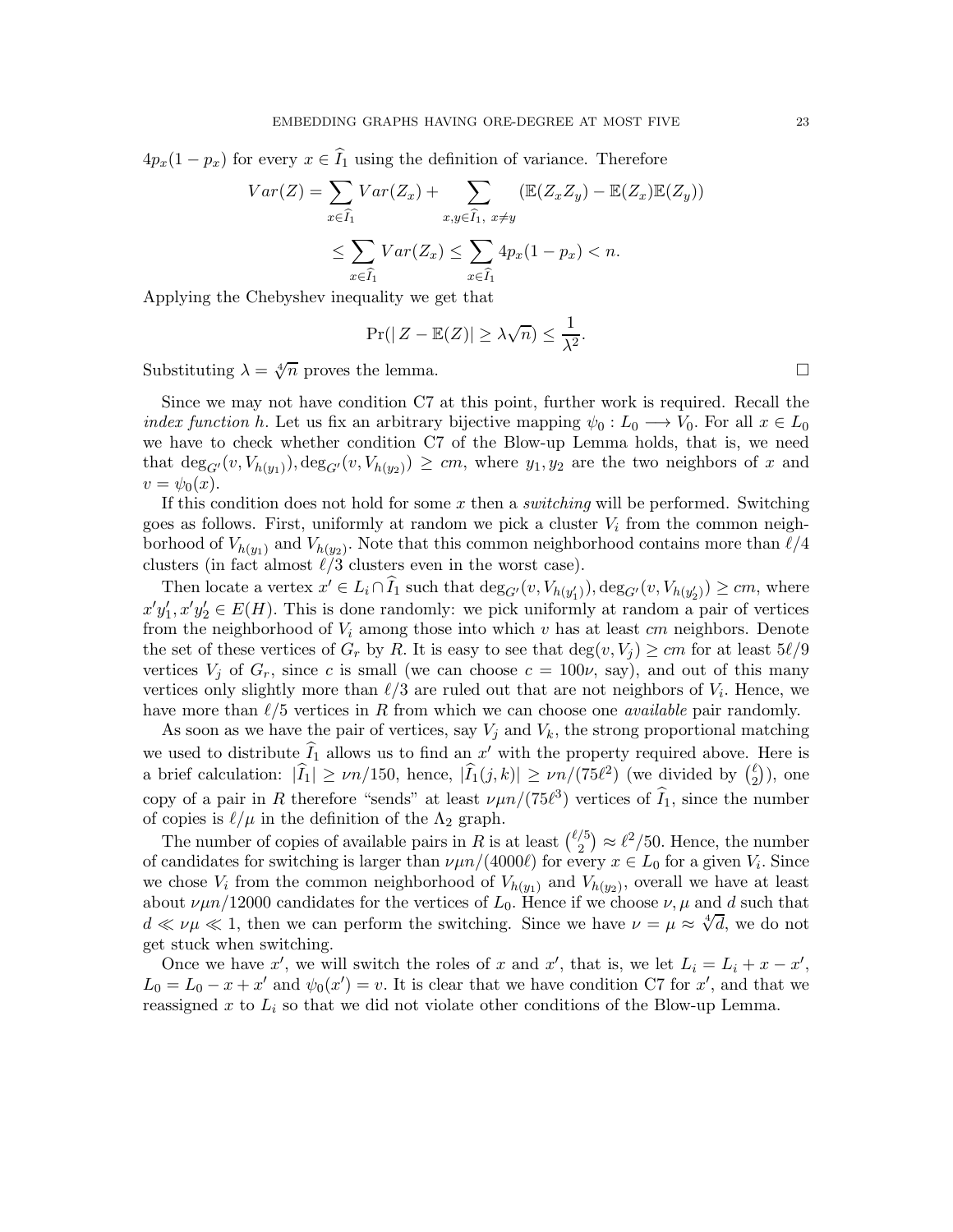$4p_x(1-p_x)$ for every $x \in \widehat{I}_1$ using the definition of variance. Therefore

$$Var(Z) = \sum_{x\in\widehat{I}_1} Var(Z_x) + \sum_{x,y\in\widehat{I}_1,\ x\neq y} (\mathbb{E}(Z_xZ_y) - \mathbb{E}(Z_x)\mathbb{E}(Z_y))$$

$$\leq \sum_{x\in\widehat{I}_1} Var(Z_x) \leq \sum_{x\in\widehat{I}_1} 4p_x(1-p_x) < n.$$

Applying the Chebyshev inequality we get that

$$\Pr(|\, Z - \mathbb{E}(Z)| \geq \lambda\sqrt{n}) \leq \frac{1}{\lambda^2}.$$

Substituting $\lambda = \sqrt[4]{n}$ proves the lemma. □

Since we may not have condition C7 at this point, further work is required. Recall the *index function* $h$. Let us fix an arbitrary bijective mapping $\psi_0 : L_0 \longrightarrow V_0$. For all $x \in L_0$ we have to check whether condition C7 of the Blow-up Lemma holds, that is, we need that $\deg_{G'}(v, V_{h(y_1)}), \deg_{G'}(v, V_{h(y_2)}) \geq cm$, where $y_1, y_2$ are the two neighbors of $x$ and $v = \psi_0(x)$.

If this condition does not hold for some $x$ then a *switching* will be performed. Switching goes as follows. First, uniformly at random we pick a cluster $V_i$ from the common neighborhood of $V_{h(y_1)}$ and $V_{h(y_2)}$. Note that this common neighborhood contains more than $\ell/4$ clusters (in fact almost $\ell/3$ clusters even in the worst case).

Then locate a vertex $x' \in L_i \cap \widehat{I}_1$ such that $\deg_{G'}(v, V_{h(y'_1)}), \deg_{G'}(v, V_{h(y'_2)}) \geq cm$, where $x'y'_1, x'y'_2 \in E(H)$. This is done randomly: we pick uniformly at random a pair of vertices from the neighborhood of $V_i$ among those into which $v$ has at least $cm$ neighbors. Denote the set of these vertices of $G_r$ by $R$. It is easy to see that $\deg(v, V_j) \geq cm$ for at least $5\ell/9$ vertices $V_j$ of $G_r$, since $c$ is small (we can choose $c = 100\nu$, say), and out of this many vertices only slightly more than $\ell/3$ are ruled out that are not neighbors of $V_i$. Hence, we have more than $\ell/5$ vertices in $R$ from which we can choose one *available* pair randomly.

As soon as we have the pair of vertices, say $V_j$ and $V_k$, the strong proportional matching we used to distribute $\widehat{I}_1$ allows us to find an $x'$ with the property required above. Here is a brief calculation: $|\widehat{I}_1| \geq \nu n/150$, hence, $|\widehat{I}_1(j,k)| \geq \nu n/(75\ell^2)$ (we divided by $\binom{\ell}{2}$), one copy of a pair in $R$ therefore "sends" at least $\nu\mu n/(75\ell^3)$ vertices of $\widehat{I}_1$, since the number of copies is $\ell/\mu$ in the definition of the $\Lambda_2$ graph.

The number of copies of available pairs in $R$ is at least $\binom{\ell/5}{2} \approx \ell^2/50$. Hence, the number of candidates for switching is larger than $\nu\mu n/(4000\ell)$ for every $x \in L_0$ for a given $V_i$. Since we chose $V_i$ from the common neighborhood of $V_{h(y_1)}$ and $V_{h(y_2)}$, overall we have at least about $\nu\mu n/12000$ candidates for the vertices of $L_0$. Hence if we choose $\nu, \mu$ and $d$ such that $d \ll \nu\mu \ll 1$, then we can perform the switching. Since we have $\nu = \mu \approx \sqrt[4]{d}$, we do not get stuck when switching.

Once we have $x'$, we will switch the roles of $x$ and $x'$, that is, we let $L_i = L_i + x - x'$, $L_0 = L_0 - x + x'$ and $\psi_0(x') = v$. It is clear that we have condition C7 for $x'$, and that we reassigned $x$ to $L_i$ so that we did not violate other conditions of the Blow-up Lemma.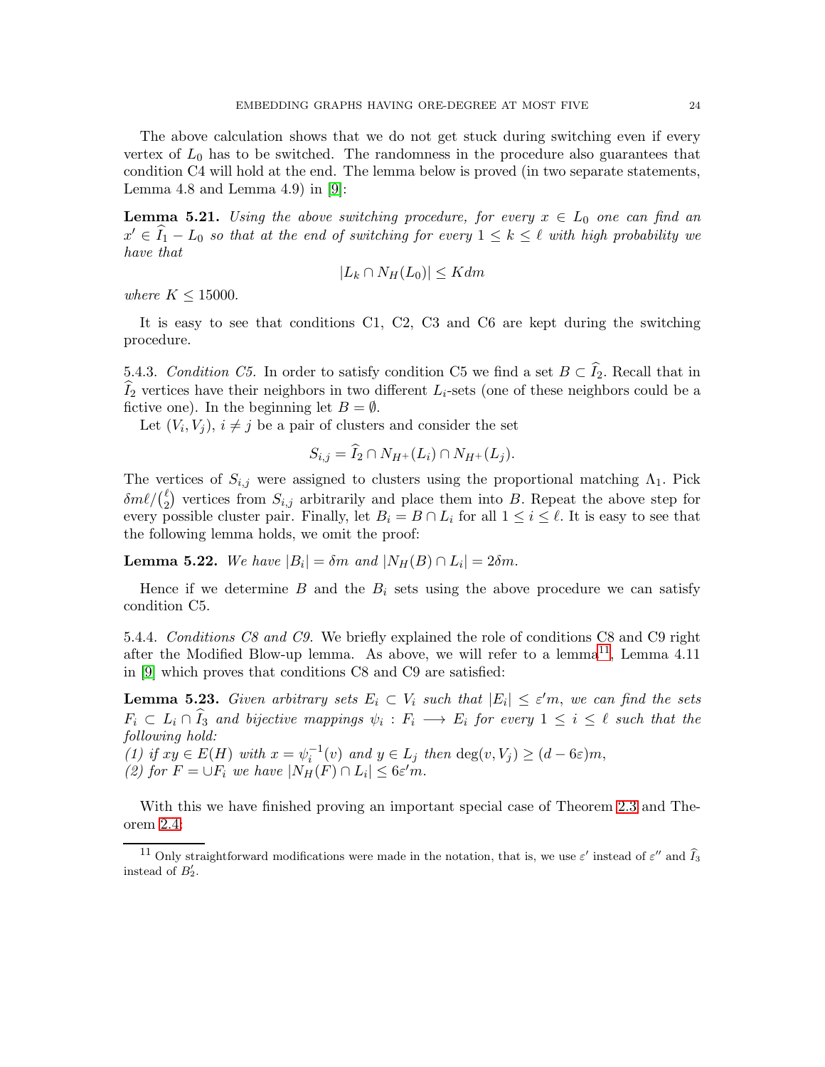The above calculation shows that we do not get stuck during switching even if every vertex of $L_0$ has to be switched. The randomness in the procedure also guarantees that condition C4 will hold at the end. The lemma below is proved (in two separate statements, Lemma 4.8 and Lemma 4.9) in [9]:

**Lemma 5.21.** *Using the above switching procedure, for every $x \in L_0$ one can find an $x' \in \widehat{I}_1 - L_0$ so that at the end of switching for every $1 \leq k \leq \ell$ with high probability we have that*

$$|L_k \cap N_H(L_0)| \leq Kdm$$

*where $K \leq 15000$.*

It is easy to see that conditions C1, C2, C3 and C6 are kept during the switching procedure.

5.4.3. *Condition C5.* In order to satisfy condition C5 we find a set $B \subset \widehat{I}_2$. Recall that in $\widehat{I}_2$ vertices have their neighbors in two different $L_i$-sets (one of these neighbors could be a fictive one). In the beginning let $B = \emptyset$.

Let $(V_i, V_j)$, $i \neq j$ be a pair of clusters and consider the set

$$S_{i,j} = \widehat{I}_2 \cap N_{H^+}(L_i) \cap N_{H^+}(L_j).$$

The vertices of $S_{i,j}$ were assigned to clusters using the proportional matching $\Lambda_1$. Pick $\delta m\ell/\binom{\ell}{2}$ vertices from $S_{i,j}$ arbitrarily and place them into $B$. Repeat the above step for every possible cluster pair. Finally, let $B_i = B \cap L_i$ for all $1 \leq i \leq \ell$. It is easy to see that the following lemma holds, we omit the proof:

**Lemma 5.22.** *We have $|B_i| = \delta m$ and $|N_H(B) \cap L_i| = 2\delta m$.*

Hence if we determine $B$ and the $B_i$ sets using the above procedure we can satisfy condition C5.

5.4.4. *Conditions C8 and C9.* We briefly explained the role of conditions C8 and C9 right after the Modified Blow-up lemma. As above, we will refer to a lemma[11], Lemma 4.11 in [9] which proves that conditions C8 and C9 are satisfied:

**Lemma 5.23.** *Given arbitrary sets $E_i \subset V_i$ such that $|E_i| \leq \varepsilon' m$, we can find the sets $F_i \subset L_i \cap \widehat{I}_3$ and bijective mappings $\psi_i : F_i \longrightarrow E_i$ for every $1 \leq i \leq \ell$ such that the following hold:*
*(1) if $xy \in E(H)$ with $x = \psi_i^{-1}(v)$ and $y \in L_j$ then $\deg(v, V_j) \geq (d - 6\varepsilon)m$,*
*(2) for $F = \cup F_i$ we have $|N_H(F) \cap L_i| \leq 6\varepsilon' m$.*

With this we have finished proving an important special case of Theorem 2.3 and Theorem 2.4:

[11] Only straightforward modifications were made in the notation, that is, we use $\varepsilon'$ instead of $\varepsilon''$ and $\widehat{I}_3$ instead of $B_2'$.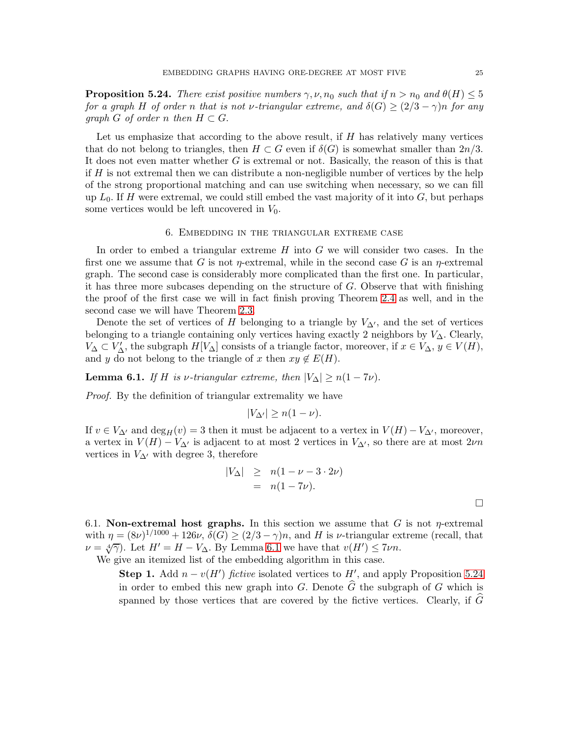**Proposition 5.24.** *There exist positive numbers $\gamma, \nu, n_0$ such that if $n > n_0$ and $\theta(H) \leq 5$ for a graph $H$ of order $n$ that is not $\nu$-triangular extreme, and $\delta(G) \geq (2/3 - \gamma)n$ for any graph $G$ of order $n$ then $H \subset G$.*

Let us emphasize that according to the above result, if $H$ has relatively many vertices that do not belong to triangles, then $H \subset G$ even if $\delta(G)$ is somewhat smaller than $2n/3$. It does not even matter whether $G$ is extremal or not. Basically, the reason of this is that if $H$ is not extremal then we can distribute a non-negligible number of vertices by the help of the strong proportional matching and can use switching when necessary, so we can fill up $L_0$. If $H$ were extremal, we could still embed the vast majority of it into $G$, but perhaps some vertices would be left uncovered in $V_0$.

## 6. Embedding in the triangular extreme case

In order to embed a triangular extreme $H$ into $G$ we will consider two cases. In the first one we assume that $G$ is not $\eta$-extremal, while in the second case $G$ is an $\eta$-extremal graph. The second case is considerably more complicated than the first one. In particular, it has three more subcases depending on the structure of $G$. Observe that with finishing the proof of the first case we will in fact finish proving Theorem 2.4 as well, and in the second case we will have Theorem 2.3.

Denote the set of vertices of $H$ belonging to a triangle by $V_{\Delta'}$, and the set of vertices belonging to a triangle containing only vertices having exactly 2 neighbors by $V_\Delta$. Clearly, $V_\Delta \subset V'_\Delta$, the subgraph $H[V_\Delta]$ consists of a triangle factor, moreover, if $x \in V_\Delta$, $y \in V(H)$, and $y$ do not belong to the triangle of $x$ then $xy \notin E(H)$.

**Lemma 6.1.** *If $H$ is $\nu$-triangular extreme, then $|V_\Delta| \geq n(1 - 7\nu)$.*

*Proof.* By the definition of triangular extremality we have

$$|V_{\Delta'}| \geq n(1 - \nu).$$

If $v \in V_{\Delta'}$ and $\deg_H(v) = 3$ then it must be adjacent to a vertex in $V(H) - V_{\Delta'}$, moreover, a vertex in $V(H) - V_{\Delta'}$ is adjacent to at most 2 vertices in $V_{\Delta'}$, so there are at most $2\nu n$ vertices in $V_{\Delta'}$ with degree 3, therefore

$$\begin{aligned} |V_\Delta| &\geq n(1 - \nu - 3 \cdot 2\nu) \\ &= n(1 - 7\nu). \end{aligned}$$

$\square$

6.1. **Non-extremal host graphs.** In this section we assume that $G$ is not $\eta$-extremal with $\eta = (8\nu)^{1/1000} + 126\nu$, $\delta(G) \geq (2/3 - \gamma)n$, and $H$ is $\nu$-triangular extreme (recall, that $\nu = \sqrt[4]{\gamma}$). Let $H' = H - V_\Delta$. By Lemma 6.1 we have that $v(H') \leq 7\nu n$.

We give an itemized list of the embedding algorithm in this case.

**Step 1.** Add $n - v(H')$ *fictive* isolated vertices to $H'$, and apply Proposition 5.24 in order to embed this new graph into $G$. Denote $\widehat{G}$ the subgraph of $G$ which is spanned by those vertices that are covered by the fictive vertices. Clearly, if $\widehat{G}$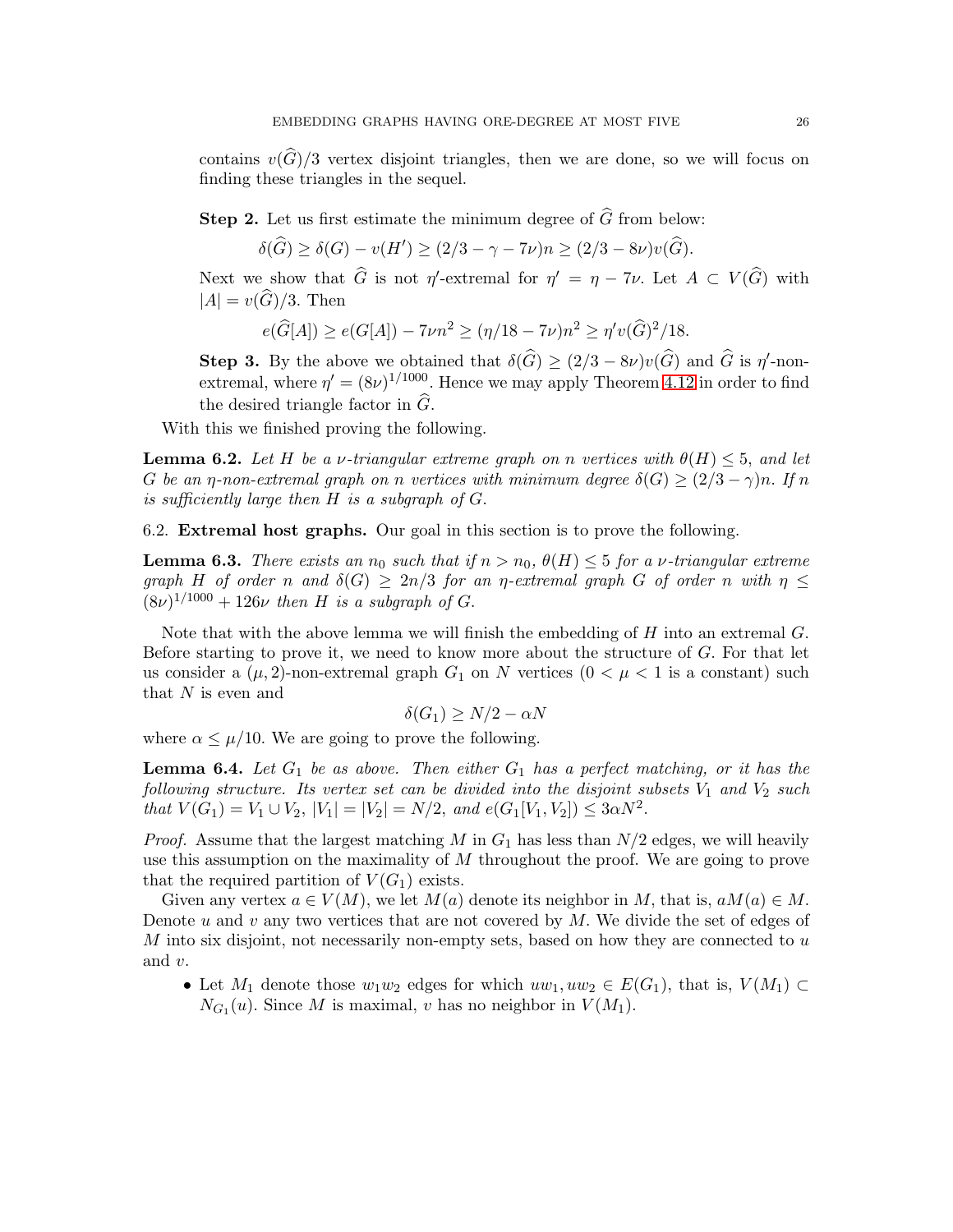contains $v(\widehat{G})/3$ vertex disjoint triangles, then we are done, so we will focus on finding these triangles in the sequel.

**Step 2.** Let us first estimate the minimum degree of $\widehat{G}$ from below:

$$\delta(\widehat{G}) \geq \delta(G) - v(H') \geq (2/3 - \gamma - 7\nu)n \geq (2/3 - 8\nu)v(\widehat{G}).$$

Next we show that $\widehat{G}$ is not $\eta'$-extremal for $\eta' = \eta - 7\nu$. Let $A \subset V(\widehat{G})$ with $|A| = v(\widehat{G})/3$. Then

$$e(\widehat{G}[A]) \geq e(G[A]) - 7\nu n^2 \geq (\eta/18 - 7\nu)n^2 \geq \eta' v(\widehat{G})^2/18.$$

**Step 3.** By the above we obtained that $\delta(\widehat{G}) \geq (2/3 - 8\nu)v(\widehat{G})$ and $\widehat{G}$ is $\eta'$-non-extremal, where $\eta' = (8\nu)^{1/1000}$. Hence we may apply Theorem 4.12 in order to find the desired triangle factor in $\widehat{G}$.

With this we finished proving the following.

**Lemma 6.2.** *Let $H$ be a $\nu$-triangular extreme graph on $n$ vertices with $\theta(H) \leq 5$, and let $G$ be an $\eta$-non-extremal graph on $n$ vertices with minimum degree $\delta(G) \geq (2/3 - \gamma)n$. If $n$ is sufficiently large then $H$ is a subgraph of $G$.*

## 6.2. Extremal host graphs.

Our goal in this section is to prove the following.

**Lemma 6.3.** *There exists an $n_0$ such that if $n > n_0$, $\theta(H) \leq 5$ for a $\nu$-triangular extreme graph $H$ of order $n$ and $\delta(G) \geq 2n/3$ for an $\eta$-extremal graph $G$ of order $n$ with $\eta \leq (8\nu)^{1/1000} + 126\nu$ then $H$ is a subgraph of $G$.*

Note that with the above lemma we will finish the embedding of $H$ into an extremal $G$. Before starting to prove it, we need to know more about the structure of $G$. For that let us consider a $(\mu, 2)$-non-extremal graph $G_1$ on $N$ vertices ($0 < \mu < 1$ is a constant) such that $N$ is even and

$$\delta(G_1) \geq N/2 - \alpha N$$

where $\alpha \leq \mu/10$. We are going to prove the following.

**Lemma 6.4.** *Let $G_1$ be as above. Then either $G_1$ has a perfect matching, or it has the following structure. Its vertex set can be divided into the disjoint subsets $V_1$ and $V_2$ such that $V(G_1) = V_1 \cup V_2$, $|V_1| = |V_2| = N/2$, and $e(G_1[V_1, V_2]) \leq 3\alpha N^2$.*

*Proof.* Assume that the largest matching $M$ in $G_1$ has less than $N/2$ edges, we will heavily use this assumption on the maximality of $M$ throughout the proof. We are going to prove that the required partition of $V(G_1)$ exists.

Given any vertex $a \in V(M)$, we let $M(a)$ denote its neighbor in $M$, that is, $aM(a) \in M$. Denote $u$ and $v$ any two vertices that are not covered by $M$. We divide the set of edges of $M$ into six disjoint, not necessarily non-empty sets, based on how they are connected to $u$ and $v$.

- Let $M_1$ denote those $w_1w_2$ edges for which $uw_1, uw_2 \in E(G_1)$, that is, $V(M_1) \subset N_{G_1}(u)$. Since $M$ is maximal, $v$ has no neighbor in $V(M_1)$.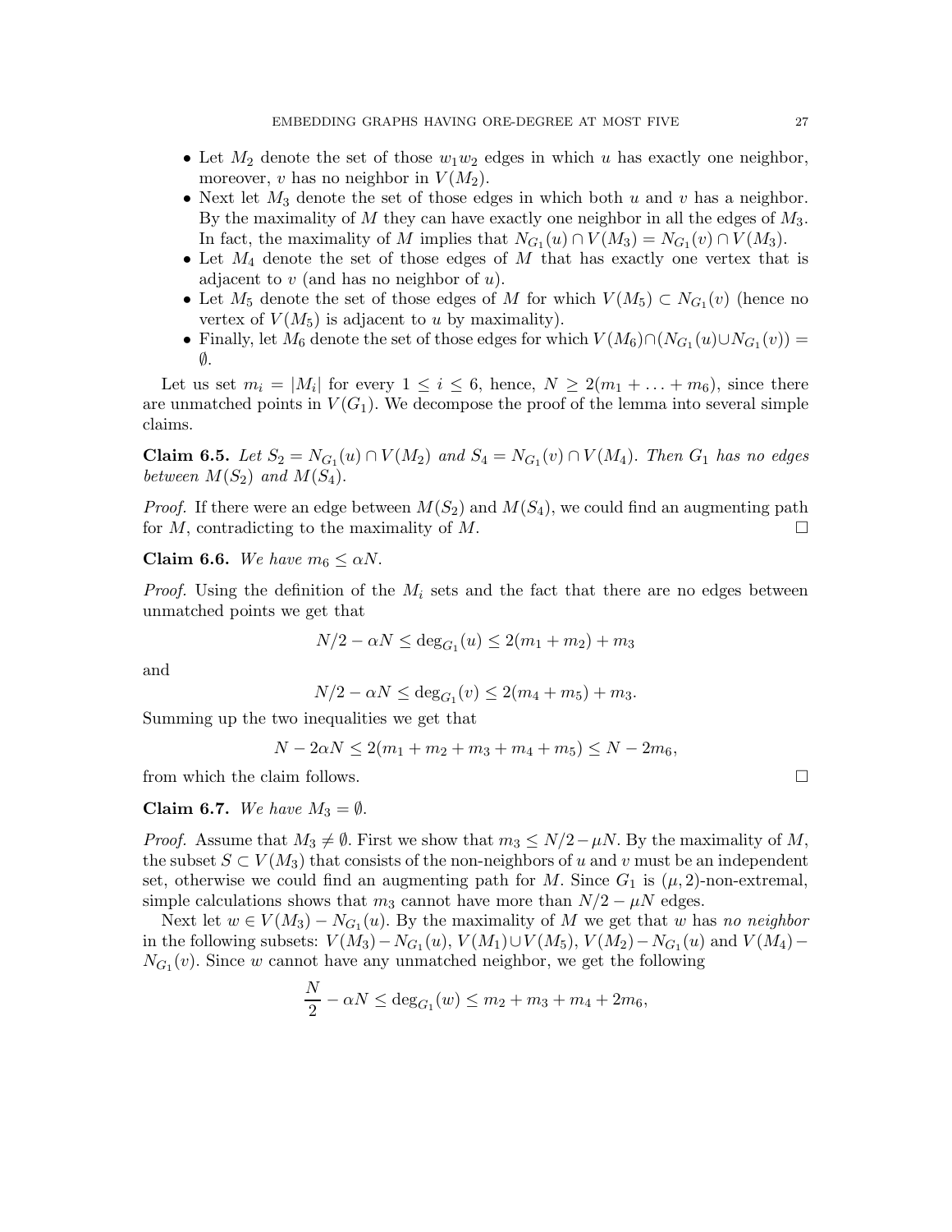- Let $M_2$ denote the set of those $w_1w_2$ edges in which $u$ has exactly one neighbor, moreover, $v$ has no neighbor in $V(M_2)$.
- Next let $M_3$ denote the set of those edges in which both $u$ and $v$ has a neighbor. By the maximality of $M$ they can have exactly one neighbor in all the edges of $M_3$. In fact, the maximality of $M$ implies that $N_{G_1}(u) \cap V(M_3) = N_{G_1}(v) \cap V(M_3)$.
- Let $M_4$ denote the set of those edges of $M$ that has exactly one vertex that is adjacent to $v$ (and has no neighbor of $u$).
- Let $M_5$ denote the set of those edges of $M$ for which $V(M_5) \subset N_{G_1}(v)$ (hence no vertex of $V(M_5)$ is adjacent to $u$ by maximality).
- Finally, let $M_6$ denote the set of those edges for which $V(M_6) \cap (N_{G_1}(u) \cup N_{G_1}(v)) = \emptyset$.

Let us set $m_i = |M_i|$ for every $1 \leq i \leq 6$, hence, $N \geq 2(m_1 + \ldots + m_6)$, since there are unmatched points in $V(G_1)$. We decompose the proof of the lemma into several simple claims.

**Claim 6.5.** *Let $S_2 = N_{G_1}(u) \cap V(M_2)$ and $S_4 = N_{G_1}(v) \cap V(M_4)$. Then $G_1$ has no edges between $M(S_2)$ and $M(S_4)$.*

*Proof.* If there were an edge between $M(S_2)$ and $M(S_4)$, we could find an augmenting path for $M$, contradicting to the maximality of $M$. $\square$

**Claim 6.6.** *We have $m_6 \leq \alpha N$.*

*Proof.* Using the definition of the $M_i$ sets and the fact that there are no edges between unmatched points we get that

$$N/2 - \alpha N \leq \deg_{G_1}(u) \leq 2(m_1 + m_2) + m_3$$

and

$$N/2 - \alpha N \leq \deg_{G_1}(v) \leq 2(m_4 + m_5) + m_3.$$

Summing up the two inequalities we get that

$$N - 2\alpha N \leq 2(m_1 + m_2 + m_3 + m_4 + m_5) \leq N - 2m_6,$$

from which the claim follows. $\square$

**Claim 6.7.** *We have $M_3 = \emptyset$.*

*Proof.* Assume that $M_3 \neq \emptyset$. First we show that $m_3 \leq N/2 - \mu N$. By the maximality of $M$, the subset $S \subset V(M_3)$ that consists of the non-neighbors of $u$ and $v$ must be an independent set, otherwise we could find an augmenting path for $M$. Since $G_1$ is $(\mu, 2)$-non-extremal, simple calculations shows that $m_3$ cannot have more than $N/2 - \mu N$ edges.

Next let $w \in V(M_3) - N_{G_1}(u)$. By the maximality of $M$ we get that $w$ has *no neighbor* in the following subsets: $V(M_3) - N_{G_1}(u)$, $V(M_1) \cup V(M_5)$, $V(M_2) - N_{G_1}(u)$ and $V(M_4) - N_{G_1}(v)$. Since $w$ cannot have any unmatched neighbor, we get the following

$$\frac{N}{2} - \alpha N \leq \deg_{G_1}(w) \leq m_2 + m_3 + m_4 + 2m_6,$$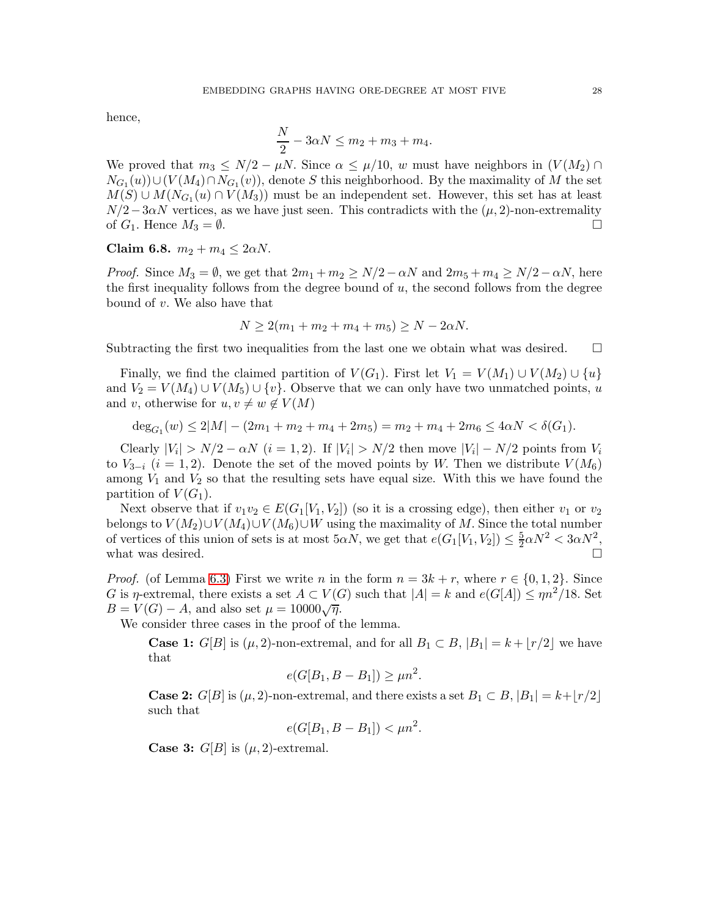hence,

$$\frac{N}{2} - 3\alpha N \leq m_2 + m_3 + m_4.$$

We proved that $m_3 \leq N/2 - \mu N$. Since $\alpha \leq \mu/10$, $w$ must have neighbors in $(V(M_2) \cap N_{G_1}(u)) \cup (V(M_4) \cap N_{G_1}(v))$, denote $S$ this neighborhood. By the maximality of $M$ the set $M(S) \cup M(N_{G_1}(u) \cap V(M_3))$ must be an independent set. However, this set has at least $N/2 - 3\alpha N$ vertices, as we have just seen. This contradicts with the $(\mu, 2)$-non-extremality of $G_1$. Hence $M_3 = \emptyset$. □

**Claim 6.8.** $m_2 + m_4 \leq 2\alpha N$.

*Proof.* Since $M_3 = \emptyset$, we get that $2m_1 + m_2 \geq N/2 - \alpha N$ and $2m_5 + m_4 \geq N/2 - \alpha N$, here the first inequality follows from the degree bound of $u$, the second follows from the degree bound of $v$. We also have that

$$N \geq 2(m_1 + m_2 + m_4 + m_5) \geq N - 2\alpha N.$$

Subtracting the first two inequalities from the last one we obtain what was desired. □

Finally, we find the claimed partition of $V(G_1)$. First let $V_1 = V(M_1) \cup V(M_2) \cup \{u\}$ and $V_2 = V(M_4) \cup V(M_5) \cup \{v\}$. Observe that we can only have two unmatched points, $u$ and $v$, otherwise for $u, v \neq w \notin V(M)$

$$\deg_{G_1}(w) \leq 2|M| - (2m_1 + m_2 + m_4 + 2m_5) = m_2 + m_4 + 2m_6 \leq 4\alpha N < \delta(G_1).$$

Clearly $|V_i| > N/2 - \alpha N$ $(i = 1, 2)$. If $|V_i| > N/2$ then move $|V_i| - N/2$ points from $V_i$ to $V_{3-i}$ $(i = 1, 2)$. Denote the set of the moved points by $W$. Then we distribute $V(M_6)$ among $V_1$ and $V_2$ so that the resulting sets have equal size. With this we have found the partition of $V(G_1)$.

Next observe that if $v_1 v_2 \in E(G_1[V_1, V_2])$ (so it is a crossing edge), then either $v_1$ or $v_2$ belongs to $V(M_2) \cup V(M_4) \cup V(M_6) \cup W$ using the maximality of $M$. Since the total number of vertices of this union of sets is at most $5\alpha N$, we get that $e(G_1[V_1, V_2]) \leq \frac{5}{2}\alpha N^2 < 3\alpha N^2$, what was desired. □

*Proof.* (of Lemma 6.3) First we write $n$ in the form $n = 3k + r$, where $r \in \{0, 1, 2\}$. Since $G$ is $\eta$-extremal, there exists a set $A \subset V(G)$ such that $|A| = k$ and $e(G[A]) \leq \eta n^2/18$. Set $B = V(G) - A$, and also set $\mu = 10000\sqrt{\eta}$.

We consider three cases in the proof of the lemma.

**Case 1:** $G[B]$ is $(\mu, 2)$-non-extremal, and for all $B_1 \subset B$, $|B_1| = k + \lfloor r/2 \rfloor$ we have that

$$e(G[B_1, B - B_1]) \geq \mu n^2.$$

**Case 2:** $G[B]$ is $(\mu, 2)$-non-extremal, and there exists a set $B_1 \subset B$, $|B_1| = k + \lfloor r/2 \rfloor$ such that

$$e(G[B_1, B - B_1]) < \mu n^2.$$

**Case 3:** $G[B]$ is $(\mu, 2)$-extremal.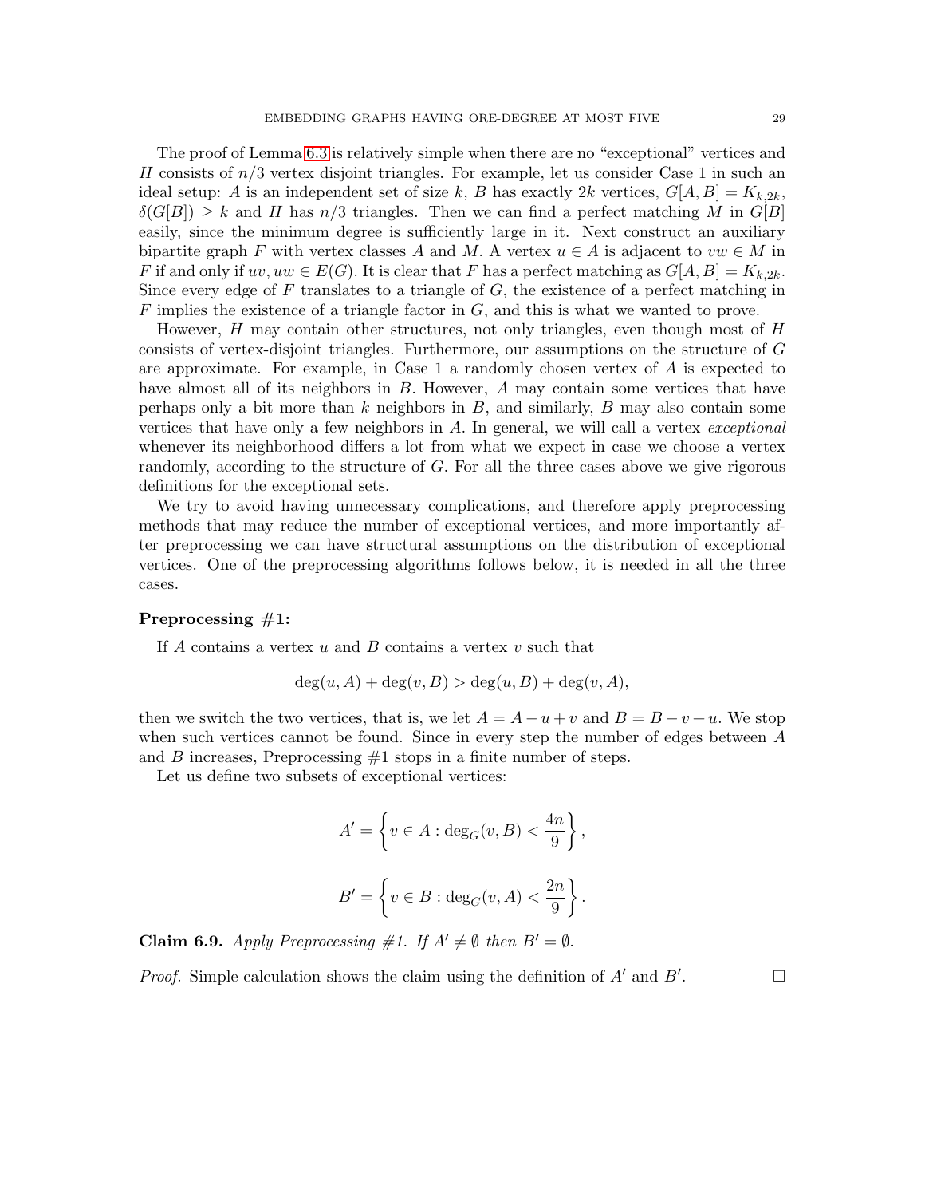The proof of Lemma 6.3 is relatively simple when there are no "exceptional" vertices and $H$ consists of $n/3$ vertex disjoint triangles. For example, let us consider Case 1 in such an ideal setup: $A$ is an independent set of size $k$, $B$ has exactly $2k$ vertices, $G[A, B] = K_{k,2k}$, $\delta(G[B]) \geq k$ and $H$ has $n/3$ triangles. Then we can find a perfect matching $M$ in $G[B]$ easily, since the minimum degree is sufficiently large in it. Next construct an auxiliary bipartite graph $F$ with vertex classes $A$ and $M$. A vertex $u \in A$ is adjacent to $vw \in M$ in $F$ if and only if $uv, uw \in E(G)$. It is clear that $F$ has a perfect matching as $G[A, B] = K_{k,2k}$. Since every edge of $F$ translates to a triangle of $G$, the existence of a perfect matching in $F$ implies the existence of a triangle factor in $G$, and this is what we wanted to prove.

However, $H$ may contain other structures, not only triangles, even though most of $H$ consists of vertex-disjoint triangles. Furthermore, our assumptions on the structure of $G$ are approximate. For example, in Case 1 a randomly chosen vertex of $A$ is expected to have almost all of its neighbors in $B$. However, $A$ may contain some vertices that have perhaps only a bit more than $k$ neighbors in $B$, and similarly, $B$ may also contain some vertices that have only a few neighbors in $A$. In general, we will call a vertex *exceptional* whenever its neighborhood differs a lot from what we expect in case we choose a vertex randomly, according to the structure of $G$. For all the three cases above we give rigorous definitions for the exceptional sets.

We try to avoid having unnecessary complications, and therefore apply preprocessing methods that may reduce the number of exceptional vertices, and more importantly after preprocessing we can have structural assumptions on the distribution of exceptional vertices. One of the preprocessing algorithms follows below, it is needed in all the three cases.

**Preprocessing #1:**

If $A$ contains a vertex $u$ and $B$ contains a vertex $v$ such that

$$\deg(u, A) + \deg(v, B) > \deg(u, B) + \deg(v, A),$$

then we switch the two vertices, that is, we let $A = A - u + v$ and $B = B - v + u$. We stop when such vertices cannot be found. Since in every step the number of edges between $A$ and $B$ increases, Preprocessing #1 stops in a finite number of steps.

Let us define two subsets of exceptional vertices:

$$A' = \left\{ v \in A : \deg_G(v, B) < \frac{4n}{9} \right\},$$

$$B' = \left\{ v \in B : \deg_G(v, A) < \frac{2n}{9} \right\}.$$

**Claim 6.9.** *Apply Preprocessing #1. If $A' \neq \emptyset$ then $B' = \emptyset$.*

*Proof.* Simple calculation shows the claim using the definition of $A'$ and $B'$. $\square$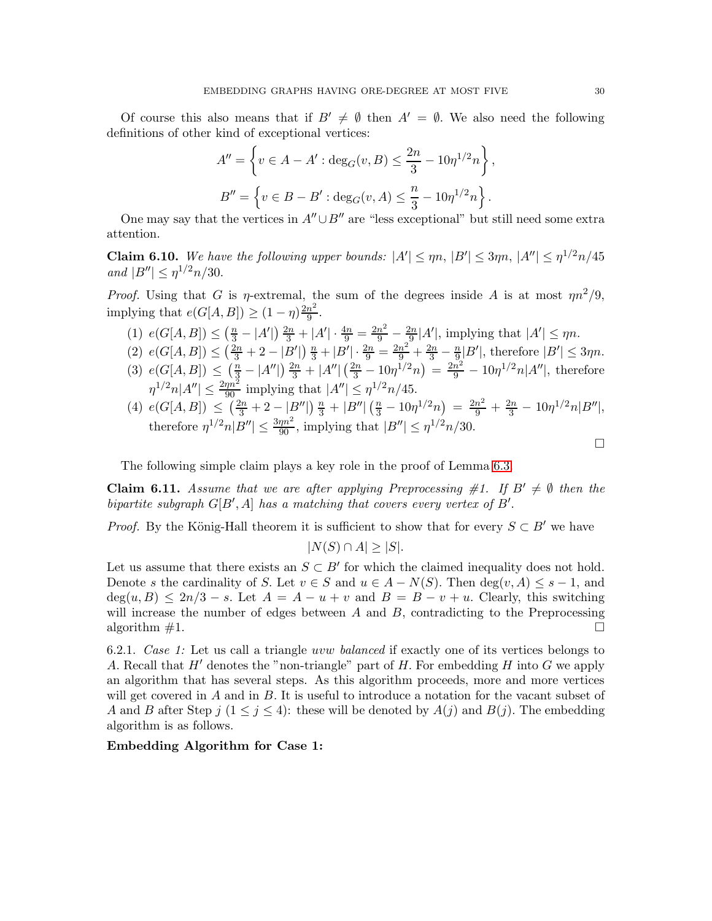Of course this also means that if $B' \neq \emptyset$ then $A' = \emptyset$. We also need the following definitions of other kind of exceptional vertices:

$$A'' = \left\{ v \in A - A' : \deg_G(v, B) \leq \frac{2n}{3} - 10\eta^{1/2}n \right\},$$

$$B'' = \left\{ v \in B - B' : \deg_G(v, A) \leq \frac{n}{3} - 10\eta^{1/2}n \right\}.$$

One may say that the vertices in $A'' \cup B''$ are "less exceptional" but still need some extra attention.

**Claim 6.10.** *We have the following upper bounds: $|A'| \leq \eta n$, $|B'| \leq 3\eta n$, $|A''| \leq \eta^{1/2}n/45$ and $|B''| \leq \eta^{1/2}n/30$.*

*Proof.* Using that $G$ is $\eta$-extremal, the sum of the degrees inside $A$ is at most $\eta n^2/9$, implying that $e(G[A, B]) \geq (1 - \eta)\frac{2n^2}{9}$.

1. $e(G[A, B]) \leq \left(\frac{n}{3} - |A'|\right) \frac{2n}{3} + |A'| \cdot \frac{4n}{9} = \frac{2n^2}{9} - \frac{2n}{9}|A'|$, implying that $|A'| \leq \eta n$.
2. $e(G[A, B]) \leq \left(\frac{2n}{3} + 2 - |B'|\right) \frac{n}{3} + |B'| \cdot \frac{2n}{9} = \frac{2n^2}{9} + \frac{2n}{3} - \frac{n}{9}|B'|$, therefore $|B'| \leq 3\eta n$.
3. $e(G[A, B]) \leq \left(\frac{n}{3} - |A''|\right) \frac{2n}{3} + |A''| \left(\frac{2n}{3} - 10\eta^{1/2}n\right) = \frac{2n^2}{9} - 10\eta^{1/2}n|A''|$, therefore $\eta^{1/2}n|A''| \leq \frac{2\eta n^2}{90}$ implying that $|A''| \leq \eta^{1/2}n/45$.
4. $e(G[A, B]) \leq \left(\frac{2n}{3} + 2 - |B''|\right) \frac{n}{3} + |B''| \left(\frac{n}{3} - 10\eta^{1/2}n\right) = \frac{2n^2}{9} + \frac{2n}{3} - 10\eta^{1/2}n|B''|$, therefore $\eta^{1/2}n|B''| \leq \frac{3\eta n^2}{90}$, implying that $|B''| \leq \eta^{1/2}n/30$.

□

The following simple claim plays a key role in the proof of Lemma 6.3.

**Claim 6.11.** *Assume that we are after applying Preprocessing #1. If $B' \neq \emptyset$ then the bipartite subgraph $G[B', A]$ has a matching that covers every vertex of $B'$.*

*Proof.* By the König-Hall theorem it is sufficient to show that for every $S \subset B'$ we have

$$|N(S) \cap A| \geq |S|.$$

Let us assume that there exists an $S \subset B'$ for which the claimed inequality does not hold. Denote $s$ the cardinality of $S$. Let $v \in S$ and $u \in A - N(S)$. Then $\deg(v, A) \leq s - 1$, and $\deg(u, B) \leq 2n/3 - s$. Let $A = A - u + v$ and $B = B - v + u$. Clearly, this switching will increase the number of edges between $A$ and $B$, contradicting to the Preprocessing algorithm #1. □

6.2.1. *Case 1:* Let us call a triangle $uvw$ *balanced* if exactly one of its vertices belongs to $A$. Recall that $H'$ denotes the "non-triangle" part of $H$. For embedding $H$ into $G$ we apply an algorithm that has several steps. As this algorithm proceeds, more and more vertices will get covered in $A$ and in $B$. It is useful to introduce a notation for the vacant subset of $A$ and $B$ after Step $j$ ($1 \leq j \leq 4$): these will be denoted by $A(j)$ and $B(j)$. The embedding algorithm is as follows.

**Embedding Algorithm for Case 1:**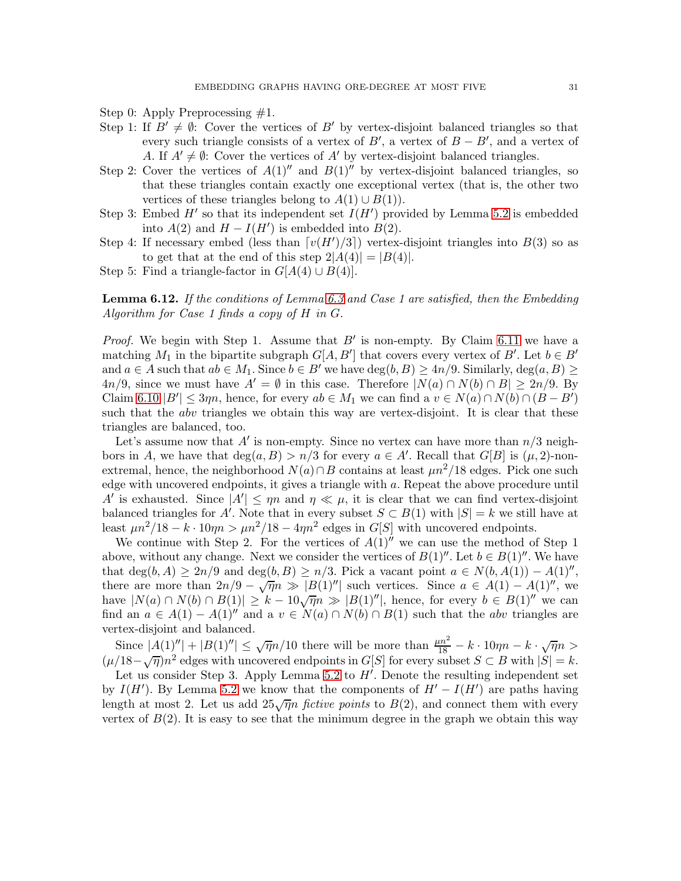Step 0: Apply Preprocessing #1.

Step 1: If $B' \neq \emptyset$: Cover the vertices of $B'$ by vertex-disjoint balanced triangles so that every such triangle consists of a vertex of $B'$, a vertex of $B - B'$, and a vertex of $A$. If $A' \neq \emptyset$: Cover the vertices of $A'$ by vertex-disjoint balanced triangles.

Step 2: Cover the vertices of $A(1)''$ and $B(1)''$ by vertex-disjoint balanced triangles, so that these triangles contain exactly one exceptional vertex (that is, the other two vertices of these triangles belong to $A(1) \cup B(1)$).

Step 3: Embed $H'$ so that its independent set $I(H')$ provided by Lemma 5.2 is embedded into $A(2)$ and $H - I(H')$ is embedded into $B(2)$.

Step 4: If necessary embed (less than $\lceil v(H')/3 \rceil$) vertex-disjoint triangles into $B(3)$ so as to get that at the end of this step $2|A(4)| = |B(4)|$.

Step 5: Find a triangle-factor in $G[A(4) \cup B(4)]$.

**Lemma 6.12.** *If the conditions of Lemma 6.3 and Case 1 are satisfied, then the Embedding Algorithm for Case 1 finds a copy of $H$ in $G$.*

*Proof.* We begin with Step 1. Assume that $B'$ is non-empty. By Claim 6.11 we have a matching $M_1$ in the bipartite subgraph $G[A, B']$ that covers every vertex of $B'$. Let $b \in B'$ and $a \in A$ such that $ab \in M_1$. Since $b \in B'$ we have $\deg(b, B) \geq 4n/9$. Similarly, $\deg(a, B) \geq 4n/9$, since we must have $A' = \emptyset$ in this case. Therefore $|N(a) \cap N(b) \cap B| \geq 2n/9$. By Claim 6.10 $|B'| \leq 3\eta n$, hence, for every $ab \in M_1$ we can find a $v \in N(a) \cap N(b) \cap (B - B')$ such that the $abv$ triangles we obtain this way are vertex-disjoint. It is clear that these triangles are balanced, too.

Let's assume now that $A'$ is non-empty. Since no vertex can have more than $n/3$ neighbors in $A$, we have that $\deg(a, B) > n/3$ for every $a \in A'$. Recall that $G[B]$ is $(\mu, 2)$-non-extremal, hence, the neighborhood $N(a) \cap B$ contains at least $\mu n^2/18$ edges. Pick one such edge with uncovered endpoints, it gives a triangle with $a$. Repeat the above procedure until $A'$ is exhausted. Since $|A'| \leq \eta n$ and $\eta \ll \mu$, it is clear that we can find vertex-disjoint balanced triangles for $A'$. Note that in every subset $S \subset B(1)$ with $|S| = k$ we still have at least $\mu n^2/18 - k \cdot 10\eta n > \mu n^2/18 - 4\eta n^2$ edges in $G[S]$ with uncovered endpoints.

We continue with Step 2. For the vertices of $A(1)''$ we can use the method of Step 1 above, without any change. Next we consider the vertices of $B(1)''$. Let $b \in B(1)''$. We have that $\deg(b, A) \geq 2n/9$ and $\deg(b, B) \geq n/3$. Pick a vacant point $a \in N(b, A(1)) - A(1)''$, there are more than $2n/9 - \sqrt{\eta}n \gg |B(1)''|$ such vertices. Since $a \in A(1) - A(1)''$, we have $|N(a) \cap N(b) \cap B(1)| \geq k - 10\sqrt{\eta}n \gg |B(1)''|$, hence, for every $b \in B(1)''$ we can find an $a \in A(1) - A(1)''$ and a $v \in N(a) \cap N(b) \cap B(1)$ such that the $abv$ triangles are vertex-disjoint and balanced.

Since $|A(1)''| + |B(1)''| \leq \sqrt{\eta}n/10$ there will be more than $\frac{\mu n^2}{18} - k \cdot 10\eta n - k \cdot \sqrt{\eta}n > (\mu/18 - \sqrt{\eta})n^2$ edges with uncovered endpoints in $G[S]$ for every subset $S \subset B$ with $|S| = k$.

Let us consider Step 3. Apply Lemma 5.2 to $H'$. Denote the resulting independent set by $I(H')$. By Lemma 5.2 we know that the components of $H' - I(H')$ are paths having length at most 2. Let us add $25\sqrt{\eta}n$ *fictive points* to $B(2)$, and connect them with every vertex of $B(2)$. It is easy to see that the minimum degree in the graph we obtain this way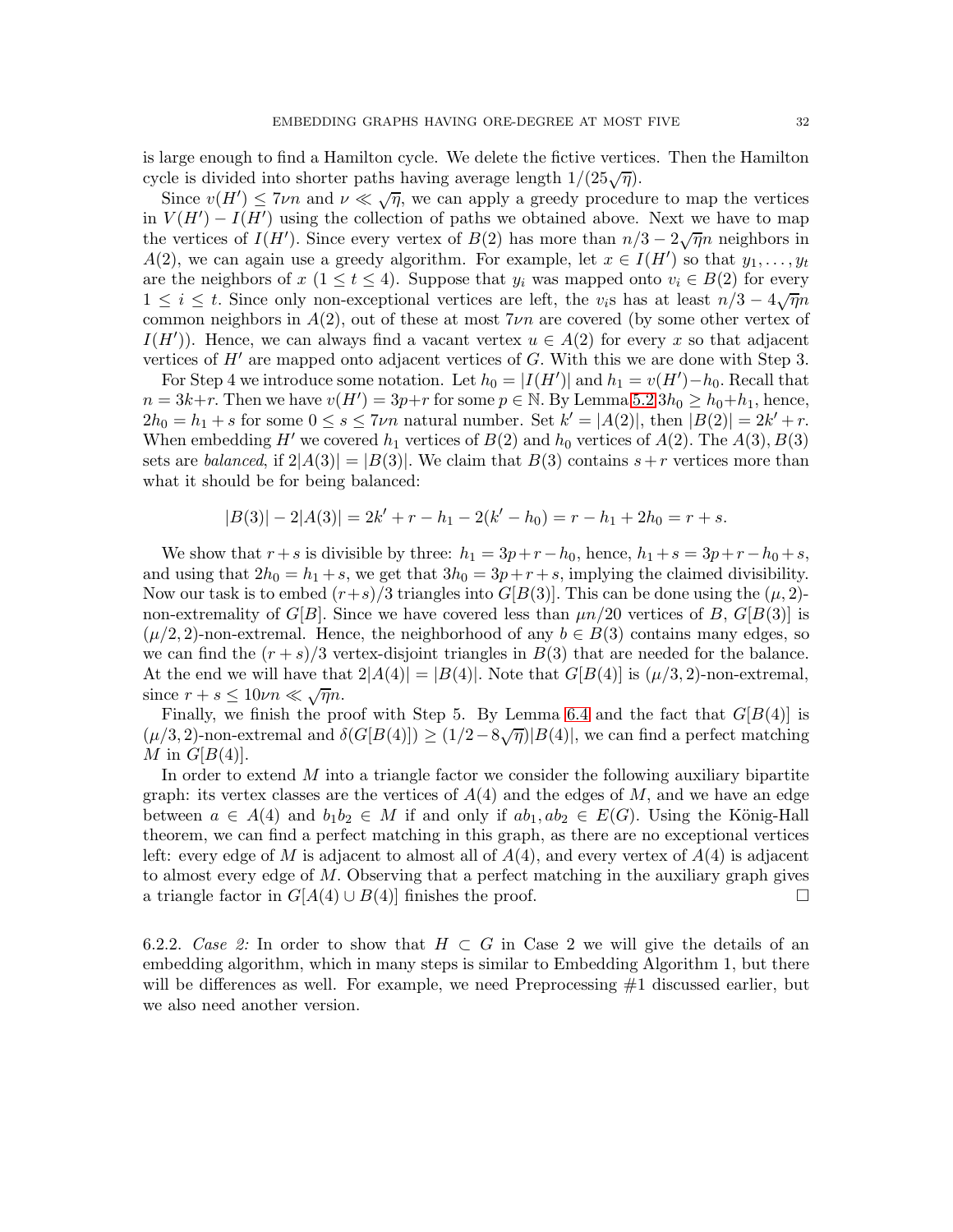is large enough to find a Hamilton cycle. We delete the fictive vertices. Then the Hamilton cycle is divided into shorter paths having average length $1/(25\sqrt{\eta})$.

Since $v(H') \leq 7\nu n$ and $\nu \ll \sqrt{\eta}$, we can apply a greedy procedure to map the vertices in $V(H') - I(H')$ using the collection of paths we obtained above. Next we have to map the vertices of $I(H')$. Since every vertex of $B(2)$ has more than $n/3 - 2\sqrt{\eta}n$ neighbors in $A(2)$, we can again use a greedy algorithm. For example, let $x \in I(H')$ so that $y_1, \ldots, y_t$ are the neighbors of $x$ ($1 \leq t \leq 4$). Suppose that $y_i$ was mapped onto $v_i \in B(2)$ for every $1 \leq i \leq t$. Since only non-exceptional vertices are left, the $v_i$s has at least $n/3 - 4\sqrt{\eta}n$ common neighbors in $A(2)$, out of these at most $7\nu n$ are covered (by some other vertex of $I(H')$). Hence, we can always find a vacant vertex $u \in A(2)$ for every $x$ so that adjacent vertices of $H'$ are mapped onto adjacent vertices of $G$. With this we are done with Step 3.

For Step 4 we introduce some notation. Let $h_0 = |I(H')|$ and $h_1 = v(H') - h_0$. Recall that $n = 3k+r$. Then we have $v(H') = 3p+r$ for some $p \in \mathbb{N}$. By Lemma 5.2 $3h_0 \geq h_0 + h_1$, hence, $2h_0 = h_1 + s$ for some $0 \leq s \leq 7\nu n$ natural number. Set $k' = |A(2)|$, then $|B(2)| = 2k' + r$. When embedding $H'$ we covered $h_1$ vertices of $B(2)$ and $h_0$ vertices of $A(2)$. The $A(3), B(3)$ sets are *balanced*, if $2|A(3)| = |B(3)|$. We claim that $B(3)$ contains $s + r$ vertices more than what it should be for being balanced:

$$|B(3)| - 2|A(3)| = 2k' + r - h_1 - 2(k' - h_0) = r - h_1 + 2h_0 = r + s.$$

We show that $r+s$ is divisible by three: $h_1 = 3p + r - h_0$, hence, $h_1 + s = 3p + r - h_0 + s$, and using that $2h_0 = h_1 + s$, we get that $3h_0 = 3p + r + s$, implying the claimed divisibility. Now our task is to embed $(r+s)/3$ triangles into $G[B(3)]$. This can be done using the $(\mu, 2)$-non-extremality of $G[B]$. Since we have covered less than $\mu n/20$ vertices of $B$, $G[B(3)]$ is $(\mu/2, 2)$-non-extremal. Hence, the neighborhood of any $b \in B(3)$ contains many edges, so we can find the $(r+s)/3$ vertex-disjoint triangles in $B(3)$ that are needed for the balance. At the end we will have that $2|A(4)| = |B(4)|$. Note that $G[B(4)]$ is $(\mu/3, 2)$-non-extremal, since $r + s \leq 10\nu n \ll \sqrt{\eta}n$.

Finally, we finish the proof with Step 5. By Lemma 6.4 and the fact that $G[B(4)]$ is $(\mu/3, 2)$-non-extremal and $\delta(G[B(4)]) \geq (1/2 - 8\sqrt{\eta})|B(4)|$, we can find a perfect matching $M$ in $G[B(4)]$.

In order to extend $M$ into a triangle factor we consider the following auxiliary bipartite graph: its vertex classes are the vertices of $A(4)$ and the edges of $M$, and we have an edge between $a \in A(4)$ and $b_1b_2 \in M$ if and only if $ab_1, ab_2 \in E(G)$. Using the König-Hall theorem, we can find a perfect matching in this graph, as there are no exceptional vertices left: every edge of $M$ is adjacent to almost all of $A(4)$, and every vertex of $A(4)$ is adjacent to almost every edge of $M$. Observing that a perfect matching in the auxiliary graph gives a triangle factor in $G[A(4) \cup B(4)]$ finishes the proof. □

6.2.2. *Case 2:* In order to show that $H \subset G$ in Case 2 we will give the details of an embedding algorithm, which in many steps is similar to Embedding Algorithm 1, but there will be differences as well. For example, we need Preprocessing #1 discussed earlier, but we also need another version.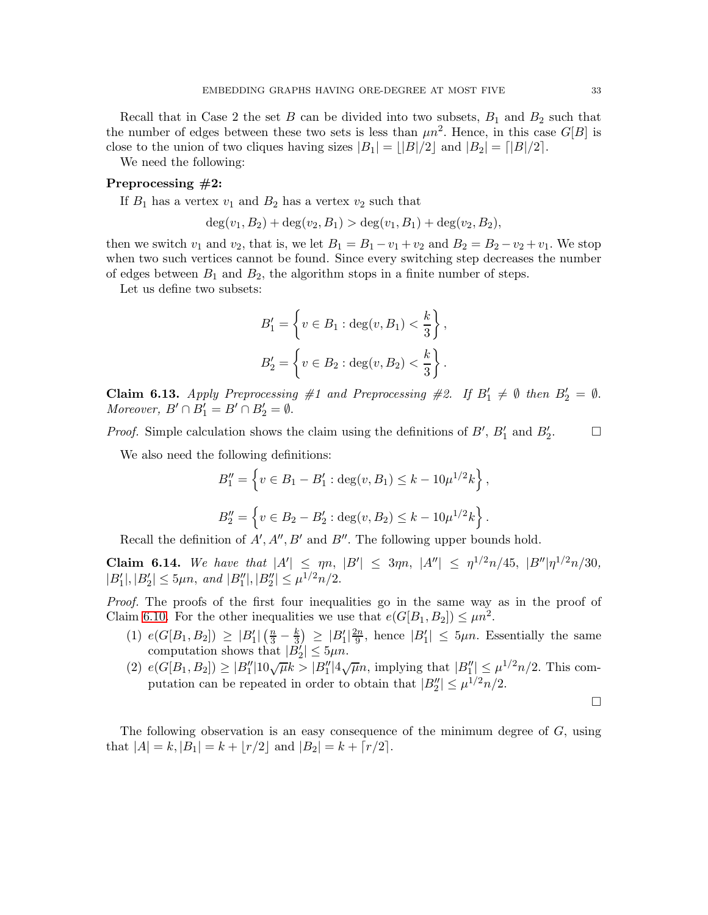Recall that in Case 2 the set $B$ can be divided into two subsets, $B_1$ and $B_2$ such that the number of edges between these two sets is less than $\mu n^2$. Hence, in this case $G[B]$ is close to the union of two cliques having sizes $|B_1| = \lfloor |B|/2 \rfloor$ and $|B_2| = \lceil |B|/2 \rceil$.

We need the following:

**Preprocessing #2:**

If $B_1$ has a vertex $v_1$ and $B_2$ has a vertex $v_2$ such that

$$\deg(v_1, B_2) + \deg(v_2, B_1) > \deg(v_1, B_1) + \deg(v_2, B_2),$$

then we switch $v_1$ and $v_2$, that is, we let $B_1 = B_1 - v_1 + v_2$ and $B_2 = B_2 - v_2 + v_1$. We stop when two such vertices cannot be found. Since every switching step decreases the number of edges between $B_1$ and $B_2$, the algorithm stops in a finite number of steps.

Let us define two subsets:

$$B_1' = \left\{ v \in B_1 : \deg(v, B_1) < \frac{k}{3} \right\},$$

$$B_2' = \left\{ v \in B_2 : \deg(v, B_2) < \frac{k}{3} \right\}.$$

**Claim 6.13.** *Apply Preprocessing #1 and Preprocessing #2. If $B_1' \neq \emptyset$ then $B_2' = \emptyset$. Moreover, $B' \cap B_1' = B' \cap B_2' = \emptyset$.*

*Proof.* Simple calculation shows the claim using the definitions of $B'$, $B_1'$ and $B_2'$. $\square$

We also need the following definitions:

$$B_1'' = \left\{ v \in B_1 - B_1' : \deg(v, B_1) \leq k - 10\mu^{1/2} k \right\},$$

$$B_2'' = \left\{ v \in B_2 - B_2' : \deg(v, B_2) \leq k - 10\mu^{1/2} k \right\}.$$

Recall the definition of $A', A'', B'$ and $B''$. The following upper bounds hold.

**Claim 6.14.** *We have that $|A'| \leq \eta n$, $|B'| \leq 3\eta n$, $|A''| \leq \eta^{1/2} n/45$, $|B''|\eta^{1/2} n/30$, $|B_1'|, |B_2'| \leq 5\mu n$, and $|B_1''|, |B_2''| \leq \mu^{1/2} n/2$.*

*Proof.* The proofs of the first four inequalities go in the same way as in the proof of Claim 6.10. For the other inequalities we use that $e(G[B_1, B_2]) \leq \mu n^2$.

1. $e(G[B_1, B_2]) \geq |B_1'| \left( \frac{n}{3} - \frac{k}{3} \right) \geq |B_1'| \frac{2n}{9}$, hence $|B_1'| \leq 5\mu n$. Essentially the same computation shows that $|B_2'| \leq 5\mu n$.
2. $e(G[B_1, B_2]) \geq |B_1''| 10\sqrt{\mu} k > |B_1''| 4\sqrt{\mu} n$, implying that $|B_1''| \leq \mu^{1/2} n/2$. This computation can be repeated in order to obtain that $|B_2''| \leq \mu^{1/2} n/2$.

$\square$

The following observation is an easy consequence of the minimum degree of $G$, using that $|A| = k, |B_1| = k + \lfloor r/2 \rfloor$ and $|B_2| = k + \lceil r/2 \rceil$.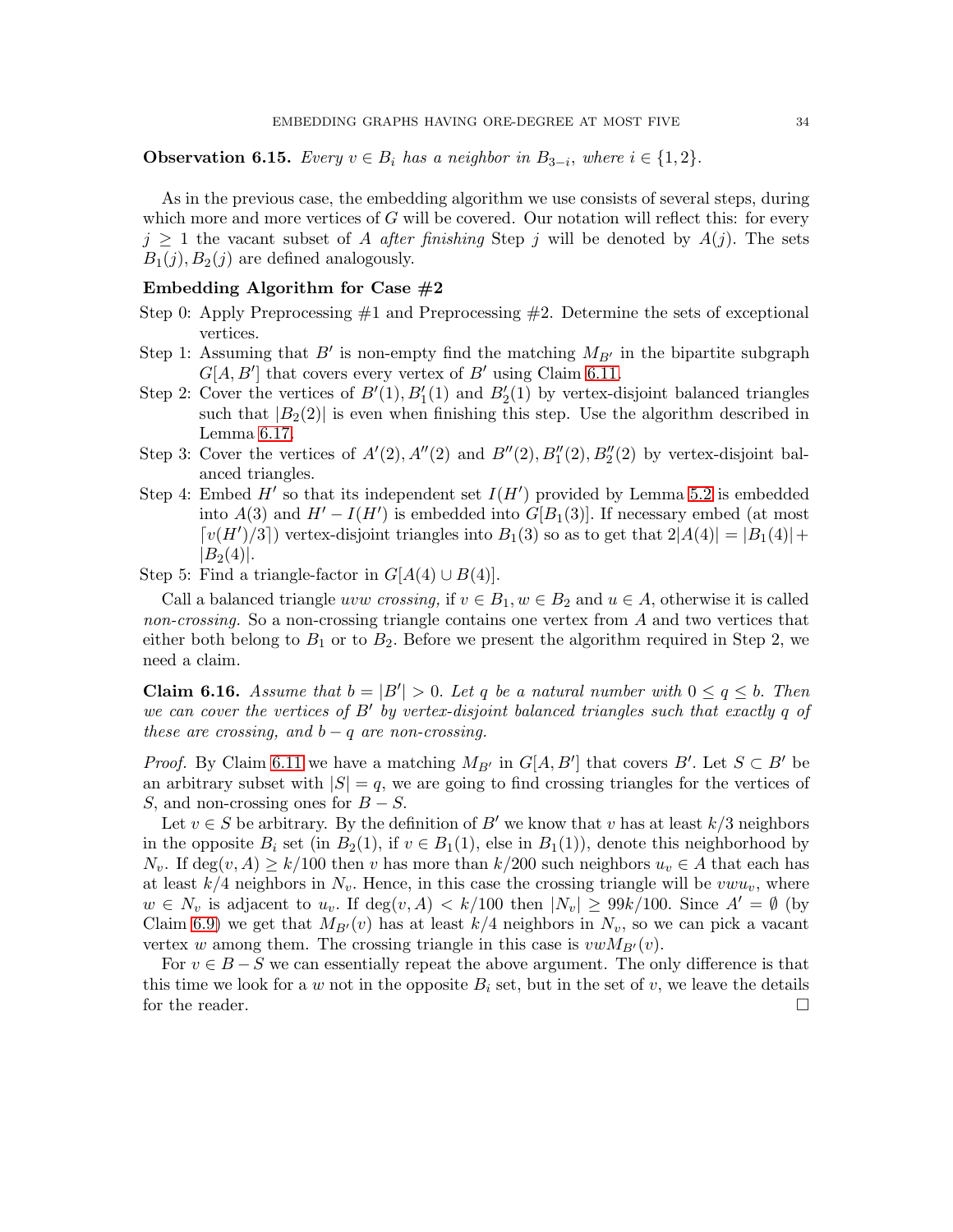**Observation 6.15.** *Every $v \in B_i$ has a neighbor in $B_{3-i}$, where $i \in \{1, 2\}$.*

As in the previous case, the embedding algorithm we use consists of several steps, during which more and more vertices of $G$ will be covered. Our notation will reflect this: for every $j \geq 1$ the vacant subset of $A$ *after finishing* Step $j$ will be denoted by $A(j)$. The sets $B_1(j), B_2(j)$ are defined analogously.

**Embedding Algorithm for Case #2**

- Step 0: Apply Preprocessing #1 and Preprocessing #2. Determine the sets of exceptional vertices.
- Step 1: Assuming that $B'$ is non-empty find the matching $M_{B'}$ in the bipartite subgraph $G[A, B']$ that covers every vertex of $B'$ using Claim 6.11.
- Step 2: Cover the vertices of $B'(1), B'_1(1)$ and $B'_2(1)$ by vertex-disjoint balanced triangles such that $|B_2(2)|$ is even when finishing this step. Use the algorithm described in Lemma 6.17.
- Step 3: Cover the vertices of $A'(2), A''(2)$ and $B''(2), B''_1(2), B''_2(2)$ by vertex-disjoint balanced triangles.
- Step 4: Embed $H'$ so that its independent set $I(H')$ provided by Lemma 5.2 is embedded into $A(3)$ and $H' - I(H')$ is embedded into $G[B_1(3)]$. If necessary embed (at most $\lceil v(H')/3 \rceil$) vertex-disjoint triangles into $B_1(3)$ so as to get that $2|A(4)| = |B_1(4)| + |B_2(4)|$.
- Step 5: Find a triangle-factor in $G[A(4) \cup B(4)]$.

Call a balanced triangle $uvw$ *crossing,* if $v \in B_1, w \in B_2$ and $u \in A$, otherwise it is called *non-crossing.* So a non-crossing triangle contains one vertex from $A$ and two vertices that either both belong to $B_1$ or to $B_2$. Before we present the algorithm required in Step 2, we need a claim.

**Claim 6.16.** *Assume that $b = |B'| > 0$. Let $q$ be a natural number with $0 \leq q \leq b$. Then we can cover the vertices of $B'$ by vertex-disjoint balanced triangles such that exactly $q$ of these are crossing, and $b - q$ are non-crossing.*

*Proof.* By Claim 6.11 we have a matching $M_{B'}$ in $G[A, B']$ that covers $B'$. Let $S \subset B'$ be an arbitrary subset with $|S| = q$, we are going to find crossing triangles for the vertices of $S$, and non-crossing ones for $B - S$.

Let $v \in S$ be arbitrary. By the definition of $B'$ we know that $v$ has at least $k/3$ neighbors in the opposite $B_i$ set (in $B_2(1)$, if $v \in B_1(1)$, else in $B_1(1)$), denote this neighborhood by $N_v$. If $\deg(v, A) \geq k/100$ then $v$ has more than $k/200$ such neighbors $u_v \in A$ that each has at least $k/4$ neighbors in $N_v$. Hence, in this case the crossing triangle will be $vwu_v$, where $w \in N_v$ is adjacent to $u_v$. If $\deg(v, A) < k/100$ then $|N_v| \geq 99k/100$. Since $A' = \emptyset$ (by Claim 6.9) we get that $M_{B'}(v)$ has at least $k/4$ neighbors in $N_v$, so we can pick a vacant vertex $w$ among them. The crossing triangle in this case is $vwM_{B'}(v)$.

For $v \in B - S$ we can essentially repeat the above argument. The only difference is that this time we look for a $w$ not in the opposite $B_i$ set, but in the set of $v$, we leave the details for the reader. $\square$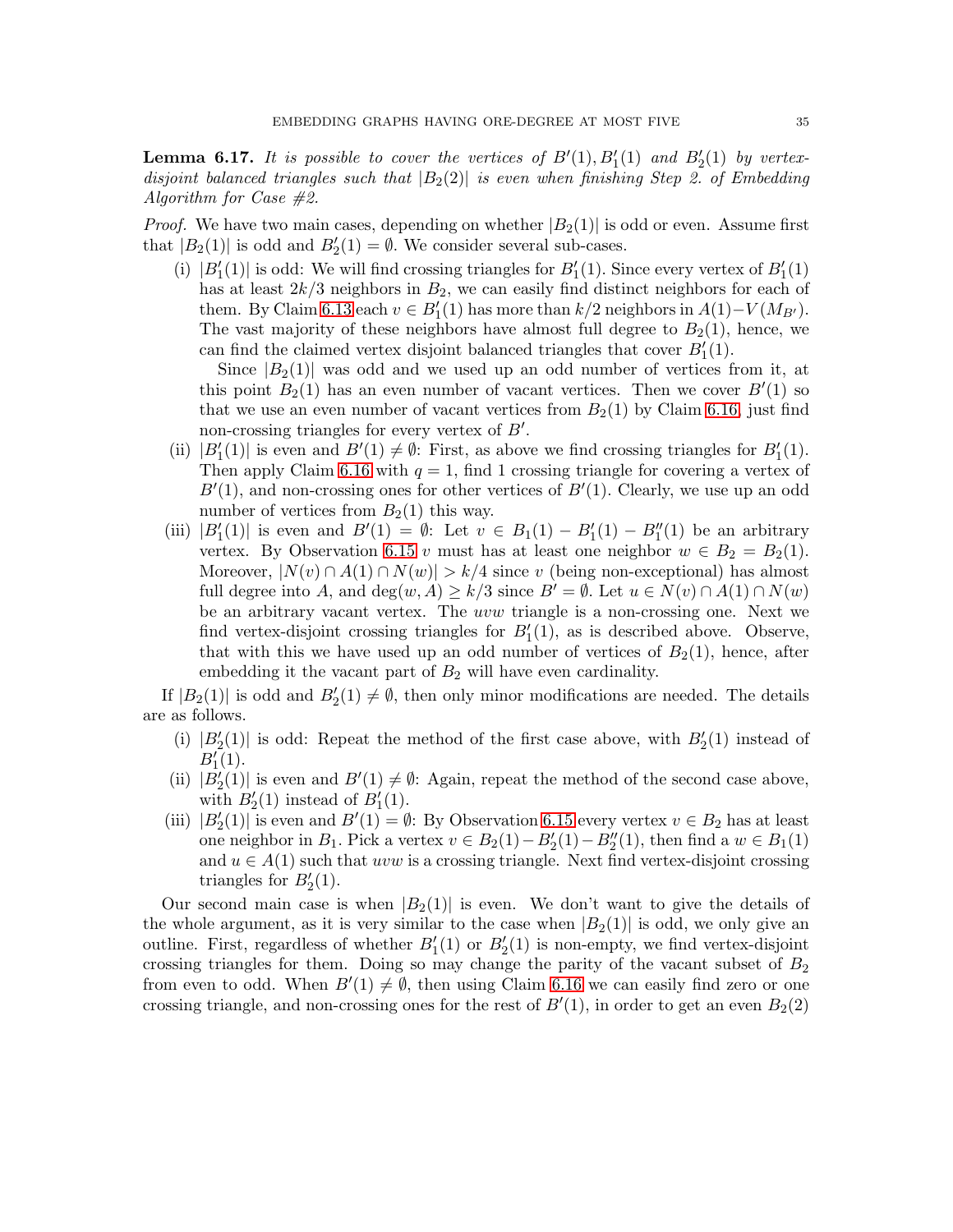**Lemma 6.17.** *It is possible to cover the vertices of $B'(1), B'_1(1)$ and $B'_2(1)$ by vertex-disjoint balanced triangles such that $|B_2(2)|$ is even when finishing Step 2. of Embedding Algorithm for Case #2.*

*Proof.* We have two main cases, depending on whether $|B_2(1)|$ is odd or even. Assume first that $|B_2(1)|$ is odd and $B'_2(1) = \emptyset$. We consider several sub-cases.

(i) $|B'_1(1)|$ is odd: We will find crossing triangles for $B'_1(1)$. Since every vertex of $B'_1(1)$ has at least $2k/3$ neighbors in $B_2$, we can easily find distinct neighbors for each of them. By Claim 6.13 each $v \in B'_1(1)$ has more than $k/2$ neighbors in $A(1) - V(M_{B'})$. The vast majority of these neighbors have almost full degree to $B_2(1)$, hence, we can find the claimed vertex disjoint balanced triangles that cover $B'_1(1)$.

   Since $|B_2(1)|$ was odd and we used up an odd number of vertices from it, at this point $B_2(1)$ has an even number of vacant vertices. Then we cover $B'(1)$ so that we use an even number of vacant vertices from $B_2(1)$ by Claim 6.16, just find non-crossing triangles for every vertex of $B'$.

(ii) $|B'_1(1)|$ is even and $B'(1) \neq \emptyset$: First, as above we find crossing triangles for $B'_1(1)$. Then apply Claim 6.16 with $q = 1$, find 1 crossing triangle for covering a vertex of $B'(1)$, and non-crossing ones for other vertices of $B'(1)$. Clearly, we use up an odd number of vertices from $B_2(1)$ this way.

(iii) $|B'_1(1)|$ is even and $B'(1) = \emptyset$: Let $v \in B_1(1) - B'_1(1) - B''_1(1)$ be an arbitrary vertex. By Observation 6.15 $v$ must has at least one neighbor $w \in B_2 = B_2(1)$. Moreover, $|N(v) \cap A(1) \cap N(w)| > k/4$ since $v$ (being non-exceptional) has almost full degree into $A$, and $\deg(w, A) \geq k/3$ since $B' = \emptyset$. Let $u \in N(v) \cap A(1) \cap N(w)$ be an arbitrary vacant vertex. The $uvw$ triangle is a non-crossing one. Next we find vertex-disjoint crossing triangles for $B'_1(1)$, as is described above. Observe, that with this we have used up an odd number of vertices of $B_2(1)$, hence, after embedding it the vacant part of $B_2$ will have even cardinality.

If $|B_2(1)|$ is odd and $B'_2(1) \neq \emptyset$, then only minor modifications are needed. The details are as follows.

(i) $|B'_2(1)|$ is odd: Repeat the method of the first case above, with $B'_2(1)$ instead of $B'_1(1)$.

(ii) $|B'_2(1)|$ is even and $B'(1) \neq \emptyset$: Again, repeat the method of the second case above, with $B'_2(1)$ instead of $B'_1(1)$.

(iii) $|B'_2(1)|$ is even and $B'(1) = \emptyset$: By Observation 6.15 every vertex $v \in B_2$ has at least one neighbor in $B_1$. Pick a vertex $v \in B_2(1) - B'_2(1) - B''_2(1)$, then find a $w \in B_1(1)$ and $u \in A(1)$ such that $uvw$ is a crossing triangle. Next find vertex-disjoint crossing triangles for $B'_2(1)$.

Our second main case is when $|B_2(1)|$ is even. We don't want to give the details of the whole argument, as it is very similar to the case when $|B_2(1)|$ is odd, we only give an outline. First, regardless of whether $B'_1(1)$ or $B'_2(1)$ is non-empty, we find vertex-disjoint crossing triangles for them. Doing so may change the parity of the vacant subset of $B_2$ from even to odd. When $B'(1) \neq \emptyset$, then using Claim 6.16 we can easily find zero or one crossing triangle, and non-crossing ones for the rest of $B'(1)$, in order to get an even $B_2(2)$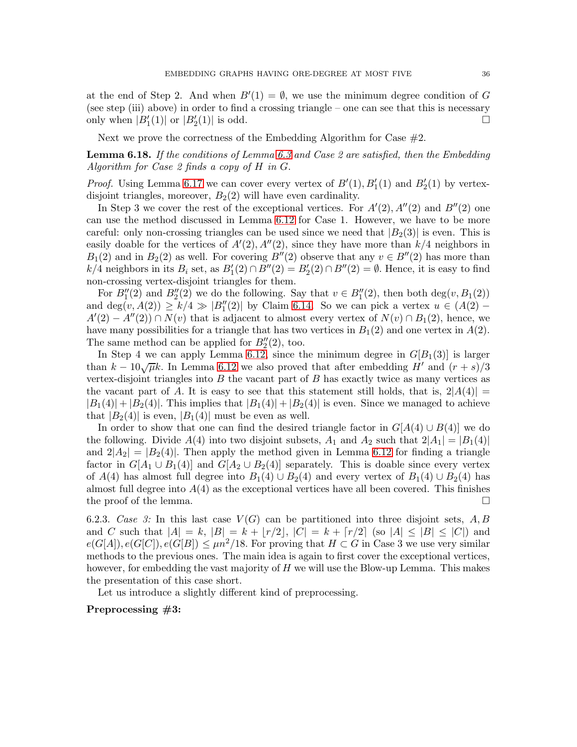at the end of Step 2. And when $B'(1) = \emptyset$, we use the minimum degree condition of $G$ (see step (iii) above) in order to find a crossing triangle – one can see that this is necessary only when $|B'_1(1)|$ or $|B'_2(1)|$ is odd. □

Next we prove the correctness of the Embedding Algorithm for Case #2.

**Lemma 6.18.** *If the conditions of Lemma 6.3 and Case 2 are satisfied, then the Embedding Algorithm for Case 2 finds a copy of $H$ in $G$.*

*Proof.* Using Lemma 6.17 we can cover every vertex of $B'(1), B'_1(1)$ and $B'_2(1)$ by vertex-disjoint triangles, moreover, $B_2(2)$ will have even cardinality.

In Step 3 we cover the rest of the exceptional vertices. For $A'(2), A''(2)$ and $B''(2)$ one can use the method discussed in Lemma 6.12 for Case 1. However, we have to be more careful: only non-crossing triangles can be used since we need that $|B_2(3)|$ is even. This is easily doable for the vertices of $A'(2), A''(2)$, since they have more than $k/4$ neighbors in $B_1(2)$ and in $B_2(2)$ as well. For covering $B''(2)$ observe that any $v \in B''(2)$ has more than $k/4$ neighbors in its $B_i$ set, as $B'_1(2) \cap B''(2) = B'_2(2) \cap B''(2) = \emptyset$. Hence, it is easy to find non-crossing vertex-disjoint triangles for them.

For $B''_1(2)$ and $B''_2(2)$ we do the following. Say that $v \in B''_1(2)$, then both $\deg(v, B_1(2))$ and $\deg(v, A(2)) \geq k/4 \gg |B''_1(2)|$ by Claim 6.14. So we can pick a vertex $u \in (A(2) - A'(2) - A''(2)) \cap N(v)$ that is adjacent to almost every vertex of $N(v) \cap B_1(2)$, hence, we have many possibilities for a triangle that has two vertices in $B_1(2)$ and one vertex in $A(2)$. The same method can be applied for $B''_2(2)$, too.

In Step 4 we can apply Lemma 6.12, since the minimum degree in $G[B_1(3)]$ is larger than $k - 10\sqrt{\mu}k$. In Lemma 6.12 we also proved that after embedding $H'$ and $(r+s)/3$ vertex-disjoint triangles into $B$ the vacant part of $B$ has exactly twice as many vertices as the vacant part of $A$. It is easy to see that this statement still holds, that is, $2|A(4)| = |B_1(4)| + |B_2(4)|$. This implies that $|B_1(4)| + |B_2(4)|$ is even. Since we managed to achieve that $|B_2(4)|$ is even, $|B_1(4)|$ must be even as well.

In order to show that one can find the desired triangle factor in $G[A(4) \cup B(4)]$ we do the following. Divide $A(4)$ into two disjoint subsets, $A_1$ and $A_2$ such that $2|A_1| = |B_1(4)|$ and $2|A_2| = |B_2(4)|$. Then apply the method given in Lemma 6.12 for finding a triangle factor in $G[A_1 \cup B_1(4)]$ and $G[A_2 \cup B_2(4)]$ separately. This is doable since every vertex of $A(4)$ has almost full degree into $B_1(4) \cup B_2(4)$ and every vertex of $B_1(4) \cup B_2(4)$ has almost full degree into $A(4)$ as the exceptional vertices have all been covered. This finishes the proof of the lemma. □

6.2.3. *Case 3:* In this last case $V(G)$ can be partitioned into three disjoint sets, $A, B$ and $C$ such that $|A| = k$, $|B| = k + \lfloor r/2 \rfloor$, $|C| = k + \lceil r/2 \rceil$ (so $|A| \leq |B| \leq |C|$) and $e(G[A]), e(G[C]), e(G[B]) \leq \mu n^2/18$. For proving that $H \subset G$ in Case 3 we use very similar methods to the previous ones. The main idea is again to first cover the exceptional vertices, however, for embedding the vast majority of $H$ we will use the Blow-up Lemma. This makes the presentation of this case short.

Let us introduce a slightly different kind of preprocessing.

**Preprocessing #3:**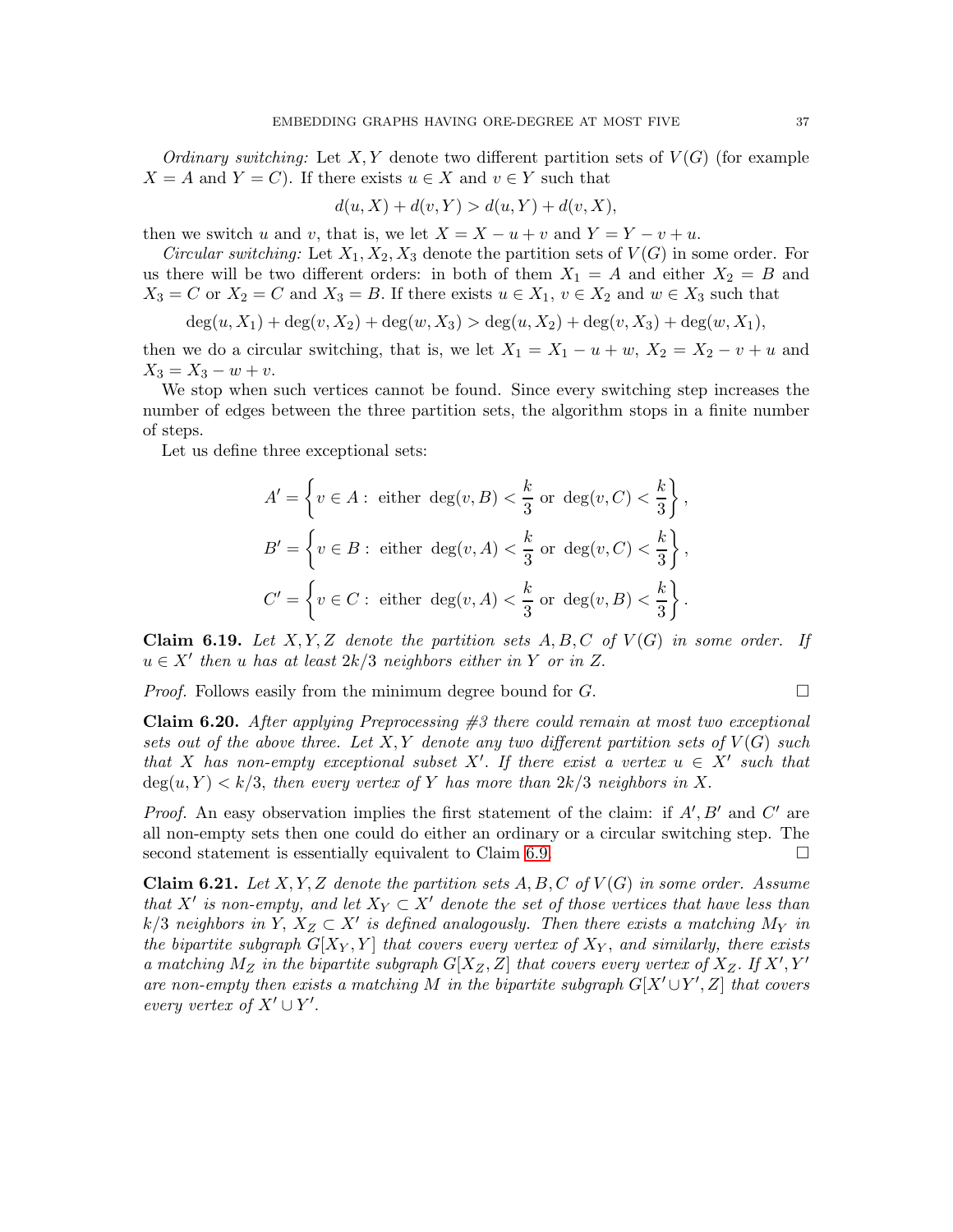*Ordinary switching:* Let $X, Y$ denote two different partition sets of $V(G)$ (for example $X = A$ and $Y = C$). If there exists $u \in X$ and $v \in Y$ such that

$$d(u, X) + d(v, Y) > d(u, Y) + d(v, X),$$

then we switch $u$ and $v$, that is, we let $X = X - u + v$ and $Y = Y - v + u$.

*Circular switching:* Let $X_1, X_2, X_3$ denote the partition sets of $V(G)$ in some order. For us there will be two different orders: in both of them $X_1 = A$ and either $X_2 = B$ and $X_3 = C$ or $X_2 = C$ and $X_3 = B$. If there exists $u \in X_1$, $v \in X_2$ and $w \in X_3$ such that

$$\deg(u, X_1) + \deg(v, X_2) + \deg(w, X_3) > \deg(u, X_2) + \deg(v, X_3) + \deg(w, X_1),$$

then we do a circular switching, that is, we let $X_1 = X_1 - u + w$, $X_2 = X_2 - v + u$ and $X_3 = X_3 - w + v$.

We stop when such vertices cannot be found. Since every switching step increases the number of edges between the three partition sets, the algorithm stops in a finite number of steps.

Let us define three exceptional sets:

$$A' = \left\{ v \in A : \text{ either } \deg(v, B) < \frac{k}{3} \text{ or } \deg(v, C) < \frac{k}{3} \right\},$$

$$B' = \left\{ v \in B : \text{ either } \deg(v, A) < \frac{k}{3} \text{ or } \deg(v, C) < \frac{k}{3} \right\},$$

$$C' = \left\{ v \in C : \text{ either } \deg(v, A) < \frac{k}{3} \text{ or } \deg(v, B) < \frac{k}{3} \right\}.$$

**Claim 6.19.** *Let $X, Y, Z$ denote the partition sets $A, B, C$ of $V(G)$ in some order. If $u \in X'$ then $u$ has at least $2k/3$ neighbors either in $Y$ or in $Z$.*

*Proof.* Follows easily from the minimum degree bound for $G$. □

**Claim 6.20.** *After applying Preprocessing #3 there could remain at most two exceptional sets out of the above three. Let $X, Y$ denote any two different partition sets of $V(G)$ such that $X$ has non-empty exceptional subset $X'$. If there exist a vertex $u \in X'$ such that $\deg(u, Y) < k/3$, then every vertex of $Y$ has more than $2k/3$ neighbors in $X$.*

*Proof.* An easy observation implies the first statement of the claim: if $A'$, $B'$ and $C'$ are all non-empty sets then one could do either an ordinary or a circular switching step. The second statement is essentially equivalent to Claim 6.9. □

**Claim 6.21.** *Let $X, Y, Z$ denote the partition sets $A, B, C$ of $V(G)$ in some order. Assume that $X'$ is non-empty, and let $X_Y \subset X'$ denote the set of those vertices that have less than $k/3$ neighbors in $Y$, $X_Z \subset X'$ is defined analogously. Then there exists a matching $M_Y$ in the bipartite subgraph $G[X_Y, Y]$ that covers every vertex of $X_Y$, and similarly, there exists a matching $M_Z$ in the bipartite subgraph $G[X_Z, Z]$ that covers every vertex of $X_Z$. If $X', Y'$ are non-empty then exists a matching $M$ in the bipartite subgraph $G[X' \cup Y', Z]$ that covers every vertex of $X' \cup Y'$.*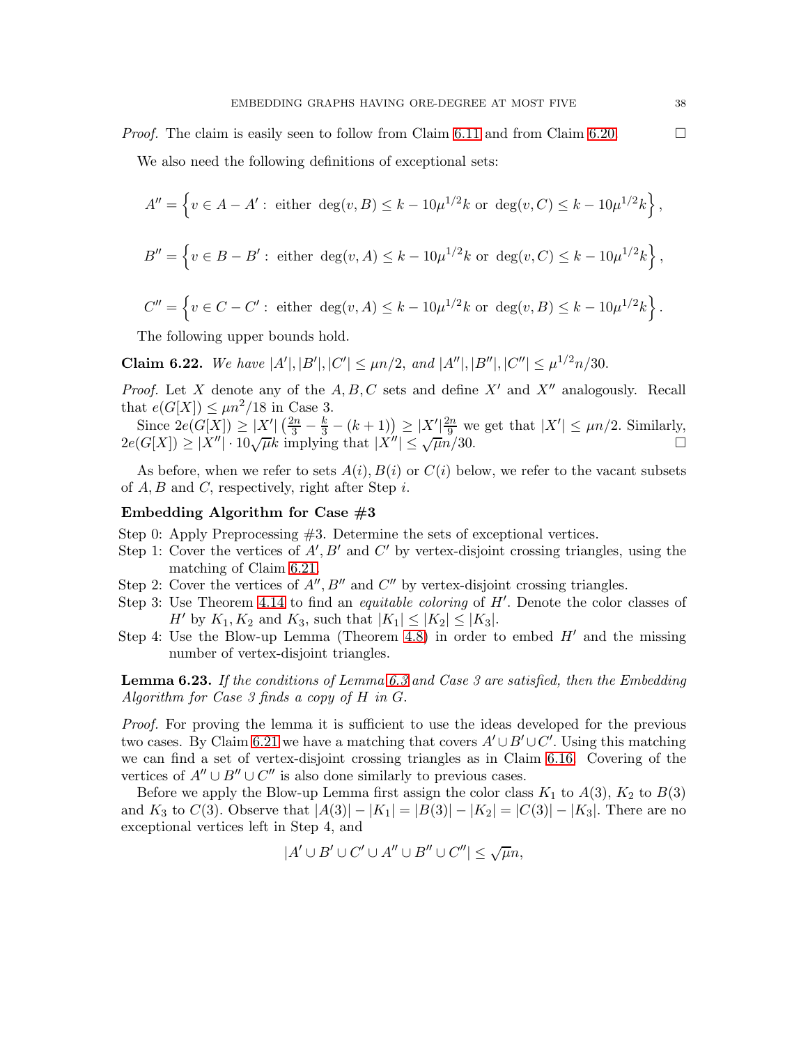*Proof.* The claim is easily seen to follow from Claim 6.11 and from Claim 6.20. □

We also need the following definitions of exceptional sets:

$$A'' = \left\{ v \in A - A' : \text{ either } \deg(v, B) \le k - 10\mu^{1/2}k \text{ or } \deg(v, C) \le k - 10\mu^{1/2}k \right\},$$

$$B'' = \left\{ v \in B - B' : \text{ either } \deg(v, A) \le k - 10\mu^{1/2}k \text{ or } \deg(v, C) \le k - 10\mu^{1/2}k \right\},$$

$$C'' = \left\{ v \in C - C' : \text{ either } \deg(v, A) \le k - 10\mu^{1/2}k \text{ or } \deg(v, B) \le k - 10\mu^{1/2}k \right\}.$$

The following upper bounds hold.

**Claim 6.22.** *We have $|A'|, |B'|, |C'| \le \mu n/2$, and $|A''|, |B''|, |C''| \le \mu^{1/2}n/30$.*

*Proof.* Let $X$ denote any of the $A, B, C$ sets and define $X'$ and $X''$ analogously. Recall that $e(G[X]) \le \mu n^2/18$ in Case 3.

Since $2e(G[X]) \ge |X'| \left(\frac{2n}{3} - \frac{k}{3} - (k+1)\right) \ge |X'|\frac{2n}{9}$ we get that $|X'| \le \mu n/2$. Similarly, $2e(G[X]) \ge |X''| \cdot 10\sqrt{\mu}k$ implying that $|X''| \le \sqrt{\mu}n/30$. □

As before, when we refer to sets $A(i), B(i)$ or $C(i)$ below, we refer to the vacant subsets of $A, B$ and $C$, respectively, right after Step $i$.

**Embedding Algorithm for Case #3**

Step 0: Apply Preprocessing #3. Determine the sets of exceptional vertices.
Step 1: Cover the vertices of $A', B'$ and $C'$ by vertex-disjoint crossing triangles, using the matching of Claim 6.21.
Step 2: Cover the vertices of $A'', B''$ and $C''$ by vertex-disjoint crossing triangles.
Step 3: Use Theorem 4.14 to find an *equitable coloring* of $H'$. Denote the color classes of $H'$ by $K_1, K_2$ and $K_3$, such that $|K_1| \le |K_2| \le |K_3|$.
Step 4: Use the Blow-up Lemma (Theorem 4.8) in order to embed $H'$ and the missing number of vertex-disjoint triangles.

**Lemma 6.23.** *If the conditions of Lemma 6.3 and Case 3 are satisfied, then the Embedding Algorithm for Case 3 finds a copy of $H$ in $G$.*

*Proof.* For proving the lemma it is sufficient to use the ideas developed for the previous two cases. By Claim 6.21 we have a matching that covers $A' \cup B' \cup C'$. Using this matching we can find a set of vertex-disjoint crossing triangles as in Claim 6.16. Covering of the vertices of $A'' \cup B'' \cup C''$ is also done similarly to previous cases.

Before we apply the Blow-up Lemma first assign the color class $K_1$ to $A(3)$, $K_2$ to $B(3)$ and $K_3$ to $C(3)$. Observe that $|A(3)| - |K_1| = |B(3)| - |K_2| = |C(3)| - |K_3|$. There are no exceptional vertices left in Step 4, and

$$|A' \cup B' \cup C' \cup A'' \cup B'' \cup C''| \le \sqrt{\mu}n,$$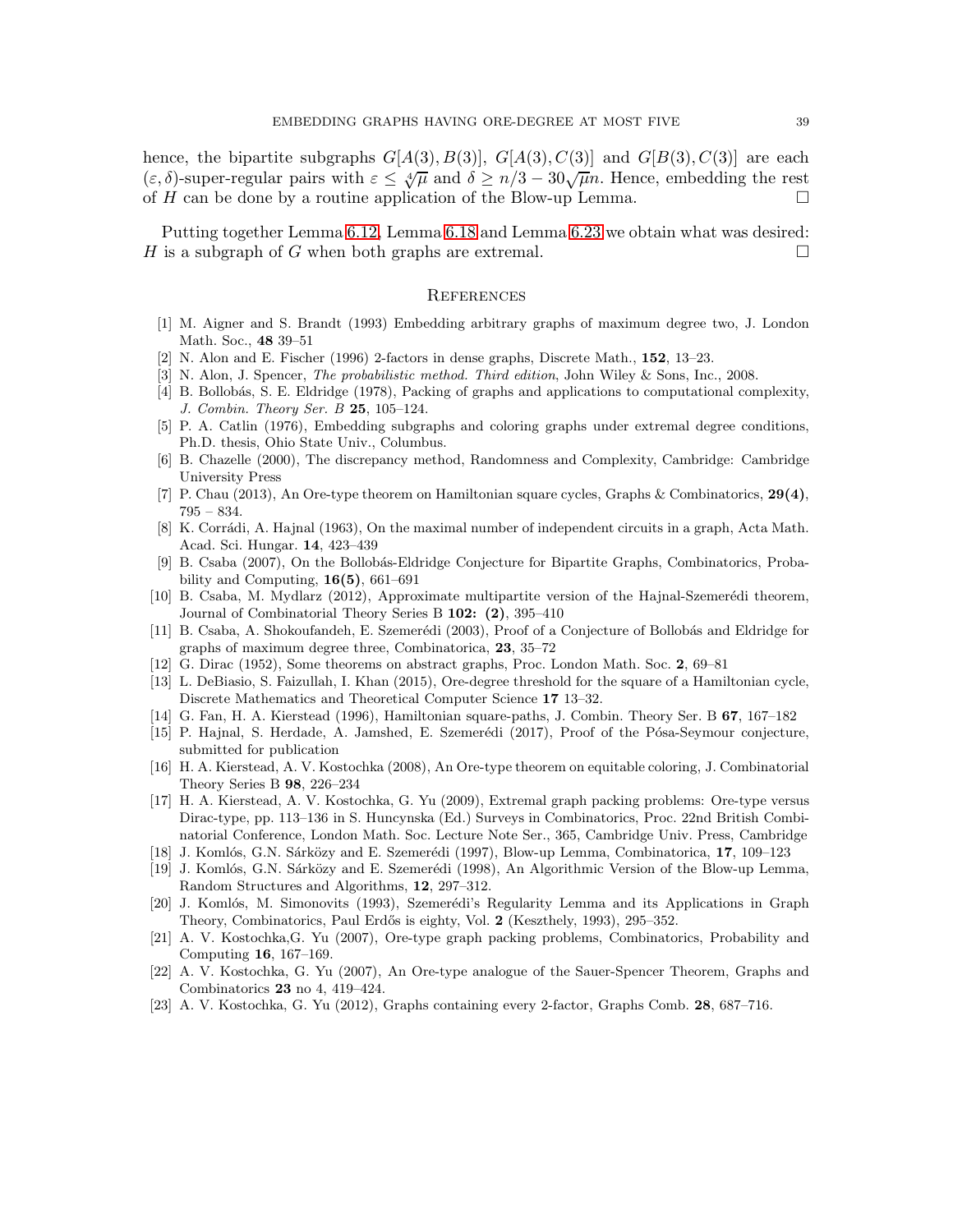hence, the bipartite subgraphs $G[A(3), B(3)]$, $G[A(3), C(3)]$ and $G[B(3), C(3)]$ are each $(\varepsilon, \delta)$-super-regular pairs with $\varepsilon \leq \sqrt[4]{\mu}$ and $\delta \geq n/3 - 30\sqrt{\mu}n$. Hence, embedding the rest of $H$ can be done by a routine application of the Blow-up Lemma. □

Putting together Lemma 6.12, Lemma 6.18 and Lemma 6.23 we obtain what was desired: $H$ is a subgraph of $G$ when both graphs are extremal. □

## References

[1] M. Aigner and S. Brandt (1993) Embedding arbitrary graphs of maximum degree two, J. London Math. Soc., **48** 39–51

[2] N. Alon and E. Fischer (1996) 2-factors in dense graphs, Discrete Math., **152**, 13–23.

[3] N. Alon, J. Spencer, *The probabilistic method. Third edition*, John Wiley & Sons, Inc., 2008.

[4] B. Bollobás, S. E. Eldridge (1978), Packing of graphs and applications to computational complexity, *J. Combin. Theory Ser. B* **25**, 105–124.

[5] P. A. Catlin (1976), Embedding subgraphs and coloring graphs under extremal degree conditions, Ph.D. thesis, Ohio State Univ., Columbus.

[6] B. Chazelle (2000), The discrepancy method, Randomness and Complexity, Cambridge: Cambridge University Press

[7] P. Chau (2013), An Ore-type theorem on Hamiltonian square cycles, Graphs & Combinatorics, **29(4)**, 795 – 834.

[8] K. Corrádi, A. Hajnal (1963), On the maximal number of independent circuits in a graph, Acta Math. Acad. Sci. Hungar. **14**, 423–439

[9] B. Csaba (2007), On the Bollobás-Eldridge Conjecture for Bipartite Graphs, Combinatorics, Probability and Computing, **16(5)**, 661–691

[10] B. Csaba, M. Mydlarz (2012), Approximate multipartite version of the Hajnal-Szemerédi theorem, Journal of Combinatorial Theory Series B **102: (2)**, 395–410

[11] B. Csaba, A. Shokoufandeh, E. Szemerédi (2003), Proof of a Conjecture of Bollobás and Eldridge for graphs of maximum degree three, Combinatorica, **23**, 35–72

[12] G. Dirac (1952), Some theorems on abstract graphs, Proc. London Math. Soc. **2**, 69–81

[13] L. DeBiasio, S. Faizullah, I. Khan (2015), Ore-degree threshold for the square of a Hamiltonian cycle, Discrete Mathematics and Theoretical Computer Science **17** 13–32.

[14] G. Fan, H. A. Kierstead (1996), Hamiltonian square-paths, J. Combin. Theory Ser. B **67**, 167–182

[15] P. Hajnal, S. Herdade, A. Jamshed, E. Szemerédi (2017), Proof of the Pósa-Seymour conjecture, submitted for publication

[16] H. A. Kierstead, A. V. Kostochka (2008), An Ore-type theorem on equitable coloring, J. Combinatorial Theory Series B **98**, 226–234

[17] H. A. Kierstead, A. V. Kostochka, G. Yu (2009), Extremal graph packing problems: Ore-type versus Dirac-type, pp. 113–136 in S. Huncynska (Ed.) Surveys in Combinatorics, Proc. 22nd British Combinatorial Conference, London Math. Soc. Lecture Note Ser., 365, Cambridge Univ. Press, Cambridge

[18] J. Komlós, G.N. Sárközy and E. Szemerédi (1997), Blow-up Lemma, Combinatorica, **17**, 109–123

[19] J. Komlós, G.N. Sárközy and E. Szemerédi (1998), An Algorithmic Version of the Blow-up Lemma, Random Structures and Algorithms, **12**, 297–312.

[20] J. Komlós, M. Simonovits (1993), Szemerédi's Regularity Lemma and its Applications in Graph Theory, Combinatorics, Paul Erdős is eighty, Vol. **2** (Keszthely, 1993), 295–352.

[21] A. V. Kostochka,G. Yu (2007), Ore-type graph packing problems, Combinatorics, Probability and Computing **16**, 167–169.

[22] A. V. Kostochka, G. Yu (2007), An Ore-type analogue of the Sauer-Spencer Theorem, Graphs and Combinatorics **23** no 4, 419–424.

[23] A. V. Kostochka, G. Yu (2012), Graphs containing every 2-factor, Graphs Comb. **28**, 687–716.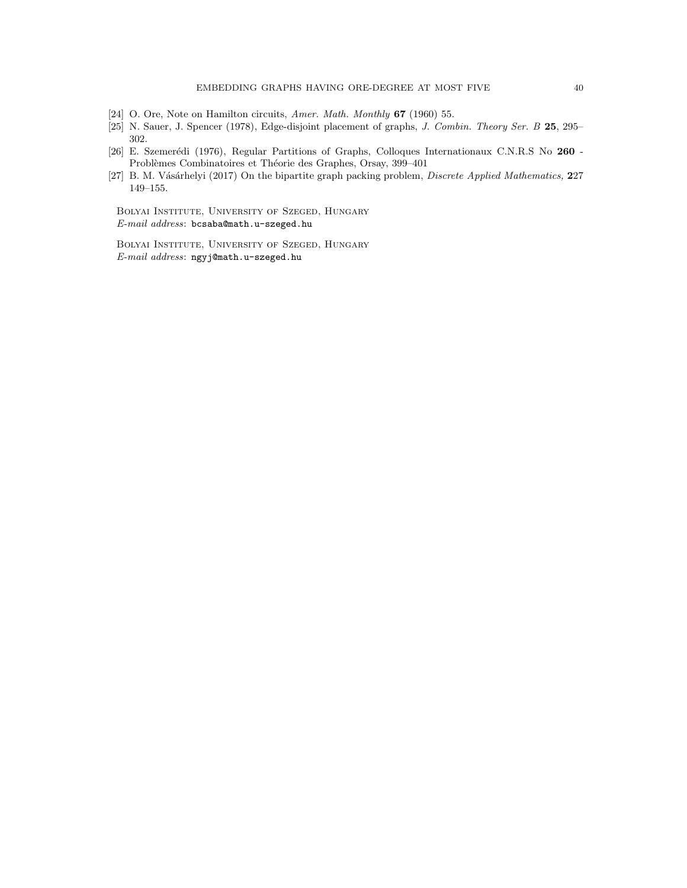[24] O. Ore, Note on Hamilton circuits, *Amer. Math. Monthly* **67** (1960) 55.

[25] N. Sauer, J. Spencer (1978), Edge-disjoint placement of graphs, *J. Combin. Theory Ser. B* **25**, 295–302.

[26] E. Szemerédi (1976), Regular Partitions of Graphs, Colloques Internationaux C.N.R.S No **260** - Problèmes Combinatoires et Théorie des Graphes, Orsay, 399–401

[27] B. M. Vásárhelyi (2017) On the bipartite graph packing problem, *Discrete Applied Mathematics,* **2**27 149–155.

Bolyai Institute, University of Szeged, Hungary
*E-mail address*: `bcsaba@math.u-szeged.hu`

Bolyai Institute, University of Szeged, Hungary
*E-mail address*: `ngyj@math.u-szeged.hu`